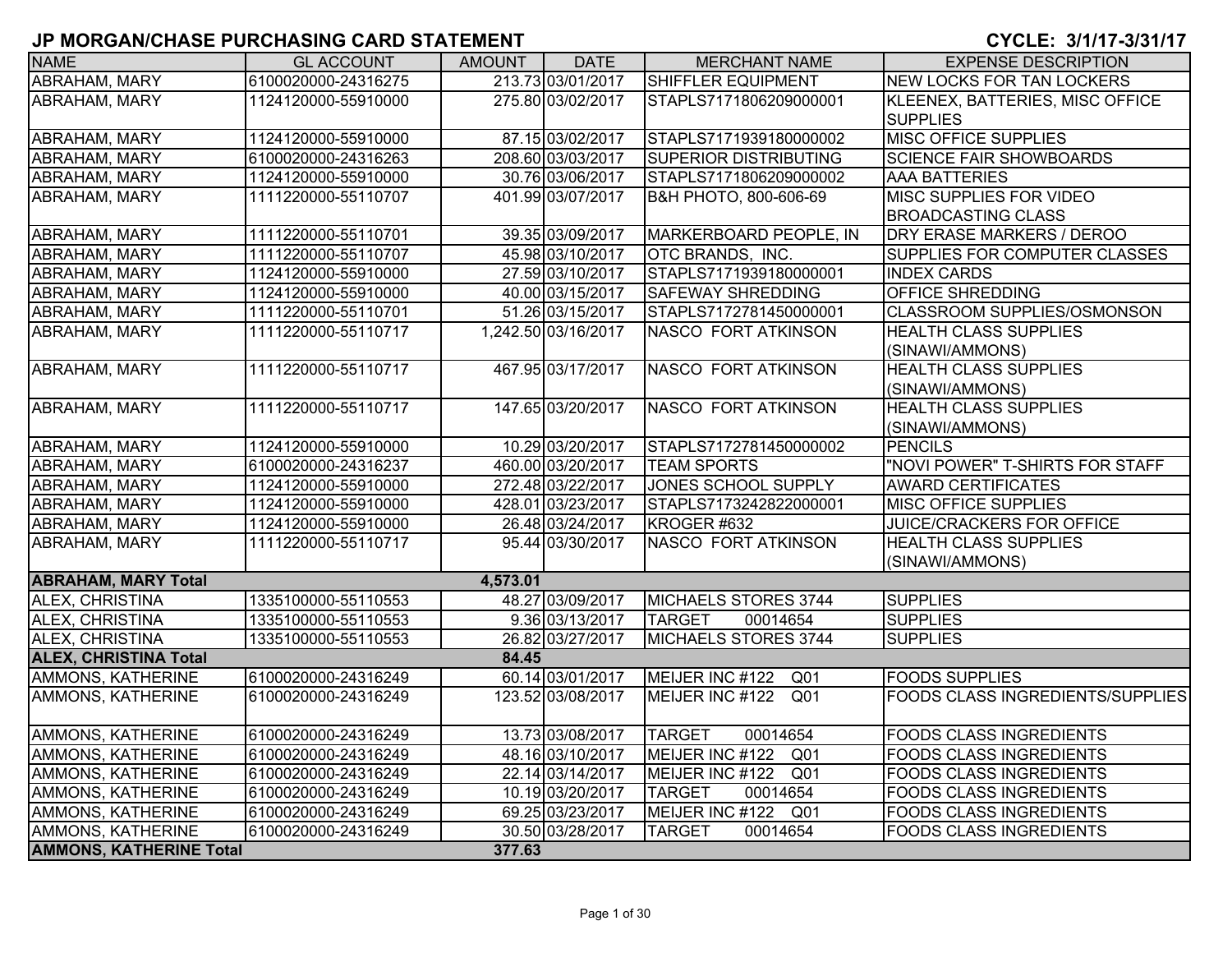# JP MORGAN/CHASE PURCHASING CARD STATEMENT

**CYCLE: 3/1/17-3/31/17**

| NAME | GL ACCOUNT | AMOUNT | DATE | MERCHANT NAME | EXPENSE DESCRIPTION |
|---|---|---|---|---|---|
| ABRAHAM, MARY | 6100020000-24316275 | 213.73 | 03/01/2017 | SHIFFLER EQUIPMENT | NEW LOCKS FOR TAN LOCKERS |
| ABRAHAM, MARY | 1124120000-55910000 | 275.80 | 03/02/2017 | STAPLS7171806209000001 | KLEENEX, BATTERIES, MISC OFFICE SUPPLIES |
| ABRAHAM, MARY | 1124120000-55910000 | 87.15 | 03/02/2017 | STAPLS7171939180000002 | MISC OFFICE SUPPLIES |
| ABRAHAM, MARY | 6100020000-24316263 | 208.60 | 03/03/2017 | SUPERIOR DISTRIBUTING | SCIENCE FAIR SHOWBOARDS |
| ABRAHAM, MARY | 1124120000-55910000 | 30.76 | 03/06/2017 | STAPLS7171806209000002 | AAA BATTERIES |
| ABRAHAM, MARY | 1111220000-55110707 | 401.99 | 03/07/2017 | B&H PHOTO, 800-606-69 | MISC SUPPLIES FOR VIDEO BROADCASTING CLASS |
| ABRAHAM, MARY | 1111220000-55110701 | 39.35 | 03/09/2017 | MARKERBOARD PEOPLE, IN | DRY ERASE MARKERS / DEROO |
| ABRAHAM, MARY | 1111220000-55110707 | 45.98 | 03/10/2017 | OTC BRANDS, INC. | SUPPLIES FOR COMPUTER CLASSES |
| ABRAHAM, MARY | 1124120000-55910000 | 27.59 | 03/10/2017 | STAPLS7171939180000001 | INDEX CARDS |
| ABRAHAM, MARY | 1124120000-55910000 | 40.00 | 03/15/2017 | SAFEWAY SHREDDING | OFFICE SHREDDING |
| ABRAHAM, MARY | 1111220000-55110701 | 51.26 | 03/15/2017 | STAPLS7172781450000001 | CLASSROOM SUPPLIES/OSMONSON |
| ABRAHAM, MARY | 1111220000-55110717 | 1,242.50 | 03/16/2017 | NASCO FORT ATKINSON | HEALTH CLASS SUPPLIES (SINAWI/AMMONS) |
| ABRAHAM, MARY | 1111220000-55110717 | 467.95 | 03/17/2017 | NASCO FORT ATKINSON | HEALTH CLASS SUPPLIES (SINAWI/AMMONS) |
| ABRAHAM, MARY | 1111220000-55110717 | 147.65 | 03/20/2017 | NASCO FORT ATKINSON | HEALTH CLASS SUPPLIES (SINAWI/AMMONS) |
| ABRAHAM, MARY | 1124120000-55910000 | 10.29 | 03/20/2017 | STAPLS7172781450000002 | PENCILS |
| ABRAHAM, MARY | 6100020000-24316237 | 460.00 | 03/20/2017 | TEAM SPORTS | "NOVI POWER" T-SHIRTS FOR STAFF |
| ABRAHAM, MARY | 1124120000-55910000 | 272.48 | 03/22/2017 | JONES SCHOOL SUPPLY | AWARD CERTIFICATES |
| ABRAHAM, MARY | 1124120000-55910000 | 428.01 | 03/23/2017 | STAPLS7173242822000001 | MISC OFFICE SUPPLIES |
| ABRAHAM, MARY | 1124120000-55910000 | 26.48 | 03/24/2017 | KROGER #632 | JUICE/CRACKERS FOR OFFICE |
| ABRAHAM, MARY | 1111220000-55110717 | 95.44 | 03/30/2017 | NASCO FORT ATKINSON | HEALTH CLASS SUPPLIES (SINAWI/AMMONS) |
| **ABRAHAM, MARY Total** | | **4,573.01** | | | |
| ALEX, CHRISTINA | 1335100000-55110553 | 48.27 | 03/09/2017 | MICHAELS STORES 3744 | SUPPLIES |
| ALEX, CHRISTINA | 1335100000-55110553 | 9.36 | 03/13/2017 | TARGET 00014654 | SUPPLIES |
| ALEX, CHRISTINA | 1335100000-55110553 | 26.82 | 03/27/2017 | MICHAELS STORES 3744 | SUPPLIES |
| **ALEX, CHRISTINA Total** | | **84.45** | | | |
| AMMONS, KATHERINE | 6100020000-24316249 | 60.14 | 03/01/2017 | MEIJER INC #122 Q01 | FOODS SUPPLIES |
| AMMONS, KATHERINE | 6100020000-24316249 | 123.52 | 03/08/2017 | MEIJER INC #122 Q01 | FOODS CLASS INGREDIENTS/SUPPLIES |
| AMMONS, KATHERINE | 6100020000-24316249 | 13.73 | 03/08/2017 | TARGET 00014654 | FOODS CLASS INGREDIENTS |
| AMMONS, KATHERINE | 6100020000-24316249 | 48.16 | 03/10/2017 | MEIJER INC #122 Q01 | FOODS CLASS INGREDIENTS |
| AMMONS, KATHERINE | 6100020000-24316249 | 22.14 | 03/14/2017 | MEIJER INC #122 Q01 | FOODS CLASS INGREDIENTS |
| AMMONS, KATHERINE | 6100020000-24316249 | 10.19 | 03/20/2017 | TARGET 00014654 | FOODS CLASS INGREDIENTS |
| AMMONS, KATHERINE | 6100020000-24316249 | 69.25 | 03/23/2017 | MEIJER INC #122 Q01 | FOODS CLASS INGREDIENTS |
| AMMONS, KATHERINE | 6100020000-24316249 | 30.50 | 03/28/2017 | TARGET 00014654 | FOODS CLASS INGREDIENTS |
| **AMMONS, KATHERINE Total** | | **377.63** | | | |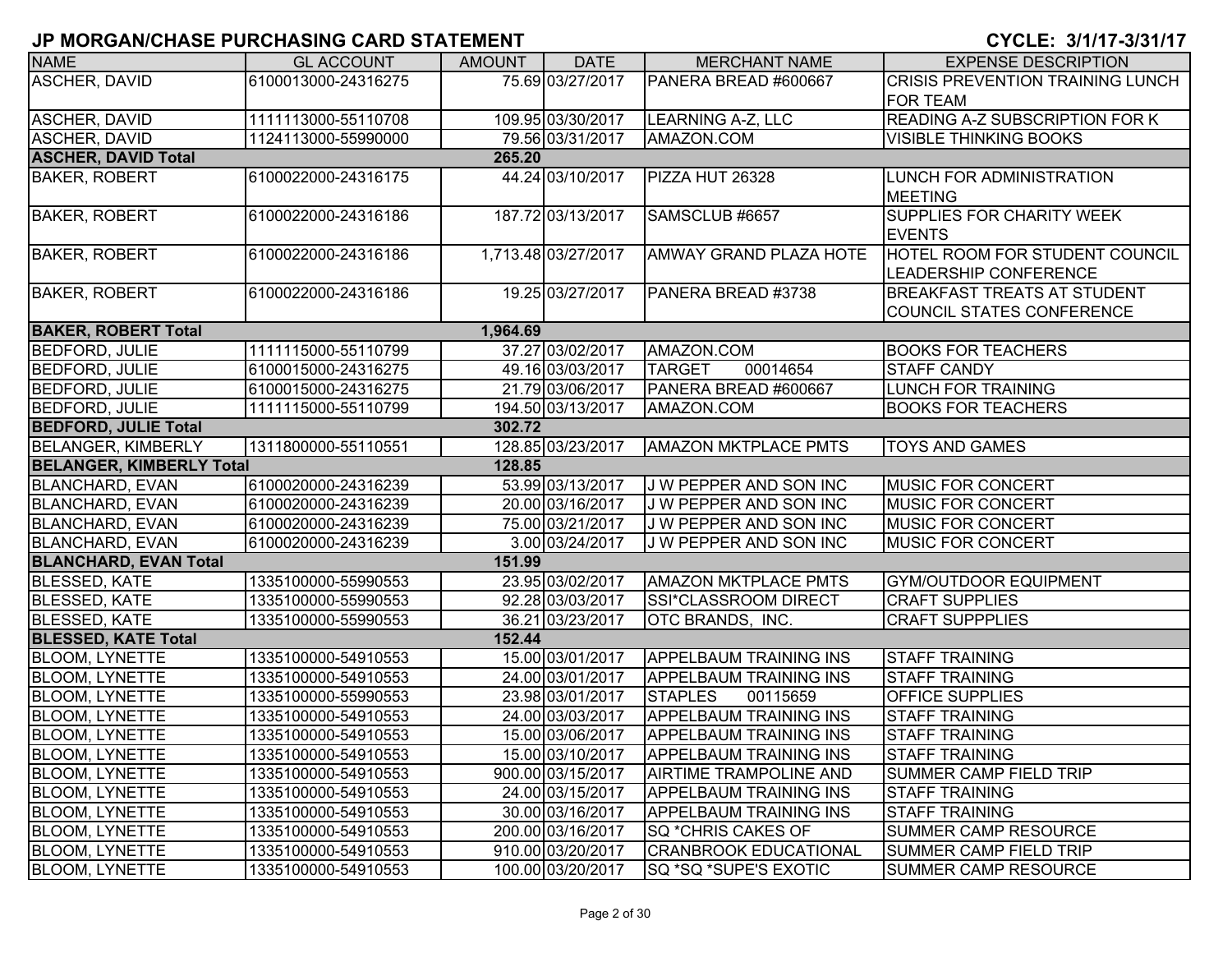# JP MORGAN/CHASE PURCHASING CARD STATEMENT

**CYCLE: 3/1/17-3/31/17**

| NAME | GL ACCOUNT | AMOUNT | DATE | MERCHANT NAME | EXPENSE DESCRIPTION |
|---|---|---|---|---|---|
| ASCHER, DAVID | 6100013000-24316275 | 75.69 | 03/27/2017 | PANERA BREAD #600667 | CRISIS PREVENTION TRAINING LUNCH FOR TEAM |
| ASCHER, DAVID | 1111113000-55110708 | 109.95 | 03/30/2017 | LEARNING A-Z, LLC | READING A-Z SUBSCRIPTION FOR K |
| ASCHER, DAVID | 1124113000-55990000 | 79.56 | 03/31/2017 | AMAZON.COM | VISIBLE THINKING BOOKS |
| **ASCHER, DAVID Total** | | **265.20** | | | |
| BAKER, ROBERT | 6100022000-24316175 | 44.24 | 03/10/2017 | PIZZA HUT 26328 | LUNCH FOR ADMINISTRATION MEETING |
| BAKER, ROBERT | 6100022000-24316186 | 187.72 | 03/13/2017 | SAMSCLUB #6657 | SUPPLIES FOR CHARITY WEEK EVENTS |
| BAKER, ROBERT | 6100022000-24316186 | 1,713.48 | 03/27/2017 | AMWAY GRAND PLAZA HOTE | HOTEL ROOM FOR STUDENT COUNCIL LEADERSHIP CONFERENCE |
| BAKER, ROBERT | 6100022000-24316186 | 19.25 | 03/27/2017 | PANERA BREAD #3738 | BREAKFAST TREATS AT STUDENT COUNCIL STATES CONFERENCE |
| **BAKER, ROBERT Total** | | **1,964.69** | | | |
| BEDFORD, JULIE | 1111115000-55110799 | 37.27 | 03/02/2017 | AMAZON.COM | BOOKS FOR TEACHERS |
| BEDFORD, JULIE | 6100015000-24316275 | 49.16 | 03/03/2017 | TARGET 00014654 | STAFF CANDY |
| BEDFORD, JULIE | 6100015000-24316275 | 21.79 | 03/06/2017 | PANERA BREAD #600667 | LUNCH FOR TRAINING |
| BEDFORD, JULIE | 1111115000-55110799 | 194.50 | 03/13/2017 | AMAZON.COM | BOOKS FOR TEACHERS |
| **BEDFORD, JULIE Total** | | **302.72** | | | |
| BELANGER, KIMBERLY | 1311800000-55110551 | 128.85 | 03/23/2017 | AMAZON MKTPLACE PMTS | TOYS AND GAMES |
| **BELANGER, KIMBERLY Total** | | **128.85** | | | |
| BLANCHARD, EVAN | 6100020000-24316239 | 53.99 | 03/13/2017 | J W PEPPER AND SON INC | MUSIC FOR CONCERT |
| BLANCHARD, EVAN | 6100020000-24316239 | 20.00 | 03/16/2017 | J W PEPPER AND SON INC | MUSIC FOR CONCERT |
| BLANCHARD, EVAN | 6100020000-24316239 | 75.00 | 03/21/2017 | J W PEPPER AND SON INC | MUSIC FOR CONCERT |
| BLANCHARD, EVAN | 6100020000-24316239 | 3.00 | 03/24/2017 | J W PEPPER AND SON INC | MUSIC FOR CONCERT |
| **BLANCHARD, EVAN Total** | | **151.99** | | | |
| BLESSED, KATE | 1335100000-55990553 | 23.95 | 03/02/2017 | AMAZON MKTPLACE PMTS | GYM/OUTDOOR EQUIPMENT |
| BLESSED, KATE | 1335100000-55990553 | 92.28 | 03/03/2017 | SSI*CLASSROOM DIRECT | CRAFT SUPPLIES |
| BLESSED, KATE | 1335100000-55990553 | 36.21 | 03/23/2017 | OTC BRANDS, INC. | CRAFT SUPPPLIES |
| **BLESSED, KATE Total** | | **152.44** | | | |
| BLOOM, LYNETTE | 1335100000-54910553 | 15.00 | 03/01/2017 | APPELBAUM TRAINING INS | STAFF TRAINING |
| BLOOM, LYNETTE | 1335100000-54910553 | 24.00 | 03/01/2017 | APPELBAUM TRAINING INS | STAFF TRAINING |
| BLOOM, LYNETTE | 1335100000-55990553 | 23.98 | 03/01/2017 | STAPLES 00115659 | OFFICE SUPPLIES |
| BLOOM, LYNETTE | 1335100000-54910553 | 24.00 | 03/03/2017 | APPELBAUM TRAINING INS | STAFF TRAINING |
| BLOOM, LYNETTE | 1335100000-54910553 | 15.00 | 03/06/2017 | APPELBAUM TRAINING INS | STAFF TRAINING |
| BLOOM, LYNETTE | 1335100000-54910553 | 15.00 | 03/10/2017 | APPELBAUM TRAINING INS | STAFF TRAINING |
| BLOOM, LYNETTE | 1335100000-54910553 | 900.00 | 03/15/2017 | AIRTIME TRAMPOLINE AND | SUMMER CAMP FIELD TRIP |
| BLOOM, LYNETTE | 1335100000-54910553 | 24.00 | 03/15/2017 | APPELBAUM TRAINING INS | STAFF TRAINING |
| BLOOM, LYNETTE | 1335100000-54910553 | 30.00 | 03/16/2017 | APPELBAUM TRAINING INS | STAFF TRAINING |
| BLOOM, LYNETTE | 1335100000-54910553 | 200.00 | 03/16/2017 | SQ *CHRIS CAKES OF | SUMMER CAMP RESOURCE |
| BLOOM, LYNETTE | 1335100000-54910553 | 910.00 | 03/20/2017 | CRANBROOK EDUCATIONAL | SUMMER CAMP FIELD TRIP |
| BLOOM, LYNETTE | 1335100000-54910553 | 100.00 | 03/20/2017 | SQ *SQ *SUPE'S EXOTIC | SUMMER CAMP RESOURCE |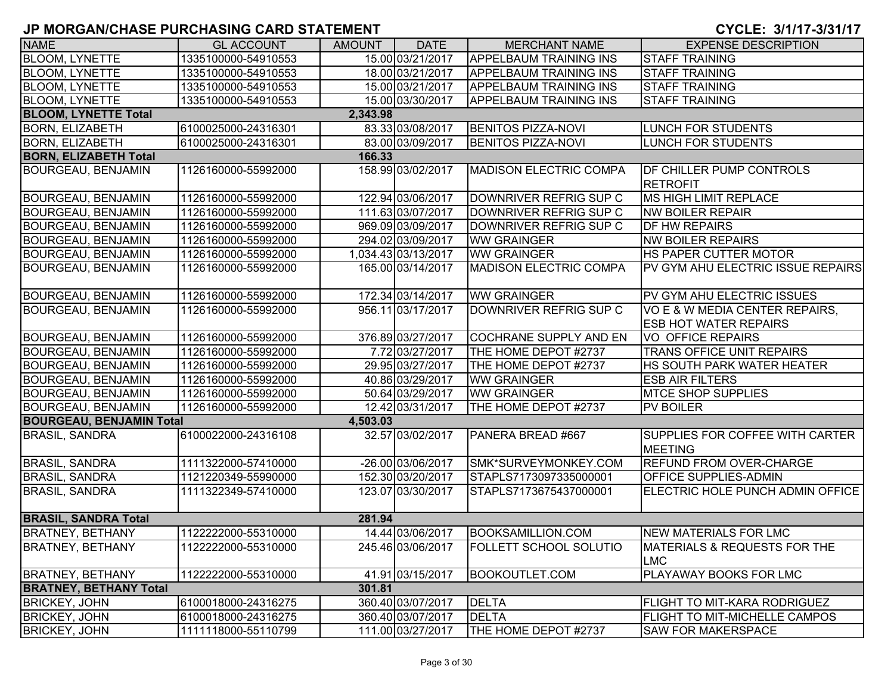# JP MORGAN/CHASE PURCHASING CARD STATEMENT

**CYCLE: 3/1/17-3/31/17**

| NAME | GL ACCOUNT | AMOUNT | DATE | MERCHANT NAME | EXPENSE DESCRIPTION |
|---|---|---|---|---|---|
| BLOOM, LYNETTE | 1335100000-54910553 | 15.00 | 03/21/2017 | APPELBAUM TRAINING INS | STAFF TRAINING |
| BLOOM, LYNETTE | 1335100000-54910553 | 18.00 | 03/21/2017 | APPELBAUM TRAINING INS | STAFF TRAINING |
| BLOOM, LYNETTE | 1335100000-54910553 | 15.00 | 03/21/2017 | APPELBAUM TRAINING INS | STAFF TRAINING |
| BLOOM, LYNETTE | 1335100000-54910553 | 15.00 | 03/30/2017 | APPELBAUM TRAINING INS | STAFF TRAINING |
| **BLOOM, LYNETTE Total** | | **2,343.98** | | | |
| BORN, ELIZABETH | 6100025000-24316301 | 83.33 | 03/08/2017 | BENITOS PIZZA-NOVI | LUNCH FOR STUDENTS |
| BORN, ELIZABETH | 6100025000-24316301 | 83.00 | 03/09/2017 | BENITOS PIZZA-NOVI | LUNCH FOR STUDENTS |
| **BORN, ELIZABETH Total** | | **166.33** | | | |
| BOURGEAU, BENJAMIN | 1126160000-55992000 | 158.99 | 03/02/2017 | MADISON ELECTRIC COMPA | DF CHILLER PUMP CONTROLS RETROFIT |
| BOURGEAU, BENJAMIN | 1126160000-55992000 | 122.94 | 03/06/2017 | DOWNRIVER REFRIG SUP C | MS HIGH LIMIT REPLACE |
| BOURGEAU, BENJAMIN | 1126160000-55992000 | 111.63 | 03/07/2017 | DOWNRIVER REFRIG SUP C | NW BOILER REPAIR |
| BOURGEAU, BENJAMIN | 1126160000-55992000 | 969.09 | 03/09/2017 | DOWNRIVER REFRIG SUP C | DF HW REPAIRS |
| BOURGEAU, BENJAMIN | 1126160000-55992000 | 294.02 | 03/09/2017 | WW GRAINGER | NW BOILER REPAIRS |
| BOURGEAU, BENJAMIN | 1126160000-55992000 | 1,034.43 | 03/13/2017 | WW GRAINGER | HS PAPER CUTTER MOTOR |
| BOURGEAU, BENJAMIN | 1126160000-55992000 | 165.00 | 03/14/2017 | MADISON ELECTRIC COMPA | PV GYM AHU ELECTRIC ISSUE REPAIRS |
| BOURGEAU, BENJAMIN | 1126160000-55992000 | 172.34 | 03/14/2017 | WW GRAINGER | PV GYM AHU ELECTRIC ISSUES |
| BOURGEAU, BENJAMIN | 1126160000-55992000 | 956.11 | 03/17/2017 | DOWNRIVER REFRIG SUP C | VO E & W MEDIA CENTER REPAIRS, ESB HOT WATER REPAIRS |
| BOURGEAU, BENJAMIN | 1126160000-55992000 | 376.89 | 03/27/2017 | COCHRANE SUPPLY AND EN | VO OFFICE REPAIRS |
| BOURGEAU, BENJAMIN | 1126160000-55992000 | 7.72 | 03/27/2017 | THE HOME DEPOT #2737 | TRANS OFFICE UNIT REPAIRS |
| BOURGEAU, BENJAMIN | 1126160000-55992000 | 29.95 | 03/27/2017 | THE HOME DEPOT #2737 | HS SOUTH PARK WATER HEATER |
| BOURGEAU, BENJAMIN | 1126160000-55992000 | 40.86 | 03/29/2017 | WW GRAINGER | ESB AIR FILTERS |
| BOURGEAU, BENJAMIN | 1126160000-55992000 | 50.64 | 03/29/2017 | WW GRAINGER | MTCE SHOP SUPPLIES |
| BOURGEAU, BENJAMIN | 1126160000-55992000 | 12.42 | 03/31/2017 | THE HOME DEPOT #2737 | PV BOILER |
| **BOURGEAU, BENJAMIN Total** | | **4,503.03** | | | |
| BRASIL, SANDRA | 6100022000-24316108 | 32.57 | 03/02/2017 | PANERA BREAD #667 | SUPPLIES FOR COFFEE WITH CARTER MEETING |
| BRASIL, SANDRA | 1111322000-57410000 | -26.00 | 03/06/2017 | SMK*SURVEYMONKEY.COM | REFUND FROM OVER-CHARGE |
| BRASIL, SANDRA | 1121220349-55990000 | 152.30 | 03/20/2017 | STAPLS7173097335000001 | OFFICE SUPPLIES-ADMIN |
| BRASIL, SANDRA | 1111322349-57410000 | 123.07 | 03/30/2017 | STAPLS7173675437000001 | ELECTRIC HOLE PUNCH ADMIN OFFICE |
| **BRASIL, SANDRA Total** | | **281.94** | | | |
| BRATNEY, BETHANY | 1122222000-55310000 | 14.44 | 03/06/2017 | BOOKSAMILLION.COM | NEW MATERIALS FOR LMC |
| BRATNEY, BETHANY | 1122222000-55310000 | 245.46 | 03/06/2017 | FOLLETT SCHOOL SOLUTIO | MATERIALS & REQUESTS FOR THE LMC |
| BRATNEY, BETHANY | 1122222000-55310000 | 41.91 | 03/15/2017 | BOOKOUTLET.COM | PLAYAWAY BOOKS FOR LMC |
| **BRATNEY, BETHANY Total** | | **301.81** | | | |
| BRICKEY, JOHN | 6100018000-24316275 | 360.40 | 03/07/2017 | DELTA | FLIGHT TO MIT-KARA RODRIGUEZ |
| BRICKEY, JOHN | 6100018000-24316275 | 360.40 | 03/07/2017 | DELTA | FLIGHT TO MIT-MICHELLE CAMPOS |
| BRICKEY, JOHN | 1111118000-55110799 | 111.00 | 03/27/2017 | THE HOME DEPOT #2737 | SAW FOR MAKERSPACE |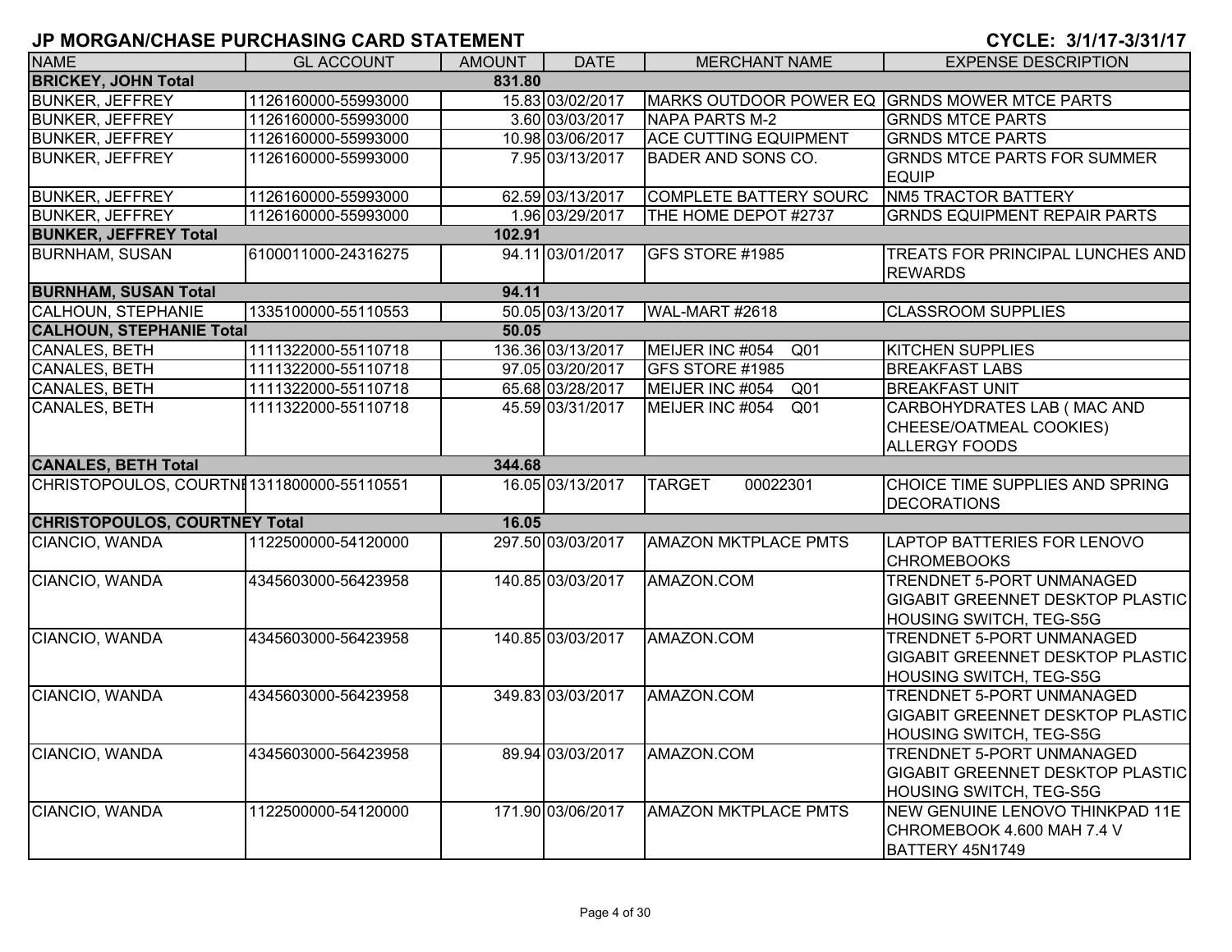## JP MORGAN/CHASE PURCHASING CARD STATEMENT

**CYCLE: 3/1/17-3/31/17**

| NAME | GL ACCOUNT | AMOUNT | DATE | MERCHANT NAME | EXPENSE DESCRIPTION |
|---|---|---|---|---|---|
| **BRICKEY, JOHN Total** | | **831.80** | | | |
| BUNKER, JEFFREY | 1126160000-55993000 | 15.83 | 03/02/2017 | MARKS OUTDOOR POWER EQ | GRNDS MOWER MTCE PARTS |
| BUNKER, JEFFREY | 1126160000-55993000 | 3.60 | 03/03/2017 | NAPA PARTS M-2 | GRNDS MTCE PARTS |
| BUNKER, JEFFREY | 1126160000-55993000 | 10.98 | 03/06/2017 | ACE CUTTING EQUIPMENT | GRNDS MTCE PARTS |
| BUNKER, JEFFREY | 1126160000-55993000 | 7.95 | 03/13/2017 | BADER AND SONS CO. | GRNDS MTCE PARTS FOR SUMMER EQUIP |
| BUNKER, JEFFREY | 1126160000-55993000 | 62.59 | 03/13/2017 | COMPLETE BATTERY SOURC | NM5 TRACTOR BATTERY |
| BUNKER, JEFFREY | 1126160000-55993000 | 1.96 | 03/29/2017 | THE HOME DEPOT #2737 | GRNDS EQUIPMENT REPAIR PARTS |
| **BUNKER, JEFFREY Total** | | **102.91** | | | |
| BURNHAM, SUSAN | 6100011000-24316275 | 94.11 | 03/01/2017 | GFS STORE #1985 | TREATS FOR PRINCIPAL LUNCHES AND REWARDS |
| **BURNHAM, SUSAN Total** | | **94.11** | | | |
| CALHOUN, STEPHANIE | 1335100000-55110553 | 50.05 | 03/13/2017 | WAL-MART #2618 | CLASSROOM SUPPLIES |
| **CALHOUN, STEPHANIE Total** | | **50.05** | | | |
| CANALES, BETH | 1111322000-55110718 | 136.36 | 03/13/2017 | MEIJER INC #054 Q01 | KITCHEN SUPPLIES |
| CANALES, BETH | 1111322000-55110718 | 97.05 | 03/20/2017 | GFS STORE #1985 | BREAKFAST LABS |
| CANALES, BETH | 1111322000-55110718 | 65.68 | 03/28/2017 | MEIJER INC #054 Q01 | BREAKFAST UNIT |
| CANALES, BETH | 1111322000-55110718 | 45.59 | 03/31/2017 | MEIJER INC #054 Q01 | CARBOHYDRATES LAB ( MAC AND CHEESE/OATMEAL COOKIES) ALLERGY FOODS |
| **CANALES, BETH Total** | | **344.68** | | | |
| CHRISTOPOULOS, COURTNI | 1311800000-55110551 | 16.05 | 03/13/2017 | TARGET 00022301 | CHOICE TIME SUPPLIES AND SPRING DECORATIONS |
| **CHRISTOPOULOS, COURTNEY Total** | | **16.05** | | | |
| CIANCIO, WANDA | 1122500000-54120000 | 297.50 | 03/03/2017 | AMAZON MKTPLACE PMTS | LAPTOP BATTERIES FOR LENOVO CHROMEBOOKS |
| CIANCIO, WANDA | 4345603000-56423958 | 140.85 | 03/03/2017 | AMAZON.COM | TRENDNET 5-PORT UNMANAGED GIGABIT GREENNET DESKTOP PLASTIC HOUSING SWITCH, TEG-S5G |
| CIANCIO, WANDA | 4345603000-56423958 | 140.85 | 03/03/2017 | AMAZON.COM | TRENDNET 5-PORT UNMANAGED GIGABIT GREENNET DESKTOP PLASTIC HOUSING SWITCH, TEG-S5G |
| CIANCIO, WANDA | 4345603000-56423958 | 349.83 | 03/03/2017 | AMAZON.COM | TRENDNET 5-PORT UNMANAGED GIGABIT GREENNET DESKTOP PLASTIC HOUSING SWITCH, TEG-S5G |
| CIANCIO, WANDA | 4345603000-56423958 | 89.94 | 03/03/2017 | AMAZON.COM | TRENDNET 5-PORT UNMANAGED GIGABIT GREENNET DESKTOP PLASTIC HOUSING SWITCH, TEG-S5G |
| CIANCIO, WANDA | 1122500000-54120000 | 171.90 | 03/06/2017 | AMAZON MKTPLACE PMTS | NEW GENUINE LENOVO THINKPAD 11E CHROMEBOOK 4.600 MAH 7.4 V BATTERY 45N1749 |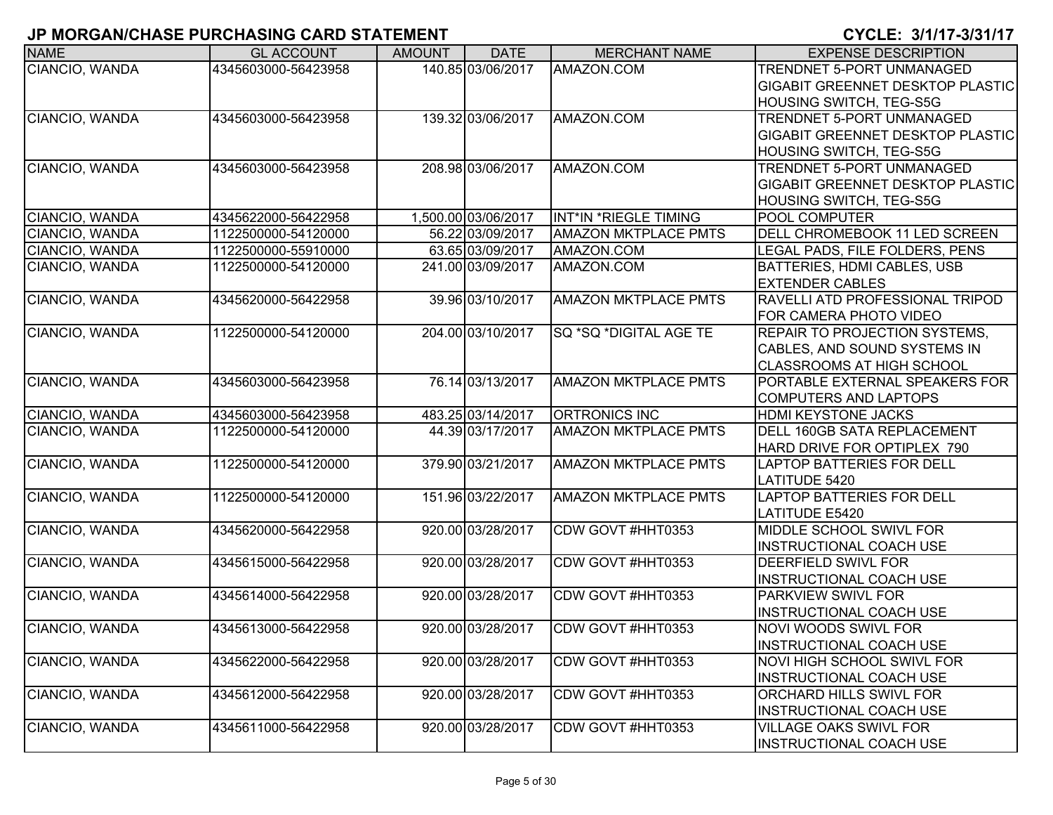## JP MORGAN/CHASE PURCHASING CARD STATEMENT

**CYCLE: 3/1/17-3/31/17**

| NAME | GL ACCOUNT | AMOUNT | DATE | MERCHANT NAME | EXPENSE DESCRIPTION |
|---|---|---|---|---|---|
| CIANCIO, WANDA | 4345603000-56423958 | 140.85 | 03/06/2017 | AMAZON.COM | TRENDNET 5-PORT UNMANAGED GIGABIT GREENNET DESKTOP PLASTIC HOUSING SWITCH, TEG-S5G |
| CIANCIO, WANDA | 4345603000-56423958 | 139.32 | 03/06/2017 | AMAZON.COM | TRENDNET 5-PORT UNMANAGED GIGABIT GREENNET DESKTOP PLASTIC HOUSING SWITCH, TEG-S5G |
| CIANCIO, WANDA | 4345603000-56423958 | 208.98 | 03/06/2017 | AMAZON.COM | TRENDNET 5-PORT UNMANAGED GIGABIT GREENNET DESKTOP PLASTIC HOUSING SWITCH, TEG-S5G |
| CIANCIO, WANDA | 4345622000-56422958 | 1,500.00 | 03/06/2017 | INT*IN *RIEGLE TIMING | POOL COMPUTER |
| CIANCIO, WANDA | 1122500000-54120000 | 56.22 | 03/09/2017 | AMAZON MKTPLACE PMTS | DELL CHROMEBOOK 11 LED SCREEN |
| CIANCIO, WANDA | 1122500000-55910000 | 63.65 | 03/09/2017 | AMAZON.COM | LEGAL PADS, FILE FOLDERS, PENS |
| CIANCIO, WANDA | 1122500000-54120000 | 241.00 | 03/09/2017 | AMAZON.COM | BATTERIES, HDMI CABLES, USB EXTENDER CABLES |
| CIANCIO, WANDA | 4345620000-56422958 | 39.96 | 03/10/2017 | AMAZON MKTPLACE PMTS | RAVELLI ATD PROFESSIONAL TRIPOD FOR CAMERA PHOTO VIDEO |
| CIANCIO, WANDA | 1122500000-54120000 | 204.00 | 03/10/2017 | SQ *SQ *DIGITAL AGE TE | REPAIR TO PROJECTION SYSTEMS, CABLES, AND SOUND SYSTEMS IN CLASSROOMS AT HIGH SCHOOL |
| CIANCIO, WANDA | 4345603000-56423958 | 76.14 | 03/13/2017 | AMAZON MKTPLACE PMTS | PORTABLE EXTERNAL SPEAKERS FOR COMPUTERS AND LAPTOPS |
| CIANCIO, WANDA | 4345603000-56423958 | 483.25 | 03/14/2017 | ORTRONICS INC | HDMI KEYSTONE JACKS |
| CIANCIO, WANDA | 1122500000-54120000 | 44.39 | 03/17/2017 | AMAZON MKTPLACE PMTS | DELL 160GB SATA REPLACEMENT HARD DRIVE FOR OPTIPLEX 790 |
| CIANCIO, WANDA | 1122500000-54120000 | 379.90 | 03/21/2017 | AMAZON MKTPLACE PMTS | LAPTOP BATTERIES FOR DELL LATITUDE 5420 |
| CIANCIO, WANDA | 1122500000-54120000 | 151.96 | 03/22/2017 | AMAZON MKTPLACE PMTS | LAPTOP BATTERIES FOR DELL LATITUDE E5420 |
| CIANCIO, WANDA | 4345620000-56422958 | 920.00 | 03/28/2017 | CDW GOVT #HHT0353 | MIDDLE SCHOOL SWIVL FOR INSTRUCTIONAL COACH USE |
| CIANCIO, WANDA | 4345615000-56422958 | 920.00 | 03/28/2017 | CDW GOVT #HHT0353 | DEERFIELD SWIVL FOR INSTRUCTIONAL COACH USE |
| CIANCIO, WANDA | 4345614000-56422958 | 920.00 | 03/28/2017 | CDW GOVT #HHT0353 | PARKVIEW SWIVL FOR INSTRUCTIONAL COACH USE |
| CIANCIO, WANDA | 4345613000-56422958 | 920.00 | 03/28/2017 | CDW GOVT #HHT0353 | NOVI WOODS SWIVL FOR INSTRUCTIONAL COACH USE |
| CIANCIO, WANDA | 4345622000-56422958 | 920.00 | 03/28/2017 | CDW GOVT #HHT0353 | NOVI HIGH SCHOOL SWIVL FOR INSTRUCTIONAL COACH USE |
| CIANCIO, WANDA | 4345612000-56422958 | 920.00 | 03/28/2017 | CDW GOVT #HHT0353 | ORCHARD HILLS SWIVL FOR INSTRUCTIONAL COACH USE |
| CIANCIO, WANDA | 4345611000-56422958 | 920.00 | 03/28/2017 | CDW GOVT #HHT0353 | VILLAGE OAKS SWIVL FOR INSTRUCTIONAL COACH USE |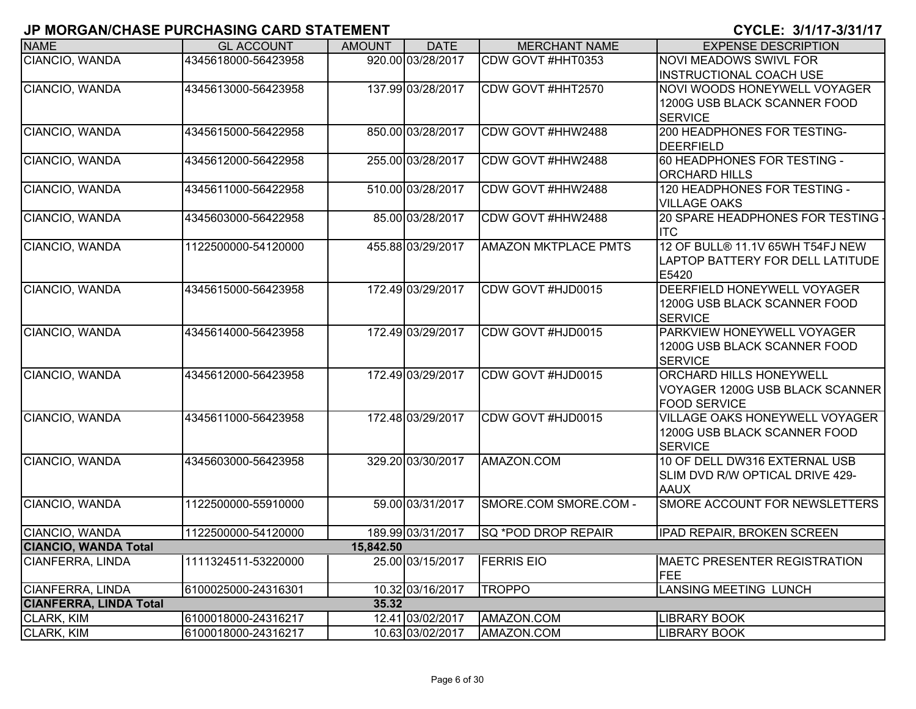# JP MORGAN/CHASE PURCHASING CARD STATEMENT

**CYCLE: 3/1/17-3/31/17**

| NAME | GL ACCOUNT | AMOUNT | DATE | MERCHANT NAME | EXPENSE DESCRIPTION |
|---|---|---|---|---|---|
| CIANCIO, WANDA | 4345618000-56423958 | 920.00 | 03/28/2017 | CDW GOVT #HHT0353 | NOVI MEADOWS SWIVL FOR INSTRUCTIONAL COACH USE |
| CIANCIO, WANDA | 4345613000-56423958 | 137.99 | 03/28/2017 | CDW GOVT #HHT2570 | NOVI WOODS HONEYWELL VOYAGER 1200G USB BLACK SCANNER FOOD SERVICE |
| CIANCIO, WANDA | 4345615000-56422958 | 850.00 | 03/28/2017 | CDW GOVT #HHW2488 | 200 HEADPHONES FOR TESTING- DEERFIELD |
| CIANCIO, WANDA | 4345612000-56422958 | 255.00 | 03/28/2017 | CDW GOVT #HHW2488 | 60 HEADPHONES FOR TESTING - ORCHARD HILLS |
| CIANCIO, WANDA | 4345611000-56422958 | 510.00 | 03/28/2017 | CDW GOVT #HHW2488 | 120 HEADPHONES FOR TESTING - VILLAGE OAKS |
| CIANCIO, WANDA | 4345603000-56422958 | 85.00 | 03/28/2017 | CDW GOVT #HHW2488 | 20 SPARE HEADPHONES FOR TESTING - ITC |
| CIANCIO, WANDA | 1122500000-54120000 | 455.88 | 03/29/2017 | AMAZON MKTPLACE PMTS | 12 OF BULL® 11.1V 65WH T54FJ NEW LAPTOP BATTERY FOR DELL LATITUDE E5420 |
| CIANCIO, WANDA | 4345615000-56423958 | 172.49 | 03/29/2017 | CDW GOVT #HJD0015 | DEERFIELD HONEYWELL VOYAGER 1200G USB BLACK SCANNER FOOD SERVICE |
| CIANCIO, WANDA | 4345614000-56423958 | 172.49 | 03/29/2017 | CDW GOVT #HJD0015 | PARKVIEW HONEYWELL VOYAGER 1200G USB BLACK SCANNER FOOD SERVICE |
| CIANCIO, WANDA | 4345612000-56423958 | 172.49 | 03/29/2017 | CDW GOVT #HJD0015 | ORCHARD HILLS HONEYWELL VOYAGER 1200G USB BLACK SCANNER FOOD SERVICE |
| CIANCIO, WANDA | 4345611000-56423958 | 172.48 | 03/29/2017 | CDW GOVT #HJD0015 | VILLAGE OAKS HONEYWELL VOYAGER 1200G USB BLACK SCANNER FOOD SERVICE |
| CIANCIO, WANDA | 4345603000-56423958 | 329.20 | 03/30/2017 | AMAZON.COM | 10 OF DELL DW316 EXTERNAL USB SLIM DVD R/W OPTICAL DRIVE 429-AAUX |
| CIANCIO, WANDA | 1122500000-55910000 | 59.00 | 03/31/2017 | SMORE.COM SMORE.COM - | SMORE ACCOUNT FOR NEWSLETTERS |
| CIANCIO, WANDA | 1122500000-54120000 | 189.99 | 03/31/2017 | SQ *POD DROP REPAIR | IPAD REPAIR, BROKEN SCREEN |
| **CIANCIO, WANDA Total** | | **15,842.50** | | | |
| CIANFERRA, LINDA | 1111324511-53220000 | 25.00 | 03/15/2017 | FERRIS EIO | MAETC PRESENTER REGISTRATION FEE |
| CIANFERRA, LINDA | 6100025000-24316301 | 10.32 | 03/16/2017 | TROPPO | LANSING MEETING LUNCH |
| **CIANFERRA, LINDA Total** | | **35.32** | | | |
| CLARK, KIM | 6100018000-24316217 | 12.41 | 03/02/2017 | AMAZON.COM | LIBRARY BOOK |
| CLARK, KIM | 6100018000-24316217 | 10.63 | 03/02/2017 | AMAZON.COM | LIBRARY BOOK |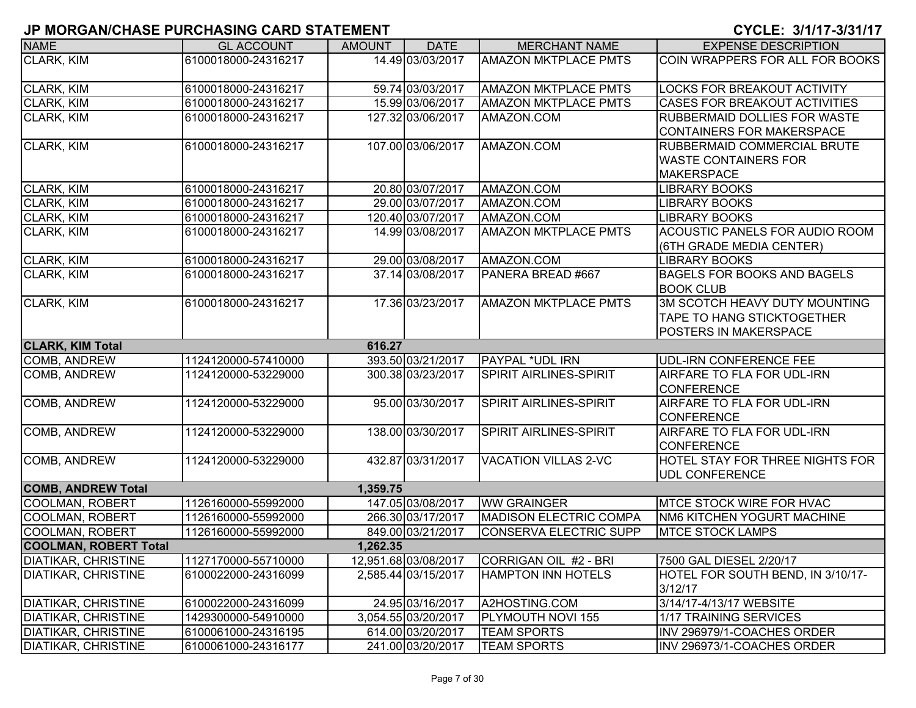# JP MORGAN/CHASE PURCHASING CARD STATEMENT

**CYCLE: 3/1/17-3/31/17**

| NAME | GL ACCOUNT | AMOUNT | DATE | MERCHANT NAME | EXPENSE DESCRIPTION |
|---|---|---|---|---|---|
| CLARK, KIM | 6100018000-24316217 | 14.49 | 03/03/2017 | AMAZON MKTPLACE PMTS | COIN WRAPPERS FOR ALL FOR BOOKS |
| CLARK, KIM | 6100018000-24316217 | 59.74 | 03/03/2017 | AMAZON MKTPLACE PMTS | LOCKS FOR BREAKOUT ACTIVITY |
| CLARK, KIM | 6100018000-24316217 | 15.99 | 03/06/2017 | AMAZON MKTPLACE PMTS | CASES FOR BREAKOUT ACTIVITIES |
| CLARK, KIM | 6100018000-24316217 | 127.32 | 03/06/2017 | AMAZON.COM | RUBBERMAID DOLLIES FOR WASTE CONTAINERS FOR MAKERSPACE |
| CLARK, KIM | 6100018000-24316217 | 107.00 | 03/06/2017 | AMAZON.COM | RUBBERMAID COMMERCIAL BRUTE WASTE CONTAINERS FOR MAKERSPACE |
| CLARK, KIM | 6100018000-24316217 | 20.80 | 03/07/2017 | AMAZON.COM | LIBRARY BOOKS |
| CLARK, KIM | 6100018000-24316217 | 29.00 | 03/07/2017 | AMAZON.COM | LIBRARY BOOKS |
| CLARK, KIM | 6100018000-24316217 | 120.40 | 03/07/2017 | AMAZON.COM | LIBRARY BOOKS |
| CLARK, KIM | 6100018000-24316217 | 14.99 | 03/08/2017 | AMAZON MKTPLACE PMTS | ACOUSTIC PANELS FOR AUDIO ROOM (6TH GRADE MEDIA CENTER) |
| CLARK, KIM | 6100018000-24316217 | 29.00 | 03/08/2017 | AMAZON.COM | LIBRARY BOOKS |
| CLARK, KIM | 6100018000-24316217 | 37.14 | 03/08/2017 | PANERA BREAD #667 | BAGELS FOR BOOKS AND BAGELS BOOK CLUB |
| CLARK, KIM | 6100018000-24316217 | 17.36 | 03/23/2017 | AMAZON MKTPLACE PMTS | 3M SCOTCH HEAVY DUTY MOUNTING TAPE TO HANG STICKTOGETHER POSTERS IN MAKERSPACE |
| **CLARK, KIM Total** | | **616.27** | | | |
| COMB, ANDREW | 1124120000-57410000 | 393.50 | 03/21/2017 | PAYPAL *UDL IRN | UDL-IRN CONFERENCE FEE |
| COMB, ANDREW | 1124120000-53229000 | 300.38 | 03/23/2017 | SPIRIT AIRLINES-SPIRIT | AIRFARE TO FLA FOR UDL-IRN CONFERENCE |
| COMB, ANDREW | 1124120000-53229000 | 95.00 | 03/30/2017 | SPIRIT AIRLINES-SPIRIT | AIRFARE TO FLA FOR UDL-IRN CONFERENCE |
| COMB, ANDREW | 1124120000-53229000 | 138.00 | 03/30/2017 | SPIRIT AIRLINES-SPIRIT | AIRFARE TO FLA FOR UDL-IRN CONFERENCE |
| COMB, ANDREW | 1124120000-53229000 | 432.87 | 03/31/2017 | VACATION VILLAS 2-VC | HOTEL STAY FOR THREE NIGHTS FOR UDL CONFERENCE |
| **COMB, ANDREW Total** | | **1,359.75** | | | |
| COOLMAN, ROBERT | 1126160000-55992000 | 147.05 | 03/08/2017 | WW GRAINGER | MTCE STOCK WIRE FOR HVAC |
| COOLMAN, ROBERT | 1126160000-55992000 | 266.30 | 03/17/2017 | MADISON ELECTRIC COMPA | NM6 KITCHEN YOGURT MACHINE |
| COOLMAN, ROBERT | 1126160000-55992000 | 849.00 | 03/21/2017 | CONSERVA ELECTRIC SUPP | MTCE STOCK LAMPS |
| **COOLMAN, ROBERT Total** | | **1,262.35** | | | |
| DIATIKAR, CHRISTINE | 1127170000-55710000 | 12,951.68 | 03/08/2017 | CORRIGAN OIL #2 - BRI | 7500 GAL DIESEL 2/20/17 |
| DIATIKAR, CHRISTINE | 6100022000-24316099 | 2,585.44 | 03/15/2017 | HAMPTON INN HOTELS | HOTEL FOR SOUTH BEND, IN 3/10/17-3/12/17 |
| DIATIKAR, CHRISTINE | 6100022000-24316099 | 24.95 | 03/16/2017 | A2HOSTING.COM | 3/14/17-4/13/17 WEBSITE |
| DIATIKAR, CHRISTINE | 1429300000-54910000 | 3,054.55 | 03/20/2017 | PLYMOUTH NOVI 155 | 1/17 TRAINING SERVICES |
| DIATIKAR, CHRISTINE | 6100061000-24316195 | 614.00 | 03/20/2017 | TEAM SPORTS | INV 296979/1-COACHES ORDER |
| DIATIKAR, CHRISTINE | 6100061000-24316177 | 241.00 | 03/20/2017 | TEAM SPORTS | INV 296973/1-COACHES ORDER |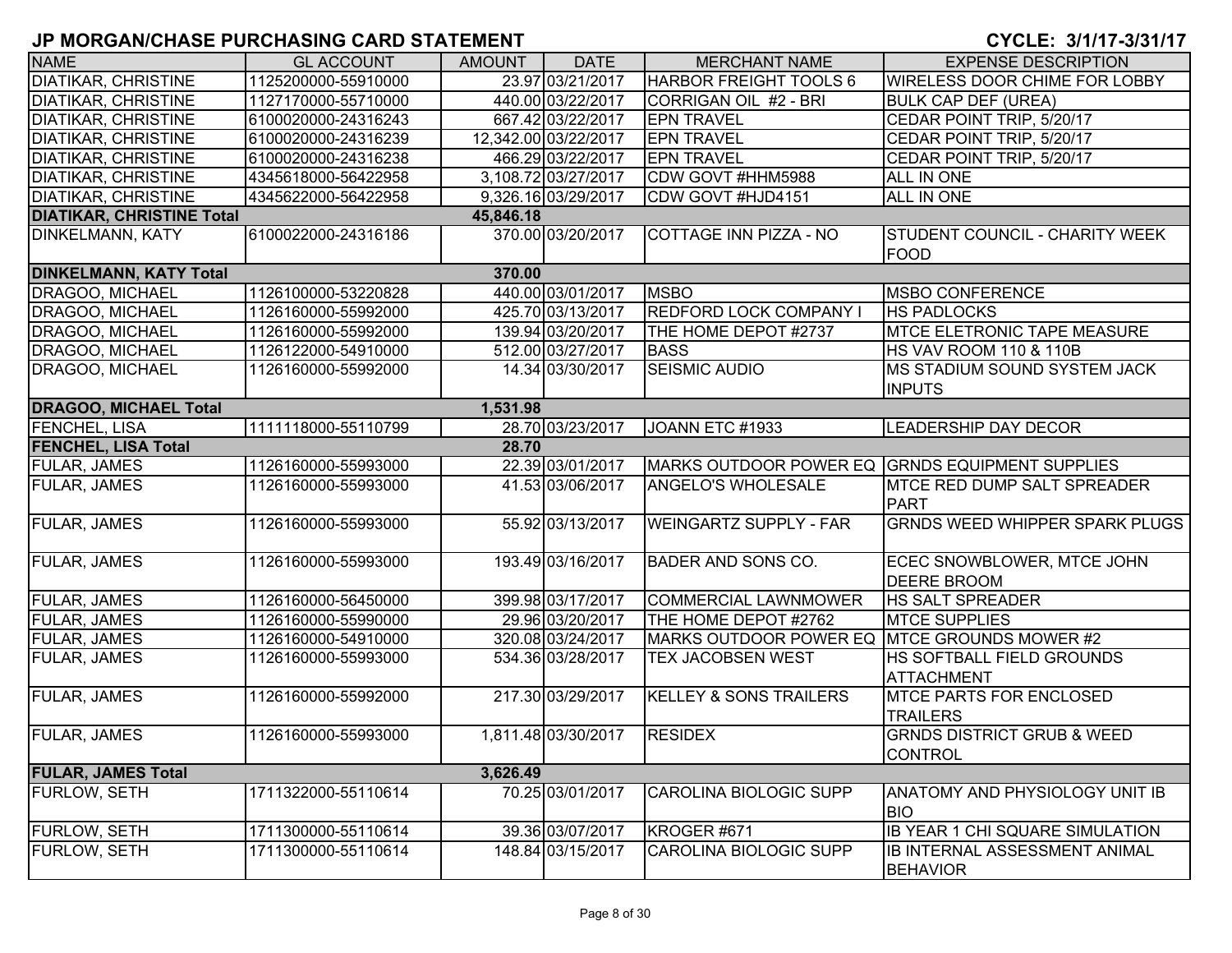## JP MORGAN/CHASE PURCHASING CARD STATEMENT

**CYCLE: 3/1/17-3/31/17**

| NAME | GL ACCOUNT | AMOUNT | DATE | MERCHANT NAME | EXPENSE DESCRIPTION |
|---|---|---|---|---|---|
| DIATIKAR, CHRISTINE | 1125200000-55910000 | 23.97 | 03/21/2017 | HARBOR FREIGHT TOOLS 6 | WIRELESS DOOR CHIME FOR LOBBY |
| DIATIKAR, CHRISTINE | 1127170000-55710000 | 440.00 | 03/22/2017 | CORRIGAN OIL #2 - BRI | BULK CAP DEF (UREA) |
| DIATIKAR, CHRISTINE | 6100020000-24316243 | 667.42 | 03/22/2017 | EPN TRAVEL | CEDAR POINT TRIP, 5/20/17 |
| DIATIKAR, CHRISTINE | 6100020000-24316239 | 12,342.00 | 03/22/2017 | EPN TRAVEL | CEDAR POINT TRIP, 5/20/17 |
| DIATIKAR, CHRISTINE | 6100020000-24316238 | 466.29 | 03/22/2017 | EPN TRAVEL | CEDAR POINT TRIP, 5/20/17 |
| DIATIKAR, CHRISTINE | 4345618000-56422958 | 3,108.72 | 03/27/2017 | CDW GOVT #HHM5988 | ALL IN ONE |
| DIATIKAR, CHRISTINE | 4345622000-56422958 | 9,326.16 | 03/29/2017 | CDW GOVT #HJD4151 | ALL IN ONE |
| **DIATIKAR, CHRISTINE Total** | | **45,846.18** | | | |
| DINKELMANN, KATY | 6100022000-24316186 | 370.00 | 03/20/2017 | COTTAGE INN PIZZA - NO | STUDENT COUNCIL - CHARITY WEEK FOOD |
| **DINKELMANN, KATY Total** | | **370.00** | | | |
| DRAGOO, MICHAEL | 1126100000-53220828 | 440.00 | 03/01/2017 | MSBO | MSBO CONFERENCE |
| DRAGOO, MICHAEL | 1126160000-55992000 | 425.70 | 03/13/2017 | REDFORD LOCK COMPANY I | HS PADLOCKS |
| DRAGOO, MICHAEL | 1126160000-55992000 | 139.94 | 03/20/2017 | THE HOME DEPOT #2737 | MTCE ELETRONIC TAPE MEASURE |
| DRAGOO, MICHAEL | 1126122000-54910000 | 512.00 | 03/27/2017 | BASS | HS VAV ROOM 110 & 110B |
| DRAGOO, MICHAEL | 1126160000-55992000 | 14.34 | 03/30/2017 | SEISMIC AUDIO | MS STADIUM SOUND SYSTEM JACK INPUTS |
| **DRAGOO, MICHAEL Total** | | **1,531.98** | | | |
| FENCHEL, LISA | 1111118000-55110799 | 28.70 | 03/23/2017 | JOANN ETC #1933 | LEADERSHIP DAY DECOR |
| **FENCHEL, LISA Total** | | **28.70** | | | |
| FULAR, JAMES | 1126160000-55993000 | 22.39 | 03/01/2017 | MARKS OUTDOOR POWER EQ | GRNDS EQUIPMENT SUPPLIES |
| FULAR, JAMES | 1126160000-55993000 | 41.53 | 03/06/2017 | ANGELO'S WHOLESALE | MTCE RED DUMP SALT SPREADER PART |
| FULAR, JAMES | 1126160000-55993000 | 55.92 | 03/13/2017 | WEINGARTZ SUPPLY - FAR | GRNDS WEED WHIPPER SPARK PLUGS |
| FULAR, JAMES | 1126160000-55993000 | 193.49 | 03/16/2017 | BADER AND SONS CO. | ECEC SNOWBLOWER, MTCE JOHN DEERE BROOM |
| FULAR, JAMES | 1126160000-56450000 | 399.98 | 03/17/2017 | COMMERCIAL LAWNMOWER | HS SALT SPREADER |
| FULAR, JAMES | 1126160000-55990000 | 29.96 | 03/20/2017 | THE HOME DEPOT #2762 | MTCE SUPPLIES |
| FULAR, JAMES | 1126160000-54910000 | 320.08 | 03/24/2017 | MARKS OUTDOOR POWER EQ | MTCE GROUNDS MOWER #2 |
| FULAR, JAMES | 1126160000-55993000 | 534.36 | 03/28/2017 | TEX JACOBSEN WEST | HS SOFTBALL FIELD GROUNDS ATTACHMENT |
| FULAR, JAMES | 1126160000-55992000 | 217.30 | 03/29/2017 | KELLEY & SONS TRAILERS | MTCE PARTS FOR ENCLOSED TRAILERS |
| FULAR, JAMES | 1126160000-55993000 | 1,811.48 | 03/30/2017 | RESIDEX | GRNDS DISTRICT GRUB & WEED CONTROL |
| **FULAR, JAMES Total** | | **3,626.49** | | | |
| FURLOW, SETH | 1711322000-55110614 | 70.25 | 03/01/2017 | CAROLINA BIOLOGIC SUPP | ANATOMY AND PHYSIOLOGY UNIT IB BIO |
| FURLOW, SETH | 1711300000-55110614 | 39.36 | 03/07/2017 | KROGER #671 | IB YEAR 1 CHI SQUARE SIMULATION |
| FURLOW, SETH | 1711300000-55110614 | 148.84 | 03/15/2017 | CAROLINA BIOLOGIC SUPP | IB INTERNAL ASSESSMENT ANIMAL BEHAVIOR |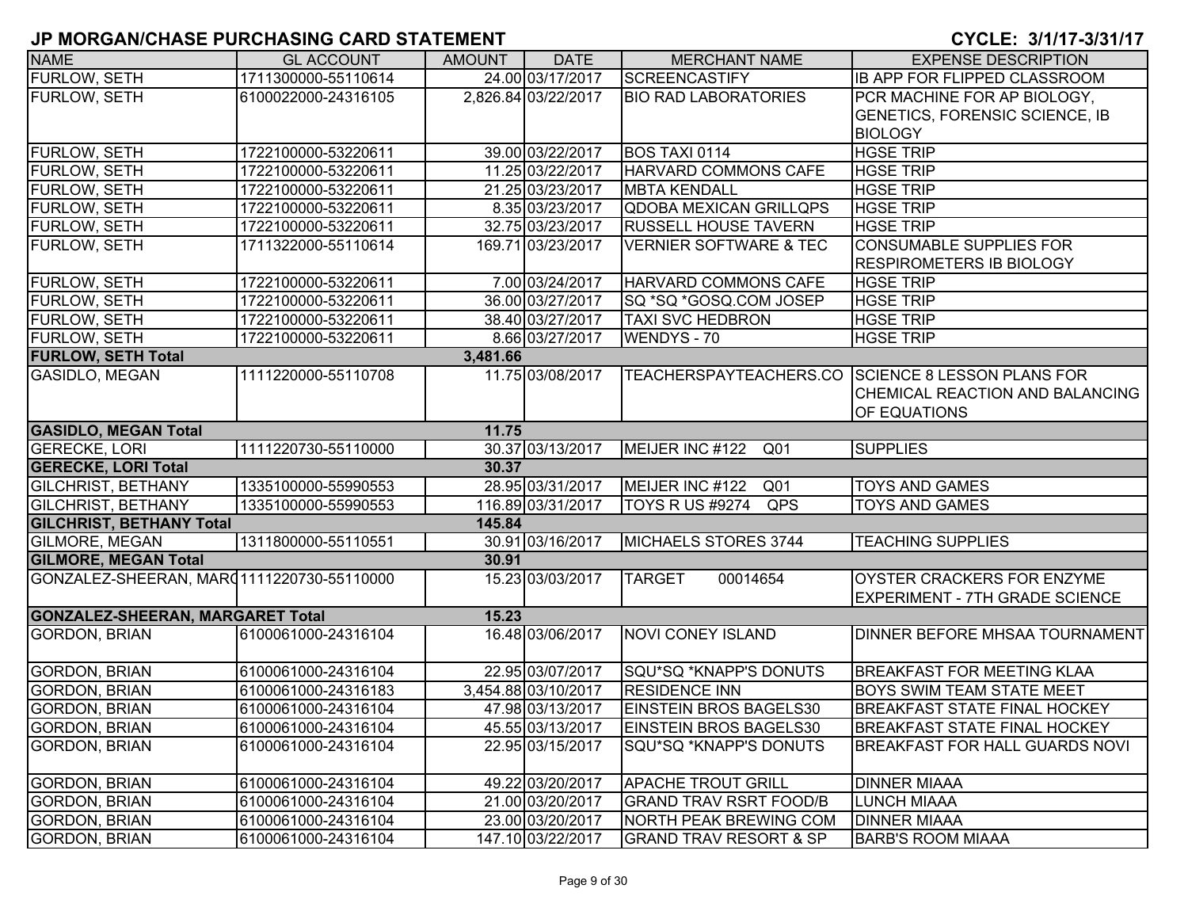# JP MORGAN/CHASE PURCHASING CARD STATEMENT

**CYCLE: 3/1/17-3/31/17**

| NAME | GL ACCOUNT | AMOUNT | DATE | MERCHANT NAME | EXPENSE DESCRIPTION |
|---|---|---|---|---|---|
| FURLOW, SETH | 1711300000-55110614 | 24.00 | 03/17/2017 | SCREENCASTIFY | IB APP FOR FLIPPED CLASSROOM |
| FURLOW, SETH | 6100022000-24316105 | 2,826.84 | 03/22/2017 | BIO RAD LABORATORIES | PCR MACHINE FOR AP BIOLOGY, GENETICS, FORENSIC SCIENCE, IB BIOLOGY |
| FURLOW, SETH | 1722100000-53220611 | 39.00 | 03/22/2017 | BOS TAXI 0114 | HGSE TRIP |
| FURLOW, SETH | 1722100000-53220611 | 11.25 | 03/22/2017 | HARVARD COMMONS CAFE | HGSE TRIP |
| FURLOW, SETH | 1722100000-53220611 | 21.25 | 03/23/2017 | MBTA KENDALL | HGSE TRIP |
| FURLOW, SETH | 1722100000-53220611 | 8.35 | 03/23/2017 | QDOBA MEXICAN GRILLQPS | HGSE TRIP |
| FURLOW, SETH | 1722100000-53220611 | 32.75 | 03/23/2017 | RUSSELL HOUSE TAVERN | HGSE TRIP |
| FURLOW, SETH | 1711322000-55110614 | 169.71 | 03/23/2017 | VERNIER SOFTWARE & TEC | CONSUMABLE SUPPLIES FOR RESPIROMETERS IB BIOLOGY |
| FURLOW, SETH | 1722100000-53220611 | 7.00 | 03/24/2017 | HARVARD COMMONS CAFE | HGSE TRIP |
| FURLOW, SETH | 1722100000-53220611 | 36.00 | 03/27/2017 | SQ *SQ *GOSQ.COM JOSEP | HGSE TRIP |
| FURLOW, SETH | 1722100000-53220611 | 38.40 | 03/27/2017 | TAXI SVC HEDBRON | HGSE TRIP |
| FURLOW, SETH | 1722100000-53220611 | 8.66 | 03/27/2017 | WENDYS - 70 | HGSE TRIP |
| **FURLOW, SETH Total** | | **3,481.66** | | | |
| GASIDLO, MEGAN | 1111220000-55110708 | 11.75 | 03/08/2017 | TEACHERSPAYTEACHERS.CO | SCIENCE 8 LESSON PLANS FOR CHEMICAL REACTION AND BALANCING OF EQUATIONS |
| **GASIDLO, MEGAN Total** | | **11.75** | | | |
| GERECKE, LORI | 1111220730-55110000 | 30.37 | 03/13/2017 | MEIJER INC #122 Q01 | SUPPLIES |
| **GERECKE, LORI Total** | | **30.37** | | | |
| GILCHRIST, BETHANY | 1335100000-55990553 | 28.95 | 03/31/2017 | MEIJER INC #122 Q01 | TOYS AND GAMES |
| GILCHRIST, BETHANY | 1335100000-55990553 | 116.89 | 03/31/2017 | TOYS R US #9274 QPS | TOYS AND GAMES |
| **GILCHRIST, BETHANY Total** | | **145.84** | | | |
| GILMORE, MEGAN | 1311800000-55110551 | 30.91 | 03/16/2017 | MICHAELS STORES 3744 | TEACHING SUPPLIES |
| **GILMORE, MEGAN Total** | | **30.91** | | | |
| GONZALEZ-SHEERAN, MARG | 1111220730-55110000 | 15.23 | 03/03/2017 | TARGET 00014654 | OYSTER CRACKERS FOR ENZYME EXPERIMENT - 7TH GRADE SCIENCE |
| **GONZALEZ-SHEERAN, MARGARET Total** | | **15.23** | | | |
| GORDON, BRIAN | 6100061000-24316104 | 16.48 | 03/06/2017 | NOVI CONEY ISLAND | DINNER BEFORE MHSAA TOURNAMENT |
| GORDON, BRIAN | 6100061000-24316104 | 22.95 | 03/07/2017 | SQU*SQ *KNAPP'S DONUTS | BREAKFAST FOR MEETING KLAA |
| GORDON, BRIAN | 6100061000-24316183 | 3,454.88 | 03/10/2017 | RESIDENCE INN | BOYS SWIM TEAM STATE MEET |
| GORDON, BRIAN | 6100061000-24316104 | 47.98 | 03/13/2017 | EINSTEIN BROS BAGELS30 | BREAKFAST STATE FINAL HOCKEY |
| GORDON, BRIAN | 6100061000-24316104 | 45.55 | 03/13/2017 | EINSTEIN BROS BAGELS30 | BREAKFAST STATE FINAL HOCKEY |
| GORDON, BRIAN | 6100061000-24316104 | 22.95 | 03/15/2017 | SQU*SQ *KNAPP'S DONUTS | BREAKFAST FOR HALL GUARDS NOVI |
| GORDON, BRIAN | 6100061000-24316104 | 49.22 | 03/20/2017 | APACHE TROUT GRILL | DINNER MIAAA |
| GORDON, BRIAN | 6100061000-24316104 | 21.00 | 03/20/2017 | GRAND TRAV RSRT FOOD/B | LUNCH MIAAA |
| GORDON, BRIAN | 6100061000-24316104 | 23.00 | 03/20/2017 | NORTH PEAK BREWING COM | DINNER MIAAA |
| GORDON, BRIAN | 6100061000-24316104 | 147.10 | 03/22/2017 | GRAND TRAV RESORT & SP | BARB'S ROOM MIAAA |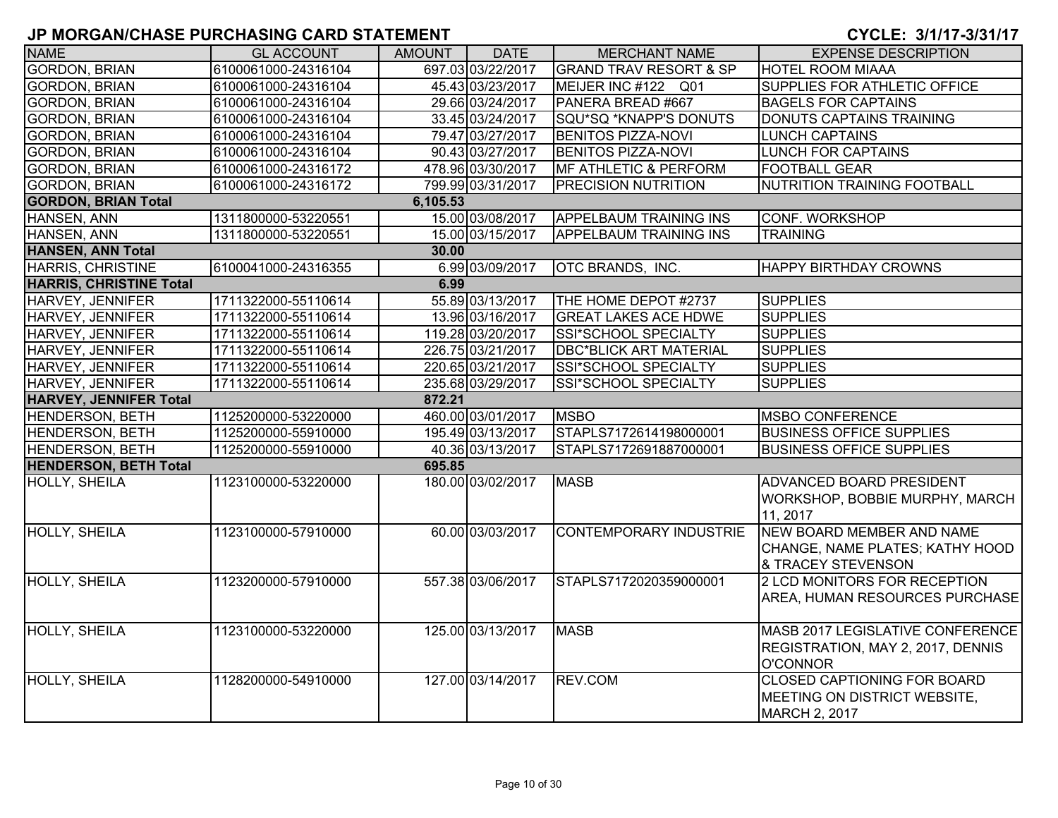# JP MORGAN/CHASE PURCHASING CARD STATEMENT

**CYCLE: 3/1/17-3/31/17**

| NAME | GL ACCOUNT | AMOUNT | DATE | MERCHANT NAME | EXPENSE DESCRIPTION |
|---|---|---|---|---|---|
| GORDON, BRIAN | 6100061000-24316104 | 697.03 | 03/22/2017 | GRAND TRAV RESORT & SP | HOTEL ROOM MIAAA |
| GORDON, BRIAN | 6100061000-24316104 | 45.43 | 03/23/2017 | MEIJER INC #122 Q01 | SUPPLIES FOR ATHLETIC OFFICE |
| GORDON, BRIAN | 6100061000-24316104 | 29.66 | 03/24/2017 | PANERA BREAD #667 | BAGELS FOR CAPTAINS |
| GORDON, BRIAN | 6100061000-24316104 | 33.45 | 03/24/2017 | SQU*SQ *KNAPP'S DONUTS | DONUTS CAPTAINS TRAINING |
| GORDON, BRIAN | 6100061000-24316104 | 79.47 | 03/27/2017 | BENITOS PIZZA-NOVI | LUNCH CAPTAINS |
| GORDON, BRIAN | 6100061000-24316104 | 90.43 | 03/27/2017 | BENITOS PIZZA-NOVI | LUNCH FOR CAPTAINS |
| GORDON, BRIAN | 6100061000-24316172 | 478.96 | 03/30/2017 | MF ATHLETIC & PERFORM | FOOTBALL GEAR |
| GORDON, BRIAN | 6100061000-24316172 | 799.99 | 03/31/2017 | PRECISION NUTRITION | NUTRITION TRAINING FOOTBALL |
| **GORDON, BRIAN Total** | | **6,105.53** | | | |
| HANSEN, ANN | 1311800000-53220551 | 15.00 | 03/08/2017 | APPELBAUM TRAINING INS | CONF. WORKSHOP |
| HANSEN, ANN | 1311800000-53220551 | 15.00 | 03/15/2017 | APPELBAUM TRAINING INS | TRAINING |
| **HANSEN, ANN Total** | | **30.00** | | | |
| HARRIS, CHRISTINE | 6100041000-24316355 | 6.99 | 03/09/2017 | OTC BRANDS, INC. | HAPPY BIRTHDAY CROWNS |
| **HARRIS, CHRISTINE Total** | | **6.99** | | | |
| HARVEY, JENNIFER | 1711322000-55110614 | 55.89 | 03/13/2017 | THE HOME DEPOT #2737 | SUPPLIES |
| HARVEY, JENNIFER | 1711322000-55110614 | 13.96 | 03/16/2017 | GREAT LAKES ACE HDWE | SUPPLIES |
| HARVEY, JENNIFER | 1711322000-55110614 | 119.28 | 03/20/2017 | SSI*SCHOOL SPECIALTY | SUPPLIES |
| HARVEY, JENNIFER | 1711322000-55110614 | 226.75 | 03/21/2017 | DBC*BLICK ART MATERIAL | SUPPLIES |
| HARVEY, JENNIFER | 1711322000-55110614 | 220.65 | 03/21/2017 | SSI*SCHOOL SPECIALTY | SUPPLIES |
| HARVEY, JENNIFER | 1711322000-55110614 | 235.68 | 03/29/2017 | SSI*SCHOOL SPECIALTY | SUPPLIES |
| **HARVEY, JENNIFER Total** | | **872.21** | | | |
| HENDERSON, BETH | 1125200000-53220000 | 460.00 | 03/01/2017 | MSBO | MSBO CONFERENCE |
| HENDERSON, BETH | 1125200000-55910000 | 195.49 | 03/13/2017 | STAPLS7172614198000001 | BUSINESS OFFICE SUPPLIES |
| HENDERSON, BETH | 1125200000-55910000 | 40.36 | 03/13/2017 | STAPLS7172691887000001 | BUSINESS OFFICE SUPPLIES |
| **HENDERSON, BETH Total** | | **695.85** | | | |
| HOLLY, SHEILA | 1123100000-53220000 | 180.00 | 03/02/2017 | MASB | ADVANCED BOARD PRESIDENT WORKSHOP, BOBBIE MURPHY, MARCH 11, 2017 |
| HOLLY, SHEILA | 1123100000-57910000 | 60.00 | 03/03/2017 | CONTEMPORARY INDUSTRIE | NEW BOARD MEMBER AND NAME CHANGE, NAME PLATES; KATHY HOOD & TRACEY STEVENSON |
| HOLLY, SHEILA | 1123200000-57910000 | 557.38 | 03/06/2017 | STAPLS7172020359000001 | 2 LCD MONITORS FOR RECEPTION AREA, HUMAN RESOURCES PURCHASE |
| HOLLY, SHEILA | 1123100000-53220000 | 125.00 | 03/13/2017 | MASB | MASB 2017 LEGISLATIVE CONFERENCE REGISTRATION, MAY 2, 2017, DENNIS O'CONNOR |
| HOLLY, SHEILA | 1128200000-54910000 | 127.00 | 03/14/2017 | REV.COM | CLOSED CAPTIONING FOR BOARD MEETING ON DISTRICT WEBSITE, MARCH 2, 2017 |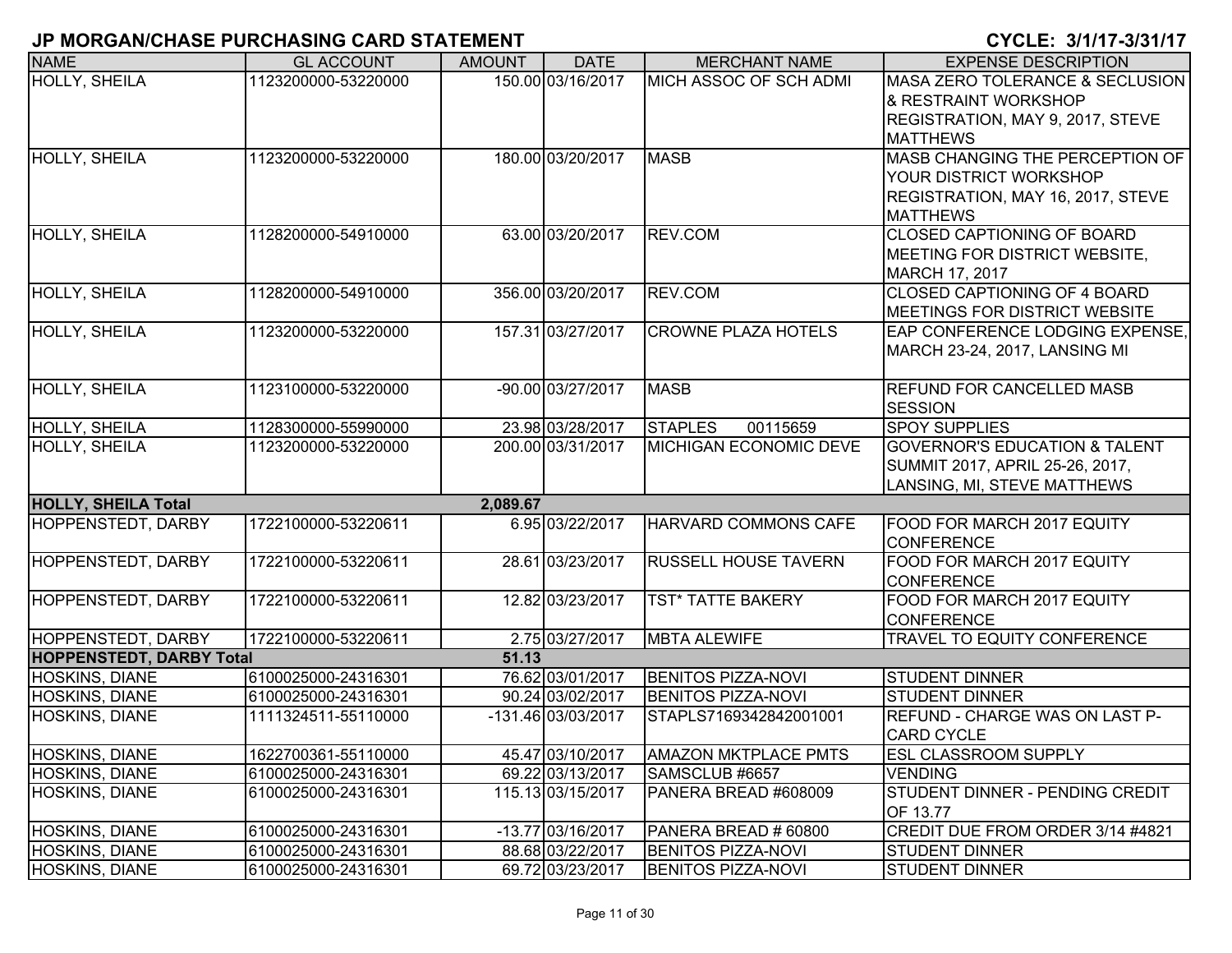# JP MORGAN/CHASE PURCHASING CARD STATEMENT

**CYCLE: 3/1/17-3/31/17**

| NAME | GL ACCOUNT | AMOUNT | DATE | MERCHANT NAME | EXPENSE DESCRIPTION |
|---|---|---|---|---|---|
| HOLLY, SHEILA | 1123200000-53220000 | 150.00 | 03/16/2017 | MICH ASSOC OF SCH ADMI | MASA ZERO TOLERANCE & SECLUSION & RESTRAINT WORKSHOP REGISTRATION, MAY 9, 2017, STEVE MATTHEWS |
| HOLLY, SHEILA | 1123200000-53220000 | 180.00 | 03/20/2017 | MASB | MASB CHANGING THE PERCEPTION OF YOUR DISTRICT WORKSHOP REGISTRATION, MAY 16, 2017, STEVE MATTHEWS |
| HOLLY, SHEILA | 1128200000-54910000 | 63.00 | 03/20/2017 | REV.COM | CLOSED CAPTIONING OF BOARD MEETING FOR DISTRICT WEBSITE, MARCH 17, 2017 |
| HOLLY, SHEILA | 1128200000-54910000 | 356.00 | 03/20/2017 | REV.COM | CLOSED CAPTIONING OF 4 BOARD MEETINGS FOR DISTRICT WEBSITE |
| HOLLY, SHEILA | 1123200000-53220000 | 157.31 | 03/27/2017 | CROWNE PLAZA HOTELS | EAP CONFERENCE LODGING EXPENSE, MARCH 23-24, 2017, LANSING MI |
| HOLLY, SHEILA | 1123100000-53220000 | -90.00 | 03/27/2017 | MASB | REFUND FOR CANCELLED MASB SESSION |
| HOLLY, SHEILA | 1128300000-55990000 | 23.98 | 03/28/2017 | STAPLES 00115659 | SPOY SUPPLIES |
| HOLLY, SHEILA | 1123200000-53220000 | 200.00 | 03/31/2017 | MICHIGAN ECONOMIC DEVE | GOVERNOR'S EDUCATION & TALENT SUMMIT 2017, APRIL 25-26, 2017, LANSING, MI, STEVE MATTHEWS |
| **HOLLY, SHEILA Total** | | **2,089.67** | | | |
| HOPPENSTEDT, DARBY | 1722100000-53220611 | 6.95 | 03/22/2017 | HARVARD COMMONS CAFE | FOOD FOR MARCH 2017 EQUITY CONFERENCE |
| HOPPENSTEDT, DARBY | 1722100000-53220611 | 28.61 | 03/23/2017 | RUSSELL HOUSE TAVERN | FOOD FOR MARCH 2017 EQUITY CONFERENCE |
| HOPPENSTEDT, DARBY | 1722100000-53220611 | 12.82 | 03/23/2017 | TST* TATTE BAKERY | FOOD FOR MARCH 2017 EQUITY CONFERENCE |
| HOPPENSTEDT, DARBY | 1722100000-53220611 | 2.75 | 03/27/2017 | MBTA ALEWIFE | TRAVEL TO EQUITY CONFERENCE |
| **HOPPENSTEDT, DARBY Total** | | **51.13** | | | |
| HOSKINS, DIANE | 6100025000-24316301 | 76.62 | 03/01/2017 | BENITOS PIZZA-NOVI | STUDENT DINNER |
| HOSKINS, DIANE | 6100025000-24316301 | 90.24 | 03/02/2017 | BENITOS PIZZA-NOVI | STUDENT DINNER |
| HOSKINS, DIANE | 1111324511-55110000 | -131.46 | 03/03/2017 | STAPLS7169342842001001 | REFUND - CHARGE WAS ON LAST P-CARD CYCLE |
| HOSKINS, DIANE | 1622700361-55110000 | 45.47 | 03/10/2017 | AMAZON MKTPLACE PMTS | ESL CLASSROOM SUPPLY |
| HOSKINS, DIANE | 6100025000-24316301 | 69.22 | 03/13/2017 | SAMSCLUB #6657 | VENDING |
| HOSKINS, DIANE | 6100025000-24316301 | 115.13 | 03/15/2017 | PANERA BREAD #608009 | STUDENT DINNER - PENDING CREDIT OF 13.77 |
| HOSKINS, DIANE | 6100025000-24316301 | -13.77 | 03/16/2017 | PANERA BREAD # 60800 | CREDIT DUE FROM ORDER 3/14 #4821 |
| HOSKINS, DIANE | 6100025000-24316301 | 88.68 | 03/22/2017 | BENITOS PIZZA-NOVI | STUDENT DINNER |
| HOSKINS, DIANE | 6100025000-24316301 | 69.72 | 03/23/2017 | BENITOS PIZZA-NOVI | STUDENT DINNER |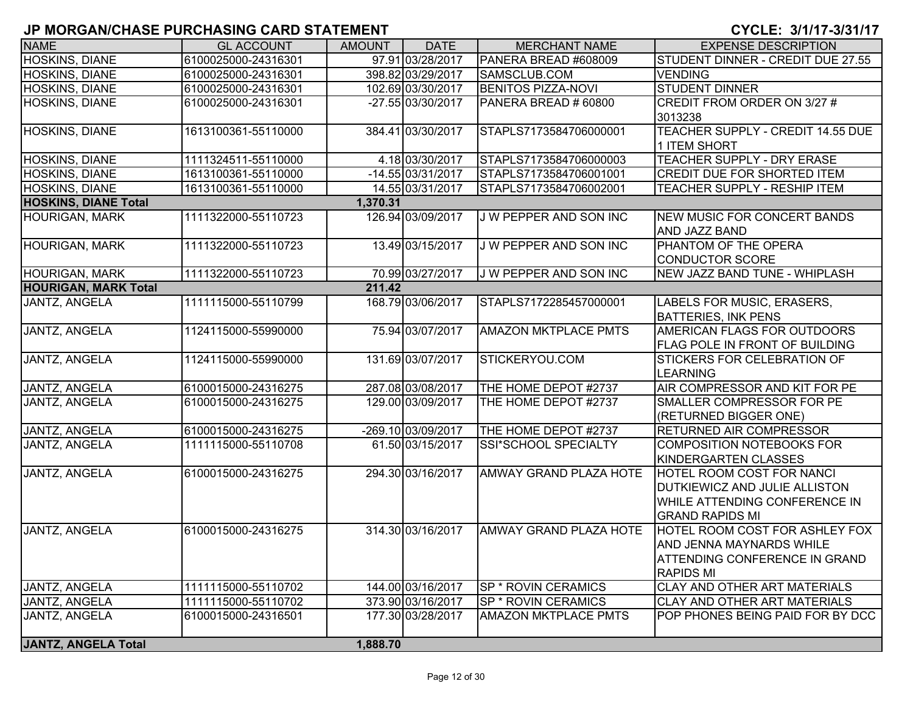# JP MORGAN/CHASE PURCHASING CARD STATEMENT

CYCLE: 3/1/17-3/31/17

| NAME | GL ACCOUNT | AMOUNT | DATE | MERCHANT NAME | EXPENSE DESCRIPTION |
|---|---|---|---|---|---|
| HOSKINS, DIANE | 6100025000-24316301 | 97.91 | 03/28/2017 | PANERA BREAD #608009 | STUDENT DINNER - CREDIT DUE 27.55 |
| HOSKINS, DIANE | 6100025000-24316301 | 398.82 | 03/29/2017 | SAMSCLUB.COM | VENDING |
| HOSKINS, DIANE | 6100025000-24316301 | 102.69 | 03/30/2017 | BENITOS PIZZA-NOVI | STUDENT DINNER |
| HOSKINS, DIANE | 6100025000-24316301 | -27.55 | 03/30/2017 | PANERA BREAD # 60800 | CREDIT FROM ORDER ON 3/27 # 3013238 |
| HOSKINS, DIANE | 1613100361-55110000 | 384.41 | 03/30/2017 | STAPLS7173584706000001 | TEACHER SUPPLY - CREDIT 14.55 DUE 1 ITEM SHORT |
| HOSKINS, DIANE | 1111324511-55110000 | 4.18 | 03/30/2017 | STAPLS7173584706000003 | TEACHER SUPPLY - DRY ERASE |
| HOSKINS, DIANE | 1613100361-55110000 | -14.55 | 03/31/2017 | STAPLS7173584706001001 | CREDIT DUE FOR SHORTED ITEM |
| HOSKINS, DIANE | 1613100361-55110000 | 14.55 | 03/31/2017 | STAPLS7173584706002001 | TEACHER SUPPLY - RESHIP ITEM |
| **HOSKINS, DIANE Total** | | **1,370.31** | | | |
| HOURIGAN, MARK | 1111322000-55110723 | 126.94 | 03/09/2017 | J W PEPPER AND SON INC | NEW MUSIC FOR CONCERT BANDS AND JAZZ BAND |
| HOURIGAN, MARK | 1111322000-55110723 | 13.49 | 03/15/2017 | J W PEPPER AND SON INC | PHANTOM OF THE OPERA CONDUCTOR SCORE |
| HOURIGAN, MARK | 1111322000-55110723 | 70.99 | 03/27/2017 | J W PEPPER AND SON INC | NEW JAZZ BAND TUNE - WHIPLASH |
| **HOURIGAN, MARK Total** | | **211.42** | | | |
| JANTZ, ANGELA | 1111115000-55110799 | 168.79 | 03/06/2017 | STAPLS7172285457000001 | LABELS FOR MUSIC, ERASERS, BATTERIES, INK PENS |
| JANTZ, ANGELA | 1124115000-55990000 | 75.94 | 03/07/2017 | AMAZON MKTPLACE PMTS | AMERICAN FLAGS FOR OUTDOORS FLAG POLE IN FRONT OF BUILDING |
| JANTZ, ANGELA | 1124115000-55990000 | 131.69 | 03/07/2017 | STICKERYOU.COM | STICKERS FOR CELEBRATION OF LEARNING |
| JANTZ, ANGELA | 6100015000-24316275 | 287.08 | 03/08/2017 | THE HOME DEPOT #2737 | AIR COMPRESSOR AND KIT FOR PE |
| JANTZ, ANGELA | 6100015000-24316275 | 129.00 | 03/09/2017 | THE HOME DEPOT #2737 | SMALLER COMPRESSOR FOR PE (RETURNED BIGGER ONE) |
| JANTZ, ANGELA | 6100015000-24316275 | -269.10 | 03/09/2017 | THE HOME DEPOT #2737 | RETURNED AIR COMPRESSOR |
| JANTZ, ANGELA | 1111115000-55110708 | 61.50 | 03/15/2017 | SSI*SCHOOL SPECIALTY | COMPOSITION NOTEBOOKS FOR KINDERGARTEN CLASSES |
| JANTZ, ANGELA | 6100015000-24316275 | 294.30 | 03/16/2017 | AMWAY GRAND PLAZA HOTE | HOTEL ROOM COST FOR NANCI DUTKIEWICZ AND JULIE ALLISTON WHILE ATTENDING CONFERENCE IN GRAND RAPIDS MI |
| JANTZ, ANGELA | 6100015000-24316275 | 314.30 | 03/16/2017 | AMWAY GRAND PLAZA HOTE | HOTEL ROOM COST FOR ASHLEY FOX AND JENNA MAYNARDS WHILE ATTENDING CONFERENCE IN GRAND RAPIDS MI |
| JANTZ, ANGELA | 1111115000-55110702 | 144.00 | 03/16/2017 | SP * ROVIN CERAMICS | CLAY AND OTHER ART MATERIALS |
| JANTZ, ANGELA | 1111115000-55110702 | 373.90 | 03/16/2017 | SP * ROVIN CERAMICS | CLAY AND OTHER ART MATERIALS |
| JANTZ, ANGELA | 6100015000-24316501 | 177.30 | 03/28/2017 | AMAZON MKTPLACE PMTS | POP PHONES BEING PAID FOR BY DCC |
| **JANTZ, ANGELA Total** | | **1,888.70** | | | |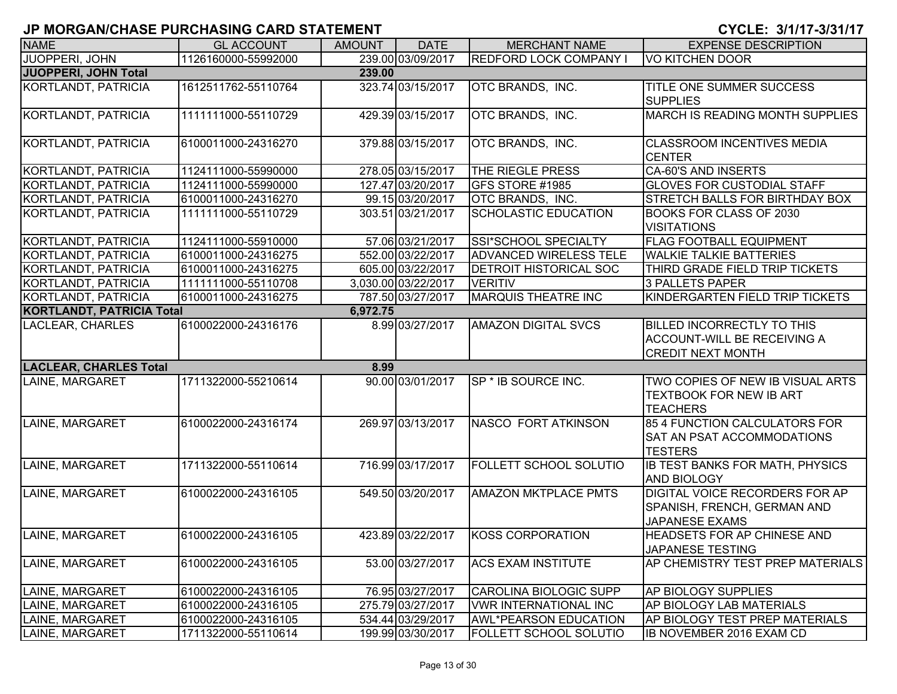# JP MORGAN/CHASE PURCHASING CARD STATEMENT

**CYCLE: 3/1/17-3/31/17**

| NAME | GL ACCOUNT | AMOUNT | DATE | MERCHANT NAME | EXPENSE DESCRIPTION |
|---|---|---|---|---|---|
| JUOPPERI, JOHN | 1126160000-55992000 | 239.00 | 03/09/2017 | REDFORD LOCK COMPANY I | VO KITCHEN DOOR |
| **JUOPPERI, JOHN Total** | | **239.00** | | | |
| KORTLANDT, PATRICIA | 1612511762-55110764 | 323.74 | 03/15/2017 | OTC BRANDS, INC. | TITLE ONE SUMMER SUCCESS SUPPLIES |
| KORTLANDT, PATRICIA | 1111111000-55110729 | 429.39 | 03/15/2017 | OTC BRANDS, INC. | MARCH IS READING MONTH SUPPLIES |
| KORTLANDT, PATRICIA | 6100011000-24316270 | 379.88 | 03/15/2017 | OTC BRANDS, INC. | CLASSROOM INCENTIVES MEDIA CENTER |
| KORTLANDT, PATRICIA | 1124111000-55990000 | 278.05 | 03/15/2017 | THE RIEGLE PRESS | CA-60'S AND INSERTS |
| KORTLANDT, PATRICIA | 1124111000-55990000 | 127.47 | 03/20/2017 | GFS STORE #1985 | GLOVES FOR CUSTODIAL STAFF |
| KORTLANDT, PATRICIA | 6100011000-24316270 | 99.15 | 03/20/2017 | OTC BRANDS, INC. | STRETCH BALLS FOR BIRTHDAY BOX |
| KORTLANDT, PATRICIA | 1111111000-55110729 | 303.51 | 03/21/2017 | SCHOLASTIC EDUCATION | BOOKS FOR CLASS OF 2030 VISITATIONS |
| KORTLANDT, PATRICIA | 1124111000-55910000 | 57.06 | 03/21/2017 | SSI*SCHOOL SPECIALTY | FLAG FOOTBALL EQUIPMENT |
| KORTLANDT, PATRICIA | 6100011000-24316275 | 552.00 | 03/22/2017 | ADVANCED WIRELESS TELE | WALKIE TALKIE BATTERIES |
| KORTLANDT, PATRICIA | 6100011000-24316275 | 605.00 | 03/22/2017 | DETROIT HISTORICAL SOC | THIRD GRADE FIELD TRIP TICKETS |
| KORTLANDT, PATRICIA | 1111111000-55110708 | 3,030.00 | 03/22/2017 | VERITIV | 3 PALLETS PAPER |
| KORTLANDT, PATRICIA | 6100011000-24316275 | 787.50 | 03/27/2017 | MARQUIS THEATRE INC | KINDERGARTEN FIELD TRIP TICKETS |
| **KORTLANDT, PATRICIA Total** | | **6,972.75** | | | |
| LACLEAR, CHARLES | 6100022000-24316176 | 8.99 | 03/27/2017 | AMAZON DIGITAL SVCS | BILLED INCORRECTLY TO THIS ACCOUNT-WILL BE RECEIVING A CREDIT NEXT MONTH |
| **LACLEAR, CHARLES Total** | | **8.99** | | | |
| LAINE, MARGARET | 1711322000-55210614 | 90.00 | 03/01/2017 | SP * IB SOURCE INC. | TWO COPIES OF NEW IB VISUAL ARTS TEXTBOOK FOR NEW IB ART TEACHERS |
| LAINE, MARGARET | 6100022000-24316174 | 269.97 | 03/13/2017 | NASCO FORT ATKINSON | 85 4 FUNCTION CALCULATORS FOR SAT AN PSAT ACCOMMODATIONS TESTERS |
| LAINE, MARGARET | 1711322000-55110614 | 716.99 | 03/17/2017 | FOLLETT SCHOOL SOLUTIO | IB TEST BANKS FOR MATH, PHYSICS AND BIOLOGY |
| LAINE, MARGARET | 6100022000-24316105 | 549.50 | 03/20/2017 | AMAZON MKTPLACE PMTS | DIGITAL VOICE RECORDERS FOR AP SPANISH, FRENCH, GERMAN AND JAPANESE EXAMS |
| LAINE, MARGARET | 6100022000-24316105 | 423.89 | 03/22/2017 | KOSS CORPORATION | HEADSETS FOR AP CHINESE AND JAPANESE TESTING |
| LAINE, MARGARET | 6100022000-24316105 | 53.00 | 03/27/2017 | ACS EXAM INSTITUTE | AP CHEMISTRY TEST PREP MATERIALS |
| LAINE, MARGARET | 6100022000-24316105 | 76.95 | 03/27/2017 | CAROLINA BIOLOGIC SUPP | AP BIOLOGY SUPPLIES |
| LAINE, MARGARET | 6100022000-24316105 | 275.79 | 03/27/2017 | VWR INTERNATIONAL INC | AP BIOLOGY LAB MATERIALS |
| LAINE, MARGARET | 6100022000-24316105 | 534.44 | 03/29/2017 | AWL*PEARSON EDUCATION | AP BIOLOGY TEST PREP MATERIALS |
| LAINE, MARGARET | 1711322000-55110614 | 199.99 | 03/30/2017 | FOLLETT SCHOOL SOLUTIO | IB NOVEMBER 2016 EXAM CD |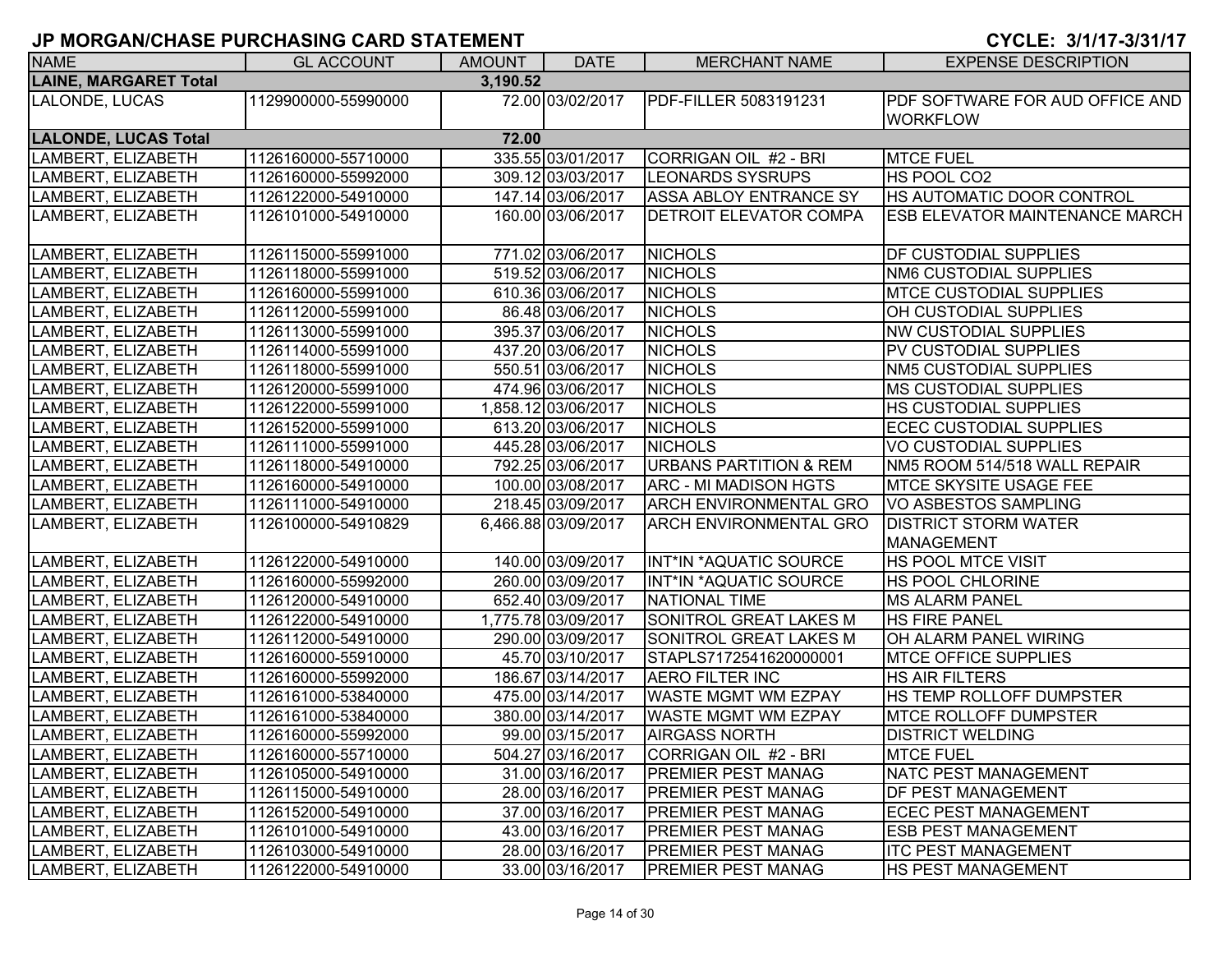# JP MORGAN/CHASE PURCHASING CARD STATEMENT

**CYCLE: 3/1/17-3/31/17**

| NAME | GL ACCOUNT | AMOUNT | DATE | MERCHANT NAME | EXPENSE DESCRIPTION |
|---|---|---|---|---|---|
| **LAINE, MARGARET Total** | | **3,190.52** | | | |
| LALONDE, LUCAS | 1129900000-55990000 | 72.00 | 03/02/2017 | PDF-FILLER 5083191231 | PDF SOFTWARE FOR AUD OFFICE AND WORKFLOW |
| **LALONDE, LUCAS Total** | | **72.00** | | | |
| LAMBERT, ELIZABETH | 1126160000-55710000 | 335.55 | 03/01/2017 | CORRIGAN OIL #2 - BRI | MTCE FUEL |
| LAMBERT, ELIZABETH | 1126160000-55992000 | 309.12 | 03/03/2017 | LEONARDS SYSRUPS | HS POOL CO2 |
| LAMBERT, ELIZABETH | 1126122000-54910000 | 147.14 | 03/06/2017 | ASSA ABLOY ENTRANCE SY | HS AUTOMATIC DOOR CONTROL |
| LAMBERT, ELIZABETH | 1126101000-54910000 | 160.00 | 03/06/2017 | DETROIT ELEVATOR COMPA | ESB ELEVATOR MAINTENANCE MARCH |
| LAMBERT, ELIZABETH | 1126115000-55991000 | 771.02 | 03/06/2017 | NICHOLS | DF CUSTODIAL SUPPLIES |
| LAMBERT, ELIZABETH | 1126118000-55991000 | 519.52 | 03/06/2017 | NICHOLS | NM6 CUSTODIAL SUPPLIES |
| LAMBERT, ELIZABETH | 1126160000-55991000 | 610.36 | 03/06/2017 | NICHOLS | MTCE CUSTODIAL SUPPLIES |
| LAMBERT, ELIZABETH | 1126112000-55991000 | 86.48 | 03/06/2017 | NICHOLS | OH CUSTODIAL SUPPLIES |
| LAMBERT, ELIZABETH | 1126113000-55991000 | 395.37 | 03/06/2017 | NICHOLS | NW CUSTODIAL SUPPLIES |
| LAMBERT, ELIZABETH | 1126114000-55991000 | 437.20 | 03/06/2017 | NICHOLS | PV CUSTODIAL SUPPLIES |
| LAMBERT, ELIZABETH | 1126118000-55991000 | 550.51 | 03/06/2017 | NICHOLS | NM5 CUSTODIAL SUPPLIES |
| LAMBERT, ELIZABETH | 1126120000-55991000 | 474.96 | 03/06/2017 | NICHOLS | MS CUSTODIAL SUPPLIES |
| LAMBERT, ELIZABETH | 1126122000-55991000 | 1,858.12 | 03/06/2017 | NICHOLS | HS CUSTODIAL SUPPLIES |
| LAMBERT, ELIZABETH | 1126152000-55991000 | 613.20 | 03/06/2017 | NICHOLS | ECEC CUSTODIAL SUPPLIES |
| LAMBERT, ELIZABETH | 1126111000-55991000 | 445.28 | 03/06/2017 | NICHOLS | VO CUSTODIAL SUPPLIES |
| LAMBERT, ELIZABETH | 1126118000-54910000 | 792.25 | 03/06/2017 | URBANS PARTITION & REM | NM5 ROOM 514/518 WALL REPAIR |
| LAMBERT, ELIZABETH | 1126160000-54910000 | 100.00 | 03/08/2017 | ARC - MI MADISON HGTS | MTCE SKYSITE USAGE FEE |
| LAMBERT, ELIZABETH | 1126111000-54910000 | 218.45 | 03/09/2017 | ARCH ENVIRONMENTAL GRO | VO ASBESTOS SAMPLING |
| LAMBERT, ELIZABETH | 1126100000-54910829 | 6,466.88 | 03/09/2017 | ARCH ENVIRONMENTAL GRO | DISTRICT STORM WATER MANAGEMENT |
| LAMBERT, ELIZABETH | 1126122000-54910000 | 140.00 | 03/09/2017 | INT*IN *AQUATIC SOURCE | HS POOL MTCE VISIT |
| LAMBERT, ELIZABETH | 1126160000-55992000 | 260.00 | 03/09/2017 | INT*IN *AQUATIC SOURCE | HS POOL CHLORINE |
| LAMBERT, ELIZABETH | 1126120000-54910000 | 652.40 | 03/09/2017 | NATIONAL TIME | MS ALARM PANEL |
| LAMBERT, ELIZABETH | 1126122000-54910000 | 1,775.78 | 03/09/2017 | SONITROL GREAT LAKES M | HS FIRE PANEL |
| LAMBERT, ELIZABETH | 1126112000-54910000 | 290.00 | 03/09/2017 | SONITROL GREAT LAKES M | OH ALARM PANEL WIRING |
| LAMBERT, ELIZABETH | 1126160000-55910000 | 45.70 | 03/10/2017 | STAPLS7172541620000001 | MTCE OFFICE SUPPLIES |
| LAMBERT, ELIZABETH | 1126160000-55992000 | 186.67 | 03/14/2017 | AERO FILTER INC | HS AIR FILTERS |
| LAMBERT, ELIZABETH | 1126161000-53840000 | 475.00 | 03/14/2017 | WASTE MGMT WM EZPAY | HS TEMP ROLLOFF DUMPSTER |
| LAMBERT, ELIZABETH | 1126161000-53840000 | 380.00 | 03/14/2017 | WASTE MGMT WM EZPAY | MTCE ROLLOFF DUMPSTER |
| LAMBERT, ELIZABETH | 1126160000-55992000 | 99.00 | 03/15/2017 | AIRGASS NORTH | DISTRICT WELDING |
| LAMBERT, ELIZABETH | 1126160000-55710000 | 504.27 | 03/16/2017 | CORRIGAN OIL #2 - BRI | MTCE FUEL |
| LAMBERT, ELIZABETH | 1126105000-54910000 | 31.00 | 03/16/2017 | PREMIER PEST MANAG | NATC PEST MANAGEMENT |
| LAMBERT, ELIZABETH | 1126115000-54910000 | 28.00 | 03/16/2017 | PREMIER PEST MANAG | DF PEST MANAGEMENT |
| LAMBERT, ELIZABETH | 1126152000-54910000 | 37.00 | 03/16/2017 | PREMIER PEST MANAG | ECEC PEST MANAGEMENT |
| LAMBERT, ELIZABETH | 1126101000-54910000 | 43.00 | 03/16/2017 | PREMIER PEST MANAG | ESB PEST MANAGEMENT |
| LAMBERT, ELIZABETH | 1126103000-54910000 | 28.00 | 03/16/2017 | PREMIER PEST MANAG | ITC PEST MANAGEMENT |
| LAMBERT, ELIZABETH | 1126122000-54910000 | 33.00 | 03/16/2017 | PREMIER PEST MANAG | HS PEST MANAGEMENT |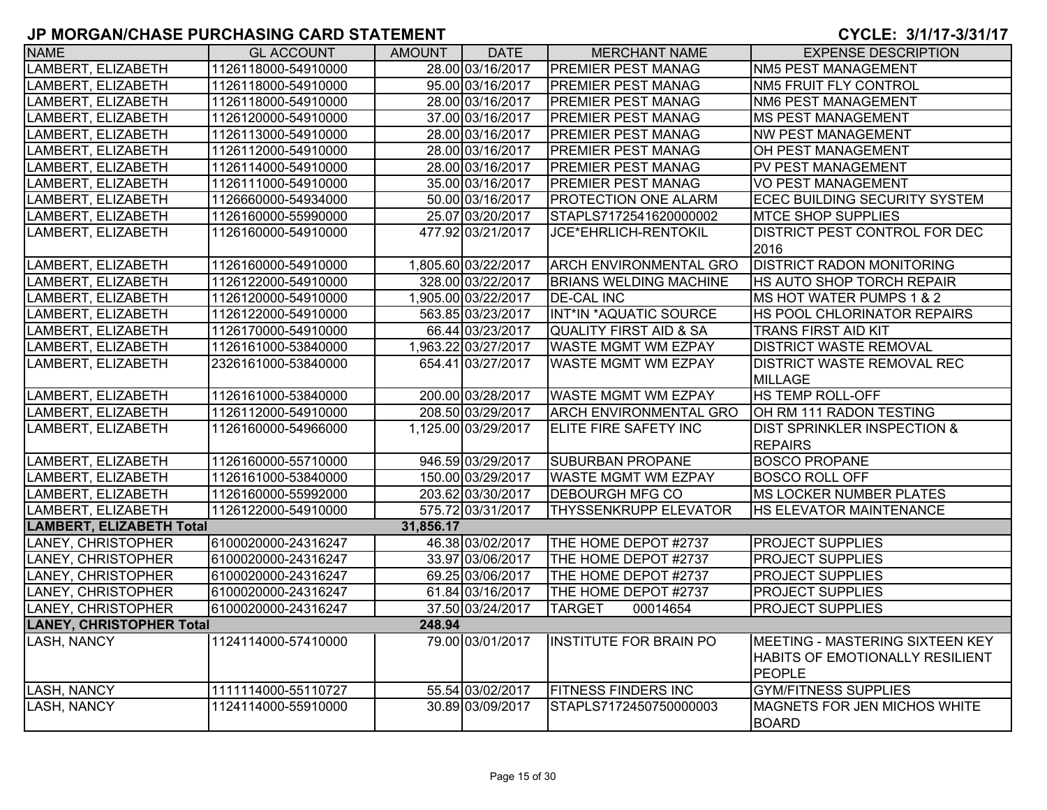## JP MORGAN/CHASE PURCHASING CARD STATEMENT

**CYCLE: 3/1/17-3/31/17**

| NAME | GL ACCOUNT | AMOUNT | DATE | MERCHANT NAME | EXPENSE DESCRIPTION |
|---|---|---|---|---|---|
| LAMBERT, ELIZABETH | 1126118000-54910000 | 28.00 | 03/16/2017 | PREMIER PEST MANAG | NM5 PEST MANAGEMENT |
| LAMBERT, ELIZABETH | 1126118000-54910000 | 95.00 | 03/16/2017 | PREMIER PEST MANAG | NM5 FRUIT FLY CONTROL |
| LAMBERT, ELIZABETH | 1126118000-54910000 | 28.00 | 03/16/2017 | PREMIER PEST MANAG | NM6 PEST MANAGEMENT |
| LAMBERT, ELIZABETH | 1126120000-54910000 | 37.00 | 03/16/2017 | PREMIER PEST MANAG | MS PEST MANAGEMENT |
| LAMBERT, ELIZABETH | 1126113000-54910000 | 28.00 | 03/16/2017 | PREMIER PEST MANAG | NW PEST MANAGEMENT |
| LAMBERT, ELIZABETH | 1126112000-54910000 | 28.00 | 03/16/2017 | PREMIER PEST MANAG | OH PEST MANAGEMENT |
| LAMBERT, ELIZABETH | 1126114000-54910000 | 28.00 | 03/16/2017 | PREMIER PEST MANAG | PV PEST MANAGEMENT |
| LAMBERT, ELIZABETH | 1126111000-54910000 | 35.00 | 03/16/2017 | PREMIER PEST MANAG | VO PEST MANAGEMENT |
| LAMBERT, ELIZABETH | 1126660000-54934000 | 50.00 | 03/16/2017 | PROTECTION ONE ALARM | ECEC BUILDING SECURITY SYSTEM |
| LAMBERT, ELIZABETH | 1126160000-55990000 | 25.07 | 03/20/2017 | STAPLS7172541620000002 | MTCE SHOP SUPPLIES |
| LAMBERT, ELIZABETH | 1126160000-54910000 | 477.92 | 03/21/2017 | JCE*EHRLICH-RENTOKIL | DISTRICT PEST CONTROL FOR DEC 2016 |
| LAMBERT, ELIZABETH | 1126160000-54910000 | 1,805.60 | 03/22/2017 | ARCH ENVIRONMENTAL GRO | DISTRICT RADON MONITORING |
| LAMBERT, ELIZABETH | 1126122000-54910000 | 328.00 | 03/22/2017 | BRIANS WELDING MACHINE | HS AUTO SHOP TORCH REPAIR |
| LAMBERT, ELIZABETH | 1126120000-54910000 | 1,905.00 | 03/22/2017 | DE-CAL INC | MS HOT WATER PUMPS 1 & 2 |
| LAMBERT, ELIZABETH | 1126122000-54910000 | 563.85 | 03/23/2017 | INT*IN *AQUATIC SOURCE | HS POOL CHLORINATOR REPAIRS |
| LAMBERT, ELIZABETH | 1126170000-54910000 | 66.44 | 03/23/2017 | QUALITY FIRST AID & SA | TRANS FIRST AID KIT |
| LAMBERT, ELIZABETH | 1126161000-53840000 | 1,963.22 | 03/27/2017 | WASTE MGMT WM EZPAY | DISTRICT WASTE REMOVAL |
| LAMBERT, ELIZABETH | 2326161000-53840000 | 654.41 | 03/27/2017 | WASTE MGMT WM EZPAY | DISTRICT WASTE REMOVAL REC MILLAGE |
| LAMBERT, ELIZABETH | 1126161000-53840000 | 200.00 | 03/28/2017 | WASTE MGMT WM EZPAY | HS TEMP ROLL-OFF |
| LAMBERT, ELIZABETH | 1126112000-54910000 | 208.50 | 03/29/2017 | ARCH ENVIRONMENTAL GRO | OH RM 111 RADON TESTING |
| LAMBERT, ELIZABETH | 1126160000-54966000 | 1,125.00 | 03/29/2017 | ELITE FIRE SAFETY INC | DIST SPRINKLER INSPECTION & REPAIRS |
| LAMBERT, ELIZABETH | 1126160000-55710000 | 946.59 | 03/29/2017 | SUBURBAN PROPANE | BOSCO PROPANE |
| LAMBERT, ELIZABETH | 1126161000-53840000 | 150.00 | 03/29/2017 | WASTE MGMT WM EZPAY | BOSCO ROLL OFF |
| LAMBERT, ELIZABETH | 1126160000-55992000 | 203.62 | 03/30/2017 | DEBOURGH MFG CO | MS LOCKER NUMBER PLATES |
| LAMBERT, ELIZABETH | 1126122000-54910000 | 575.72 | 03/31/2017 | THYSSENKRUPP ELEVATOR | HS ELEVATOR MAINTENANCE |
| **LAMBERT, ELIZABETH Total** | | **31,856.17** | | | |
| LANEY, CHRISTOPHER | 6100020000-24316247 | 46.38 | 03/02/2017 | THE HOME DEPOT #2737 | PROJECT SUPPLIES |
| LANEY, CHRISTOPHER | 6100020000-24316247 | 33.97 | 03/06/2017 | THE HOME DEPOT #2737 | PROJECT SUPPLIES |
| LANEY, CHRISTOPHER | 6100020000-24316247 | 69.25 | 03/06/2017 | THE HOME DEPOT #2737 | PROJECT SUPPLIES |
| LANEY, CHRISTOPHER | 6100020000-24316247 | 61.84 | 03/16/2017 | THE HOME DEPOT #2737 | PROJECT SUPPLIES |
| LANEY, CHRISTOPHER | 6100020000-24316247 | 37.50 | 03/24/2017 | TARGET 00014654 | PROJECT SUPPLIES |
| **LANEY, CHRISTOPHER Total** | | **248.94** | | | |
| LASH, NANCY | 1124114000-57410000 | 79.00 | 03/01/2017 | INSTITUTE FOR BRAIN PO | MEETING - MASTERING SIXTEEN KEY HABITS OF EMOTIONALLY RESILIENT PEOPLE |
| LASH, NANCY | 1111114000-55110727 | 55.54 | 03/02/2017 | FITNESS FINDERS INC | GYM/FITNESS SUPPLIES |
| LASH, NANCY | 1124114000-55910000 | 30.89 | 03/09/2017 | STAPLS7172450750000003 | MAGNETS FOR JEN MICHOS WHITE BOARD |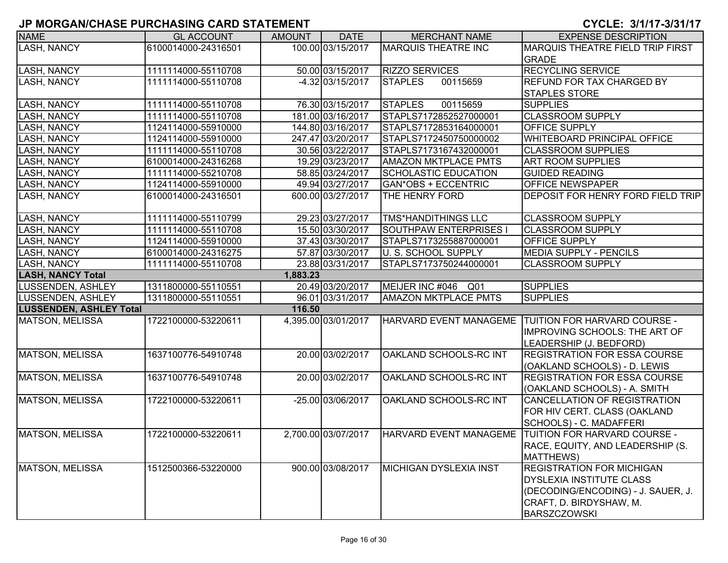## JP MORGAN/CHASE PURCHASING CARD STATEMENT

**CYCLE: 3/1/17-3/31/17**

| NAME | GL ACCOUNT | AMOUNT | DATE | MERCHANT NAME | EXPENSE DESCRIPTION |
|---|---|---|---|---|---|
| LASH, NANCY | 6100014000-24316501 | 100.00 | 03/15/2017 | MARQUIS THEATRE INC | MARQUIS THEATRE FIELD TRIP FIRST GRADE |
| LASH, NANCY | 1111114000-55110708 | 50.00 | 03/15/2017 | RIZZO SERVICES | RECYCLING SERVICE |
| LASH, NANCY | 1111114000-55110708 | -4.32 | 03/15/2017 | STAPLES 00115659 | REFUND FOR TAX CHARGED BY STAPLES STORE |
| LASH, NANCY | 1111114000-55110708 | 76.30 | 03/15/2017 | STAPLES 00115659 | SUPPLIES |
| LASH, NANCY | 1111114000-55110708 | 181.00 | 03/16/2017 | STAPLS7172852527000001 | CLASSROOM SUPPLY |
| LASH, NANCY | 1124114000-55910000 | 144.80 | 03/16/2017 | STAPLS7172853164000001 | OFFICE SUPPLY |
| LASH, NANCY | 1124114000-55910000 | 247.47 | 03/20/2017 | STAPLS7172450750000002 | WHITEBOARD PRINCIPAL OFFICE |
| LASH, NANCY | 1111114000-55110708 | 30.56 | 03/22/2017 | STAPLS7173167432000001 | CLASSROOM SUPPLIES |
| LASH, NANCY | 6100014000-24316268 | 19.29 | 03/23/2017 | AMAZON MKTPLACE PMTS | ART ROOM SUPPLIES |
| LASH, NANCY | 1111114000-55210708 | 58.85 | 03/24/2017 | SCHOLASTIC EDUCATION | GUIDED READING |
| LASH, NANCY | 1124114000-55910000 | 49.94 | 03/27/2017 | GAN*OBS + ECCENTRIC | OFFICE NEWSPAPER |
| LASH, NANCY | 6100014000-24316501 | 600.00 | 03/27/2017 | THE HENRY FORD | DEPOSIT FOR HENRY FORD FIELD TRIP |
| LASH, NANCY | 1111114000-55110799 | 29.23 | 03/27/2017 | TMS*HANDITHINGS LLC | CLASSROOM SUPPLY |
| LASH, NANCY | 1111114000-55110708 | 15.50 | 03/30/2017 | SOUTHPAW ENTERPRISES I | CLASSROOM SUPPLY |
| LASH, NANCY | 1124114000-55910000 | 37.43 | 03/30/2017 | STAPLS7173255887000001 | OFFICE SUPPLY |
| LASH, NANCY | 6100014000-24316275 | 57.87 | 03/30/2017 | U. S. SCHOOL SUPPLY | MEDIA SUPPLY - PENCILS |
| LASH, NANCY | 1111114000-55110708 | 23.88 | 03/31/2017 | STAPLS7173750244000001 | CLASSROOM SUPPLY |
| **LASH, NANCY Total** | | **1,883.23** | | | |
| LUSSENDEN, ASHLEY | 1311800000-55110551 | 20.49 | 03/20/2017 | MEIJER INC #046 Q01 | SUPPLIES |
| LUSSENDEN, ASHLEY | 1311800000-55110551 | 96.01 | 03/31/2017 | AMAZON MKTPLACE PMTS | SUPPLIES |
| **LUSSENDEN, ASHLEY Total** | | **116.50** | | | |
| MATSON, MELISSA | 1722100000-53220611 | 4,395.00 | 03/01/2017 | HARVARD EVENT MANAGEME | TUITION FOR HARVARD COURSE - IMPROVING SCHOOLS: THE ART OF LEADERSHIP (J. BEDFORD) |
| MATSON, MELISSA | 1637100776-54910748 | 20.00 | 03/02/2017 | OAKLAND SCHOOLS-RC INT | REGISTRATION FOR ESSA COURSE (OAKLAND SCHOOLS) - D. LEWIS |
| MATSON, MELISSA | 1637100776-54910748 | 20.00 | 03/02/2017 | OAKLAND SCHOOLS-RC INT | REGISTRATION FOR ESSA COURSE (OAKLAND SCHOOLS) - A. SMITH |
| MATSON, MELISSA | 1722100000-53220611 | -25.00 | 03/06/2017 | OAKLAND SCHOOLS-RC INT | CANCELLATION OF REGISTRATION FOR HIV CERT. CLASS (OAKLAND SCHOOLS) - C. MADAFFERI |
| MATSON, MELISSA | 1722100000-53220611 | 2,700.00 | 03/07/2017 | HARVARD EVENT MANAGEME | TUITION FOR HARVARD COURSE - RACE, EQUITY, AND LEADERSHIP (S. MATTHEWS) |
| MATSON, MELISSA | 1512500366-53220000 | 900.00 | 03/08/2017 | MICHIGAN DYSLEXIA INST | REGISTRATION FOR MICHIGAN DYSLEXIA INSTITUTE CLASS (DECODING/ENCODING) - J. SAUER, J. CRAFT, D. BIRDYSHAW, M. BARSZCZOWSKI |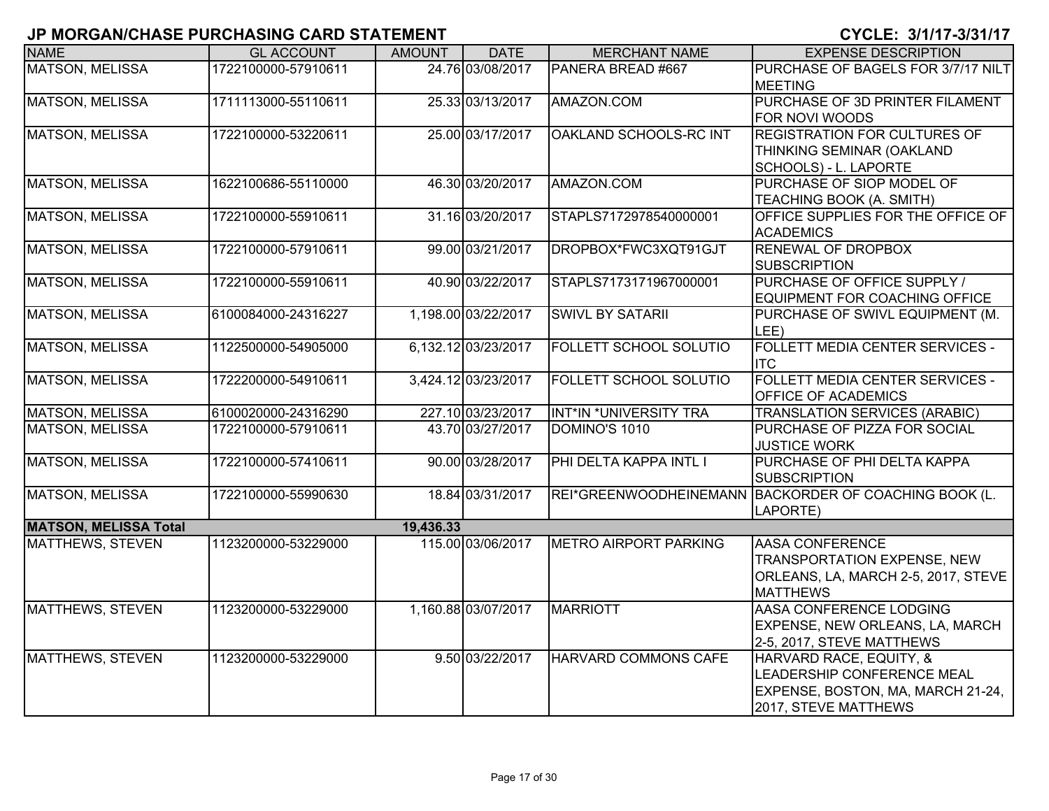## JP MORGAN/CHASE PURCHASING CARD STATEMENT

**CYCLE: 3/1/17-3/31/17**

| NAME | GL ACCOUNT | AMOUNT | DATE | MERCHANT NAME | EXPENSE DESCRIPTION |
|---|---|---|---|---|---|
| MATSON, MELISSA | 1722100000-57910611 | 24.76 | 03/08/2017 | PANERA BREAD #667 | PURCHASE OF BAGELS FOR 3/7/17 NILT MEETING |
| MATSON, MELISSA | 1711113000-55110611 | 25.33 | 03/13/2017 | AMAZON.COM | PURCHASE OF 3D PRINTER FILAMENT FOR NOVI WOODS |
| MATSON, MELISSA | 1722100000-53220611 | 25.00 | 03/17/2017 | OAKLAND SCHOOLS-RC INT | REGISTRATION FOR CULTURES OF THINKING SEMINAR (OAKLAND SCHOOLS) - L. LAPORTE |
| MATSON, MELISSA | 1622100686-55110000 | 46.30 | 03/20/2017 | AMAZON.COM | PURCHASE OF SIOP MODEL OF TEACHING BOOK (A. SMITH) |
| MATSON, MELISSA | 1722100000-55910611 | 31.16 | 03/20/2017 | STAPLS7172978540000001 | OFFICE SUPPLIES FOR THE OFFICE OF ACADEMICS |
| MATSON, MELISSA | 1722100000-57910611 | 99.00 | 03/21/2017 | DROPBOX*FWC3XQT91GJT | RENEWAL OF DROPBOX SUBSCRIPTION |
| MATSON, MELISSA | 1722100000-55910611 | 40.90 | 03/22/2017 | STAPLS7173171967000001 | PURCHASE OF OFFICE SUPPLY / EQUIPMENT FOR COACHING OFFICE |
| MATSON, MELISSA | 6100084000-24316227 | 1,198.00 | 03/22/2017 | SWIVL BY SATARII | PURCHASE OF SWIVL EQUIPMENT (M. LEE) |
| MATSON, MELISSA | 1122500000-54905000 | 6,132.12 | 03/23/2017 | FOLLETT SCHOOL SOLUTIO | FOLLETT MEDIA CENTER SERVICES - ITC |
| MATSON, MELISSA | 1722200000-54910611 | 3,424.12 | 03/23/2017 | FOLLETT SCHOOL SOLUTIO | FOLLETT MEDIA CENTER SERVICES - OFFICE OF ACADEMICS |
| MATSON, MELISSA | 6100020000-24316290 | 227.10 | 03/23/2017 | INT*IN *UNIVERSITY TRA | TRANSLATION SERVICES (ARABIC) |
| MATSON, MELISSA | 1722100000-57910611 | 43.70 | 03/27/2017 | DOMINO'S 1010 | PURCHASE OF PIZZA FOR SOCIAL JUSTICE WORK |
| MATSON, MELISSA | 1722100000-57410611 | 90.00 | 03/28/2017 | PHI DELTA KAPPA INTL I | PURCHASE OF PHI DELTA KAPPA SUBSCRIPTION |
| MATSON, MELISSA | 1722100000-55990630 | 18.84 | 03/31/2017 | REI*GREENWOODHEINEMANN | BACKORDER OF COACHING BOOK (L. LAPORTE) |
| **MATSON, MELISSA Total** | | **19,436.33** | | | |
| MATTHEWS, STEVEN | 1123200000-53229000 | 115.00 | 03/06/2017 | METRO AIRPORT PARKING | AASA CONFERENCE TRANSPORTATION EXPENSE, NEW ORLEANS, LA, MARCH 2-5, 2017, STEVE MATTHEWS |
| MATTHEWS, STEVEN | 1123200000-53229000 | 1,160.88 | 03/07/2017 | MARRIOTT | AASA CONFERENCE LODGING EXPENSE, NEW ORLEANS, LA, MARCH 2-5, 2017, STEVE MATTHEWS |
| MATTHEWS, STEVEN | 1123200000-53229000 | 9.50 | 03/22/2017 | HARVARD COMMONS CAFE | HARVARD RACE, EQUITY, & LEADERSHIP CONFERENCE MEAL EXPENSE, BOSTON, MA, MARCH 21-24, 2017, STEVE MATTHEWS |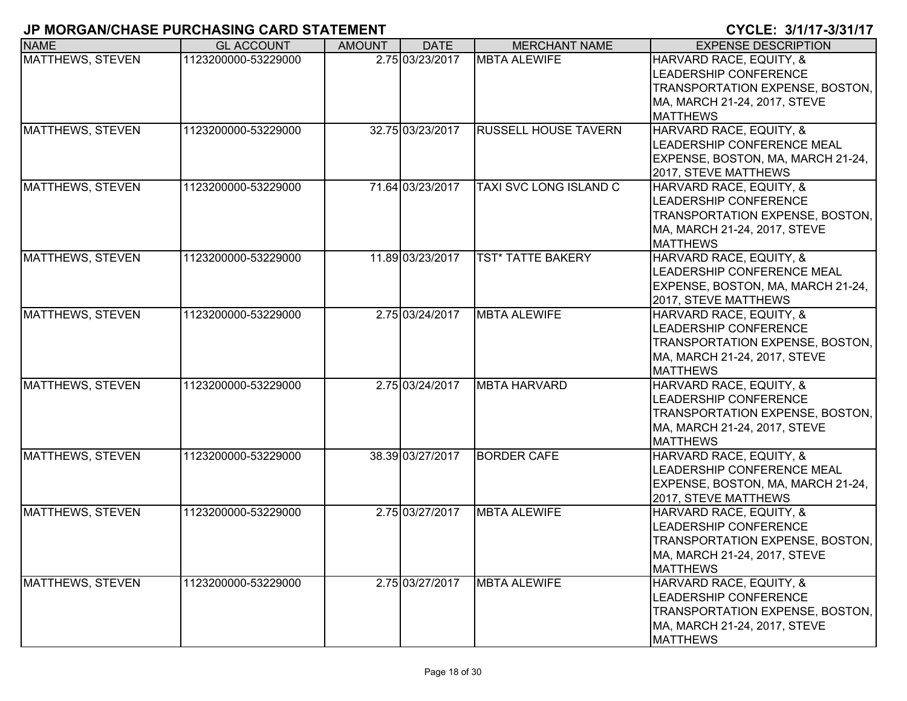## JP MORGAN/CHASE PURCHASING CARD STATEMENT

**CYCLE: 3/1/17-3/31/17**

| NAME | GL ACCOUNT | AMOUNT | DATE | MERCHANT NAME | EXPENSE DESCRIPTION |
|---|---|---|---|---|---|
| MATTHEWS, STEVEN | 1123200000-53229000 | 2.75 | 03/23/2017 | MBTA ALEWIFE | HARVARD RACE, EQUITY, & LEADERSHIP CONFERENCE TRANSPORTATION EXPENSE, BOSTON, MA, MARCH 21-24, 2017, STEVE MATTHEWS |
| MATTHEWS, STEVEN | 1123200000-53229000 | 32.75 | 03/23/2017 | RUSSELL HOUSE TAVERN | HARVARD RACE, EQUITY, & LEADERSHIP CONFERENCE MEAL EXPENSE, BOSTON, MA, MARCH 21-24, 2017, STEVE MATTHEWS |
| MATTHEWS, STEVEN | 1123200000-53229000 | 71.64 | 03/23/2017 | TAXI SVC LONG ISLAND C | HARVARD RACE, EQUITY, & LEADERSHIP CONFERENCE TRANSPORTATION EXPENSE, BOSTON, MA, MARCH 21-24, 2017, STEVE MATTHEWS |
| MATTHEWS, STEVEN | 1123200000-53229000 | 11.89 | 03/23/2017 | TST* TATTE BAKERY | HARVARD RACE, EQUITY, & LEADERSHIP CONFERENCE MEAL EXPENSE, BOSTON, MA, MARCH 21-24, 2017, STEVE MATTHEWS |
| MATTHEWS, STEVEN | 1123200000-53229000 | 2.75 | 03/24/2017 | MBTA ALEWIFE | HARVARD RACE, EQUITY, & LEADERSHIP CONFERENCE TRANSPORTATION EXPENSE, BOSTON, MA, MARCH 21-24, 2017, STEVE MATTHEWS |
| MATTHEWS, STEVEN | 1123200000-53229000 | 2.75 | 03/24/2017 | MBTA HARVARD | HARVARD RACE, EQUITY, & LEADERSHIP CONFERENCE TRANSPORTATION EXPENSE, BOSTON, MA, MARCH 21-24, 2017, STEVE MATTHEWS |
| MATTHEWS, STEVEN | 1123200000-53229000 | 38.39 | 03/27/2017 | BORDER CAFE | HARVARD RACE, EQUITY, & LEADERSHIP CONFERENCE MEAL EXPENSE, BOSTON, MA, MARCH 21-24, 2017, STEVE MATTHEWS |
| MATTHEWS, STEVEN | 1123200000-53229000 | 2.75 | 03/27/2017 | MBTA ALEWIFE | HARVARD RACE, EQUITY, & LEADERSHIP CONFERENCE TRANSPORTATION EXPENSE, BOSTON, MA, MARCH 21-24, 2017, STEVE MATTHEWS |
| MATTHEWS, STEVEN | 1123200000-53229000 | 2.75 | 03/27/2017 | MBTA ALEWIFE | HARVARD RACE, EQUITY, & LEADERSHIP CONFERENCE TRANSPORTATION EXPENSE, BOSTON, MA, MARCH 21-24, 2017, STEVE MATTHEWS |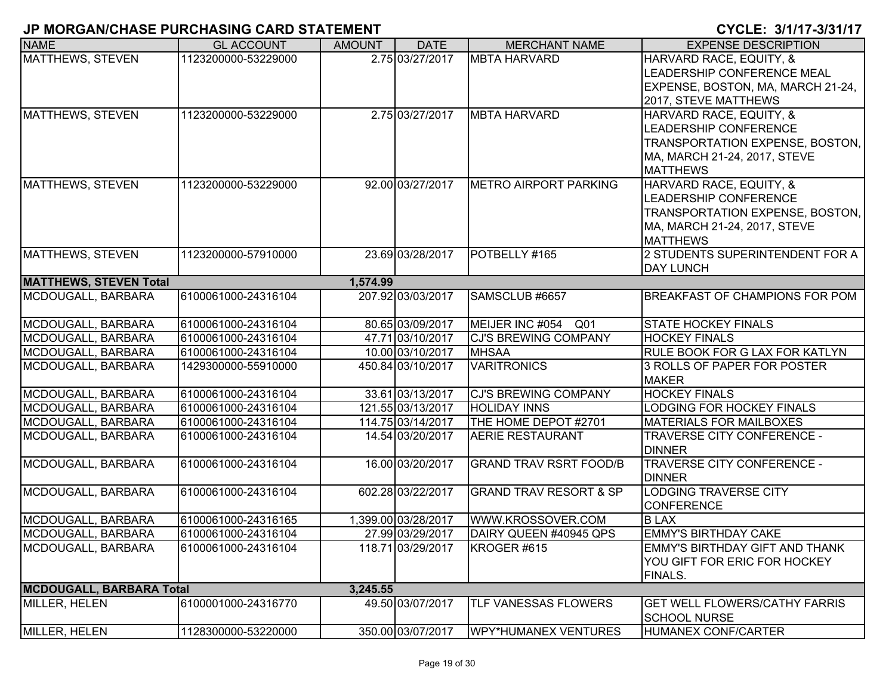# JP MORGAN/CHASE PURCHASING CARD STATEMENT

**CYCLE: 3/1/17-3/31/17**

| NAME | GL ACCOUNT | AMOUNT | DATE | MERCHANT NAME | EXPENSE DESCRIPTION |
|---|---|---|---|---|---|
| MATTHEWS, STEVEN | 1123200000-53229000 | 2.75 | 03/27/2017 | MBTA HARVARD | HARVARD RACE, EQUITY, & LEADERSHIP CONFERENCE MEAL EXPENSE, BOSTON, MA, MARCH 21-24, 2017, STEVE MATTHEWS |
| MATTHEWS, STEVEN | 1123200000-53229000 | 2.75 | 03/27/2017 | MBTA HARVARD | HARVARD RACE, EQUITY, & LEADERSHIP CONFERENCE TRANSPORTATION EXPENSE, BOSTON, MA, MARCH 21-24, 2017, STEVE MATTHEWS |
| MATTHEWS, STEVEN | 1123200000-53229000 | 92.00 | 03/27/2017 | METRO AIRPORT PARKING | HARVARD RACE, EQUITY, & LEADERSHIP CONFERENCE TRANSPORTATION EXPENSE, BOSTON, MA, MARCH 21-24, 2017, STEVE MATTHEWS |
| MATTHEWS, STEVEN | 1123200000-57910000 | 23.69 | 03/28/2017 | POTBELLY #165 | 2 STUDENTS SUPERINTENDENT FOR A DAY LUNCH |
| **MATTHEWS, STEVEN Total** | | **1,574.99** | | | |
| MCDOUGALL, BARBARA | 6100061000-24316104 | 207.92 | 03/03/2017 | SAMSCLUB #6657 | BREAKFAST OF CHAMPIONS FOR POM |
| MCDOUGALL, BARBARA | 6100061000-24316104 | 80.65 | 03/09/2017 | MEIJER INC #054 Q01 | STATE HOCKEY FINALS |
| MCDOUGALL, BARBARA | 6100061000-24316104 | 47.71 | 03/10/2017 | CJ'S BREWING COMPANY | HOCKEY FINALS |
| MCDOUGALL, BARBARA | 6100061000-24316104 | 10.00 | 03/10/2017 | MHSAA | RULE BOOK FOR G LAX FOR KATLYN |
| MCDOUGALL, BARBARA | 1429300000-55910000 | 450.84 | 03/10/2017 | VARITRONICS | 3 ROLLS OF PAPER FOR POSTER MAKER |
| MCDOUGALL, BARBARA | 6100061000-24316104 | 33.61 | 03/13/2017 | CJ'S BREWING COMPANY | HOCKEY FINALS |
| MCDOUGALL, BARBARA | 6100061000-24316104 | 121.55 | 03/13/2017 | HOLIDAY INNS | LODGING FOR HOCKEY FINALS |
| MCDOUGALL, BARBARA | 6100061000-24316104 | 114.75 | 03/14/2017 | THE HOME DEPOT #2701 | MATERIALS FOR MAILBOXES |
| MCDOUGALL, BARBARA | 6100061000-24316104 | 14.54 | 03/20/2017 | AERIE RESTAURANT | TRAVERSE CITY CONFERENCE - DINNER |
| MCDOUGALL, BARBARA | 6100061000-24316104 | 16.00 | 03/20/2017 | GRAND TRAV RSRT FOOD/B | TRAVERSE CITY CONFERENCE - DINNER |
| MCDOUGALL, BARBARA | 6100061000-24316104 | 602.28 | 03/22/2017 | GRAND TRAV RESORT & SP | LODGING TRAVERSE CITY CONFERENCE |
| MCDOUGALL, BARBARA | 6100061000-24316165 | 1,399.00 | 03/28/2017 | WWW.KROSSOVER.COM | B LAX |
| MCDOUGALL, BARBARA | 6100061000-24316104 | 27.99 | 03/29/2017 | DAIRY QUEEN #40945 QPS | EMMY'S BIRTHDAY CAKE |
| MCDOUGALL, BARBARA | 6100061000-24316104 | 118.71 | 03/29/2017 | KROGER #615 | EMMY'S BIRTHDAY GIFT AND THANK YOU GIFT FOR ERIC FOR HOCKEY FINALS. |
| **MCDOUGALL, BARBARA Total** | | **3,245.55** | | | |
| MILLER, HELEN | 6100001000-24316770 | 49.50 | 03/07/2017 | TLF VANESSAS FLOWERS | GET WELL FLOWERS/CATHY FARRIS SCHOOL NURSE |
| MILLER, HELEN | 1128300000-53220000 | 350.00 | 03/07/2017 | WPY*HUMANEX VENTURES | HUMANEX CONF/CARTER |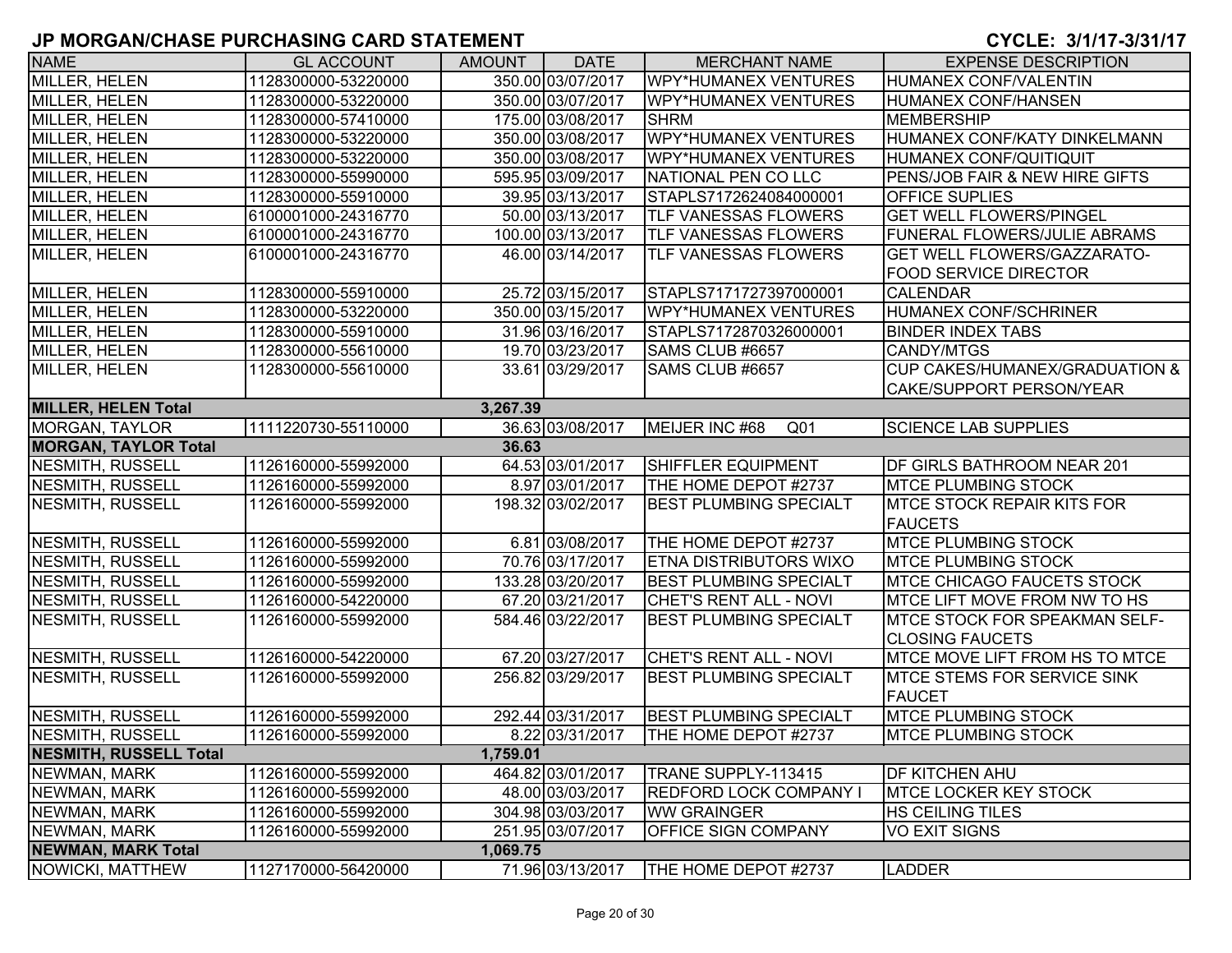# JP MORGAN/CHASE PURCHASING CARD STATEMENT

**CYCLE: 3/1/17-3/31/17**

| NAME | GL ACCOUNT | AMOUNT | DATE | MERCHANT NAME | EXPENSE DESCRIPTION |
|---|---|---|---|---|---|
| MILLER, HELEN | 1128300000-53220000 | 350.00 | 03/07/2017 | WPY*HUMANEX VENTURES | HUMANEX CONF/VALENTIN |
| MILLER, HELEN | 1128300000-53220000 | 350.00 | 03/07/2017 | WPY*HUMANEX VENTURES | HUMANEX CONF/HANSEN |
| MILLER, HELEN | 1128300000-57410000 | 175.00 | 03/08/2017 | SHRM | MEMBERSHIP |
| MILLER, HELEN | 1128300000-53220000 | 350.00 | 03/08/2017 | WPY*HUMANEX VENTURES | HUMANEX CONF/KATY DINKELMANN |
| MILLER, HELEN | 1128300000-53220000 | 350.00 | 03/08/2017 | WPY*HUMANEX VENTURES | HUMANEX CONF/QUITIQUIT |
| MILLER, HELEN | 1128300000-55990000 | 595.95 | 03/09/2017 | NATIONAL PEN CO LLC | PENS/JOB FAIR & NEW HIRE GIFTS |
| MILLER, HELEN | 1128300000-55910000 | 39.95 | 03/13/2017 | STAPLS7172624084000001 | OFFICE SUPLIES |
| MILLER, HELEN | 6100001000-24316770 | 50.00 | 03/13/2017 | TLF VANESSAS FLOWERS | GET WELL FLOWERS/PINGEL |
| MILLER, HELEN | 6100001000-24316770 | 100.00 | 03/13/2017 | TLF VANESSAS FLOWERS | FUNERAL FLOWERS/JULIE ABRAMS |
| MILLER, HELEN | 6100001000-24316770 | 46.00 | 03/14/2017 | TLF VANESSAS FLOWERS | GET WELL FLOWERS/GAZZARATO-FOOD SERVICE DIRECTOR |
| MILLER, HELEN | 1128300000-55910000 | 25.72 | 03/15/2017 | STAPLS7171727397000001 | CALENDAR |
| MILLER, HELEN | 1128300000-53220000 | 350.00 | 03/15/2017 | WPY*HUMANEX VENTURES | HUMANEX CONF/SCHRINER |
| MILLER, HELEN | 1128300000-55910000 | 31.96 | 03/16/2017 | STAPLS7172870326000001 | BINDER INDEX TABS |
| MILLER, HELEN | 1128300000-55610000 | 19.70 | 03/23/2017 | SAMS CLUB #6657 | CANDY/MTGS |
| MILLER, HELEN | 1128300000-55610000 | 33.61 | 03/29/2017 | SAMS CLUB #6657 | CUP CAKES/HUMANEX/GRADUATION & CAKE/SUPPORT PERSON/YEAR |
| **MILLER, HELEN Total** | | **3,267.39** | | | |
| MORGAN, TAYLOR | 1111220730-55110000 | 36.63 | 03/08/2017 | MEIJER INC #68 Q01 | SCIENCE LAB SUPPLIES |
| **MORGAN, TAYLOR Total** | | **36.63** | | | |
| NESMITH, RUSSELL | 1126160000-55992000 | 64.53 | 03/01/2017 | SHIFFLER EQUIPMENT | DF GIRLS BATHROOM NEAR 201 |
| NESMITH, RUSSELL | 1126160000-55992000 | 8.97 | 03/01/2017 | THE HOME DEPOT #2737 | MTCE PLUMBING STOCK |
| NESMITH, RUSSELL | 1126160000-55992000 | 198.32 | 03/02/2017 | BEST PLUMBING SPECIALT | MTCE STOCK REPAIR KITS FOR FAUCETS |
| NESMITH, RUSSELL | 1126160000-55992000 | 6.81 | 03/08/2017 | THE HOME DEPOT #2737 | MTCE PLUMBING STOCK |
| NESMITH, RUSSELL | 1126160000-55992000 | 70.76 | 03/17/2017 | ETNA DISTRIBUTORS WIXO | MTCE PLUMBING STOCK |
| NESMITH, RUSSELL | 1126160000-55992000 | 133.28 | 03/20/2017 | BEST PLUMBING SPECIALT | MTCE CHICAGO FAUCETS STOCK |
| NESMITH, RUSSELL | 1126160000-54220000 | 67.20 | 03/21/2017 | CHET'S RENT ALL - NOVI | MTCE LIFT MOVE FROM NW TO HS |
| NESMITH, RUSSELL | 1126160000-55992000 | 584.46 | 03/22/2017 | BEST PLUMBING SPECIALT | MTCE STOCK FOR SPEAKMAN SELF-CLOSING FAUCETS |
| NESMITH, RUSSELL | 1126160000-54220000 | 67.20 | 03/27/2017 | CHET'S RENT ALL - NOVI | MTCE MOVE LIFT FROM HS TO MTCE |
| NESMITH, RUSSELL | 1126160000-55992000 | 256.82 | 03/29/2017 | BEST PLUMBING SPECIALT | MTCE STEMS FOR SERVICE SINK FAUCET |
| NESMITH, RUSSELL | 1126160000-55992000 | 292.44 | 03/31/2017 | BEST PLUMBING SPECIALT | MTCE PLUMBING STOCK |
| NESMITH, RUSSELL | 1126160000-55992000 | 8.22 | 03/31/2017 | THE HOME DEPOT #2737 | MTCE PLUMBING STOCK |
| **NESMITH, RUSSELL Total** | | **1,759.01** | | | |
| NEWMAN, MARK | 1126160000-55992000 | 464.82 | 03/01/2017 | TRANE SUPPLY-113415 | DF KITCHEN AHU |
| NEWMAN, MARK | 1126160000-55992000 | 48.00 | 03/03/2017 | REDFORD LOCK COMPANY I | MTCE LOCKER KEY STOCK |
| NEWMAN, MARK | 1126160000-55992000 | 304.98 | 03/03/2017 | WW GRAINGER | HS CEILING TILES |
| NEWMAN, MARK | 1126160000-55992000 | 251.95 | 03/07/2017 | OFFICE SIGN COMPANY | VO EXIT SIGNS |
| **NEWMAN, MARK Total** | | **1,069.75** | | | |
| NOWICKI, MATTHEW | 1127170000-56420000 | 71.96 | 03/13/2017 | THE HOME DEPOT #2737 | LADDER |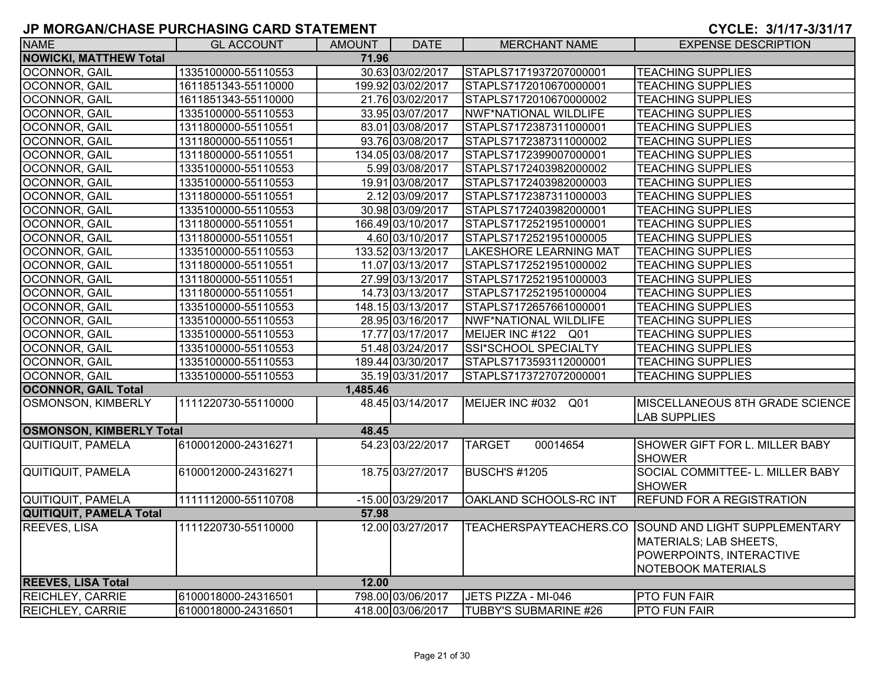# JP MORGAN/CHASE PURCHASING CARD STATEMENT

**CYCLE: 3/1/17-3/31/17**

| NAME | GL ACCOUNT | AMOUNT | DATE | MERCHANT NAME | EXPENSE DESCRIPTION |
|---|---|---|---|---|---|
| **NOWICKI, MATTHEW Total** | | **71.96** | | | |
| OCONNOR, GAIL | 1335100000-55110553 | 30.63 | 03/02/2017 | STAPLS7171937207000001 | TEACHING SUPPLIES |
| OCONNOR, GAIL | 1611851343-55110000 | 199.92 | 03/02/2017 | STAPLS7172010670000001 | TEACHING SUPPLIES |
| OCONNOR, GAIL | 1611851343-55110000 | 21.76 | 03/02/2017 | STAPLS7172010670000002 | TEACHING SUPPLIES |
| OCONNOR, GAIL | 1335100000-55110553 | 33.95 | 03/07/2017 | NWF*NATIONAL WILDLIFE | TEACHING SUPPLIES |
| OCONNOR, GAIL | 1311800000-55110551 | 83.01 | 03/08/2017 | STAPLS7172387311000001 | TEACHING SUPPLIES |
| OCONNOR, GAIL | 1311800000-55110551 | 93.76 | 03/08/2017 | STAPLS7172387311000002 | TEACHING SUPPLIES |
| OCONNOR, GAIL | 1311800000-55110551 | 134.05 | 03/08/2017 | STAPLS7172399007000001 | TEACHING SUPPLIES |
| OCONNOR, GAIL | 1335100000-55110553 | 5.99 | 03/08/2017 | STAPLS7172403982000002 | TEACHING SUPPLIES |
| OCONNOR, GAIL | 1335100000-55110553 | 19.91 | 03/08/2017 | STAPLS7172403982000003 | TEACHING SUPPLIES |
| OCONNOR, GAIL | 1311800000-55110551 | 2.12 | 03/09/2017 | STAPLS7172387311000003 | TEACHING SUPPLIES |
| OCONNOR, GAIL | 1335100000-55110553 | 30.98 | 03/09/2017 | STAPLS7172403982000001 | TEACHING SUPPLIES |
| OCONNOR, GAIL | 1311800000-55110551 | 166.49 | 03/10/2017 | STAPLS7172521951000001 | TEACHING SUPPLIES |
| OCONNOR, GAIL | 1311800000-55110551 | 4.60 | 03/10/2017 | STAPLS7172521951000005 | TEACHING SUPPLIES |
| OCONNOR, GAIL | 1335100000-55110553 | 133.52 | 03/13/2017 | LAKESHORE LEARNING MAT | TEACHING SUPPLIES |
| OCONNOR, GAIL | 1311800000-55110551 | 11.07 | 03/13/2017 | STAPLS7172521951000002 | TEACHING SUPPLIES |
| OCONNOR, GAIL | 1311800000-55110551 | 27.99 | 03/13/2017 | STAPLS7172521951000003 | TEACHING SUPPLIES |
| OCONNOR, GAIL | 1311800000-55110551 | 14.73 | 03/13/2017 | STAPLS7172521951000004 | TEACHING SUPPLIES |
| OCONNOR, GAIL | 1335100000-55110553 | 148.15 | 03/13/2017 | STAPLS7172657661000001 | TEACHING SUPPLIES |
| OCONNOR, GAIL | 1335100000-55110553 | 28.95 | 03/16/2017 | NWF*NATIONAL WILDLIFE | TEACHING SUPPLIES |
| OCONNOR, GAIL | 1335100000-55110553 | 17.77 | 03/17/2017 | MEIJER INC #122 Q01 | TEACHING SUPPLIES |
| OCONNOR, GAIL | 1335100000-55110553 | 51.48 | 03/24/2017 | SSI*SCHOOL SPECIALTY | TEACHING SUPPLIES |
| OCONNOR, GAIL | 1335100000-55110553 | 189.44 | 03/30/2017 | STAPLS7173593112000001 | TEACHING SUPPLIES |
| OCONNOR, GAIL | 1335100000-55110553 | 35.19 | 03/31/2017 | STAPLS7173727072000001 | TEACHING SUPPLIES |
| **OCONNOR, GAIL Total** | | **1,485.46** | | | |
| OSMONSON, KIMBERLY | 1111220730-55110000 | 48.45 | 03/14/2017 | MEIJER INC #032 Q01 | MISCELLANEOUS 8TH GRADE SCIENCE LAB SUPPLIES |
| **OSMONSON, KIMBERLY Total** | | **48.45** | | | |
| QUITIQUIT, PAMELA | 6100012000-24316271 | 54.23 | 03/22/2017 | TARGET 00014654 | SHOWER GIFT FOR L. MILLER BABY SHOWER |
| QUITIQUIT, PAMELA | 6100012000-24316271 | 18.75 | 03/27/2017 | BUSCH'S #1205 | SOCIAL COMMITTEE- L. MILLER BABY SHOWER |
| QUITIQUIT, PAMELA | 1111112000-55110708 | -15.00 | 03/29/2017 | OAKLAND SCHOOLS-RC INT | REFUND FOR A REGISTRATION |
| **QUITIQUIT, PAMELA Total** | | **57.98** | | | |
| REEVES, LISA | 1111220730-55110000 | 12.00 | 03/27/2017 | TEACHERSPAYTEACHERS.CO | SOUND AND LIGHT SUPPLEMENTARY MATERIALS; LAB SHEETS, POWERPOINTS, INTERACTIVE NOTEBOOK MATERIALS |
| **REEVES, LISA Total** | | **12.00** | | | |
| REICHLEY, CARRIE | 6100018000-24316501 | 798.00 | 03/06/2017 | JETS PIZZA - MI-046 | PTO FUN FAIR |
| REICHLEY, CARRIE | 6100018000-24316501 | 418.00 | 03/06/2017 | TUBBY'S SUBMARINE #26 | PTO FUN FAIR |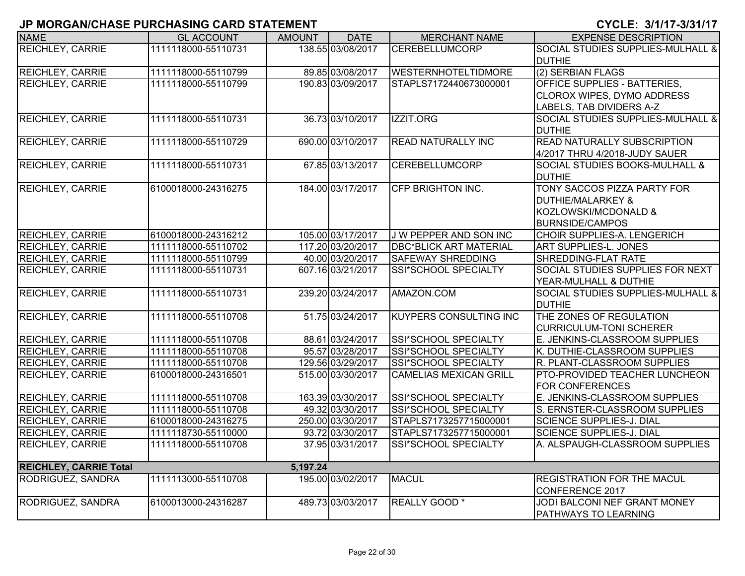## JP MORGAN/CHASE PURCHASING CARD STATEMENT

**CYCLE: 3/1/17-3/31/17**

| NAME | GL ACCOUNT | AMOUNT | DATE | MERCHANT NAME | EXPENSE DESCRIPTION |
|---|---|---|---|---|---|
| REICHLEY, CARRIE | 1111118000-55110731 | 138.55 | 03/08/2017 | CEREBELLUMCORP | SOCIAL STUDIES SUPPLIES-MULHALL & DUTHIE |
| REICHLEY, CARRIE | 1111118000-55110799 | 89.85 | 03/08/2017 | WESTERNHOTELTIDMORE | (2) SERBIAN FLAGS |
| REICHLEY, CARRIE | 1111118000-55110799 | 190.83 | 03/09/2017 | STAPLS7172440673000001 | OFFICE SUPPLIES - BATTERIES, CLOROX WIPES, DYMO ADDRESS LABELS, TAB DIVIDERS A-Z |
| REICHLEY, CARRIE | 1111118000-55110731 | 36.73 | 03/10/2017 | IZZIT.ORG | SOCIAL STUDIES SUPPLIES-MULHALL & DUTHIE |
| REICHLEY, CARRIE | 1111118000-55110729 | 690.00 | 03/10/2017 | READ NATURALLY INC | READ NATURALLY SUBSCRIPTION 4/2017 THRU 4/2018-JUDY SAUER |
| REICHLEY, CARRIE | 1111118000-55110731 | 67.85 | 03/13/2017 | CEREBELLUMCORP | SOCIAL STUDIES BOOKS-MULHALL & DUTHIE |
| REICHLEY, CARRIE | 6100018000-24316275 | 184.00 | 03/17/2017 | CFP BRIGHTON INC. | TONY SACCOS PIZZA PARTY FOR DUTHIE/MALARKEY & KOZLOWSKI/MCDONALD & BURNSIDE/CAMPOS |
| REICHLEY, CARRIE | 6100018000-24316212 | 105.00 | 03/17/2017 | J W PEPPER AND SON INC | CHOIR SUPPLIES-A. LENGERICH |
| REICHLEY, CARRIE | 1111118000-55110702 | 117.20 | 03/20/2017 | DBC*BLICK ART MATERIAL | ART SUPPLIES-L. JONES |
| REICHLEY, CARRIE | 1111118000-55110799 | 40.00 | 03/20/2017 | SAFEWAY SHREDDING | SHREDDING-FLAT RATE |
| REICHLEY, CARRIE | 1111118000-55110731 | 607.16 | 03/21/2017 | SSI*SCHOOL SPECIALTY | SOCIAL STUDIES SUPPLIES FOR NEXT YEAR-MULHALL & DUTHIE |
| REICHLEY, CARRIE | 1111118000-55110731 | 239.20 | 03/24/2017 | AMAZON.COM | SOCIAL STUDIES SUPPLIES-MULHALL & DUTHIE |
| REICHLEY, CARRIE | 1111118000-55110708 | 51.75 | 03/24/2017 | KUYPERS CONSULTING INC | THE ZONES OF REGULATION CURRICULUM-TONI SCHERER |
| REICHLEY, CARRIE | 1111118000-55110708 | 88.61 | 03/24/2017 | SSI*SCHOOL SPECIALTY | E. JENKINS-CLASSROOM SUPPLIES |
| REICHLEY, CARRIE | 1111118000-55110708 | 95.57 | 03/28/2017 | SSI*SCHOOL SPECIALTY | K. DUTHIE-CLASSROOM SUPPLIES |
| REICHLEY, CARRIE | 1111118000-55110708 | 129.56 | 03/29/2017 | SSI*SCHOOL SPECIALTY | R. PLANT-CLASSROOM SUPPLIES |
| REICHLEY, CARRIE | 6100018000-24316501 | 515.00 | 03/30/2017 | CAMELIAS MEXICAN GRILL | PTO-PROVIDED TEACHER LUNCHEON FOR CONFERENCES |
| REICHLEY, CARRIE | 1111118000-55110708 | 163.39 | 03/30/2017 | SSI*SCHOOL SPECIALTY | E. JENKINS-CLASSROOM SUPPLIES |
| REICHLEY, CARRIE | 1111118000-55110708 | 49.32 | 03/30/2017 | SSI*SCHOOL SPECIALTY | S. ERNSTER-CLASSROOM SUPPLIES |
| REICHLEY, CARRIE | 6100018000-24316275 | 250.00 | 03/30/2017 | STAPLS7173257715000001 | SCIENCE SUPPLIES-J. DIAL |
| REICHLEY, CARRIE | 1111118730-55110000 | 93.72 | 03/30/2017 | STAPLS7173257715000001 | SCIENCE SUPPLIES-J. DIAL |
| REICHLEY, CARRIE | 1111118000-55110708 | 37.95 | 03/31/2017 | SSI*SCHOOL SPECIALTY | A. ALSPAUGH-CLASSROOM SUPPLIES |
| **REICHLEY, CARRIE Total** | | **5,197.24** | | | |
| RODRIGUEZ, SANDRA | 1111113000-55110708 | 195.00 | 03/02/2017 | MACUL | REGISTRATION FOR THE MACUL CONFERENCE 2017 |
| RODRIGUEZ, SANDRA | 6100013000-24316287 | 489.73 | 03/03/2017 | REALLY GOOD * | JODI BALCONI NEF GRANT MONEY PATHWAYS TO LEARNING |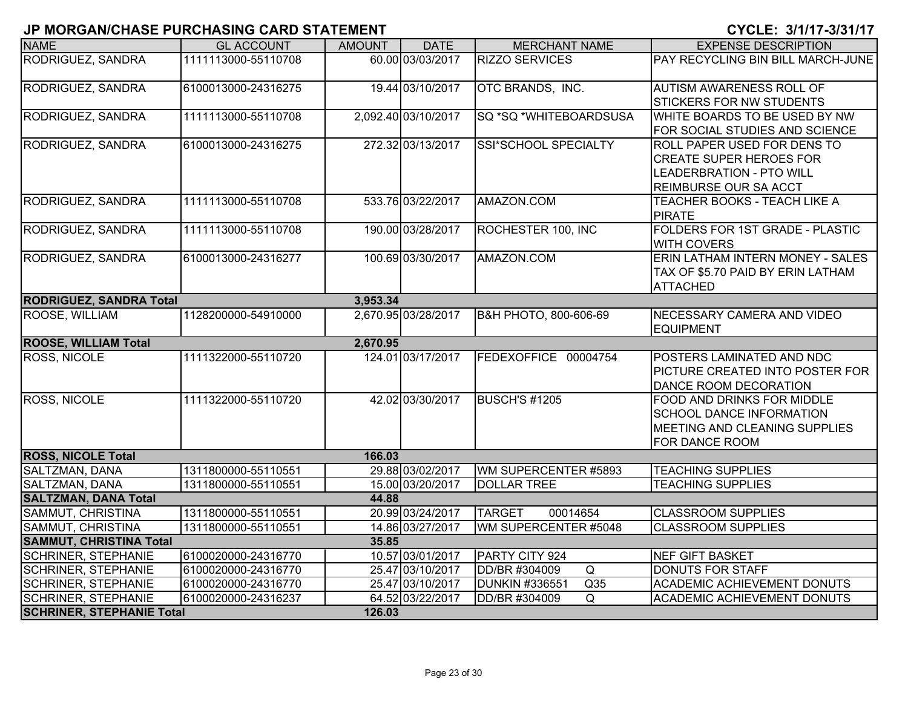# JP MORGAN/CHASE PURCHASING CARD STATEMENT

**CYCLE: 3/1/17-3/31/17**

| NAME | GL ACCOUNT | AMOUNT | DATE | MERCHANT NAME | EXPENSE DESCRIPTION |
|---|---|---|---|---|---|
| RODRIGUEZ, SANDRA | 1111113000-55110708 | 60.00 | 03/03/2017 | RIZZO SERVICES | PAY RECYCLING BIN BILL MARCH-JUNE |
| RODRIGUEZ, SANDRA | 6100013000-24316275 | 19.44 | 03/10/2017 | OTC BRANDS, INC. | AUTISM AWARENESS ROLL OF STICKERS FOR NW STUDENTS |
| RODRIGUEZ, SANDRA | 1111113000-55110708 | 2,092.40 | 03/10/2017 | SQ *SQ *WHITEBOARDSUSA | WHITE BOARDS TO BE USED BY NW FOR SOCIAL STUDIES AND SCIENCE |
| RODRIGUEZ, SANDRA | 6100013000-24316275 | 272.32 | 03/13/2017 | SSI*SCHOOL SPECIALTY | ROLL PAPER USED FOR DENS TO CREATE SUPER HEROES FOR LEADERBRATION - PTO WILL REIMBURSE OUR SA ACCT |
| RODRIGUEZ, SANDRA | 1111113000-55110708 | 533.76 | 03/22/2017 | AMAZON.COM | TEACHER BOOKS - TEACH LIKE A PIRATE |
| RODRIGUEZ, SANDRA | 1111113000-55110708 | 190.00 | 03/28/2017 | ROCHESTER 100, INC | FOLDERS FOR 1ST GRADE - PLASTIC WITH COVERS |
| RODRIGUEZ, SANDRA | 6100013000-24316277 | 100.69 | 03/30/2017 | AMAZON.COM | ERIN LATHAM INTERN MONEY - SALES TAX OF $5.70 PAID BY ERIN LATHAM ATTACHED |
| **RODRIGUEZ, SANDRA Total** | | **3,953.34** | | | |
| ROOSE, WILLIAM | 1128200000-54910000 | 2,670.95 | 03/28/2017 | B&H PHOTO, 800-606-69 | NECESSARY CAMERA AND VIDEO EQUIPMENT |
| **ROOSE, WILLIAM Total** | | **2,670.95** | | | |
| ROSS, NICOLE | 1111322000-55110720 | 124.01 | 03/17/2017 | FEDEXOFFICE 00004754 | POSTERS LAMINATED AND NDC PICTURE CREATED INTO POSTER FOR DANCE ROOM DECORATION |
| ROSS, NICOLE | 1111322000-55110720 | 42.02 | 03/30/2017 | BUSCH'S #1205 | FOOD AND DRINKS FOR MIDDLE SCHOOL DANCE INFORMATION MEETING AND CLEANING SUPPLIES FOR DANCE ROOM |
| **ROSS, NICOLE Total** | | **166.03** | | | |
| SALTZMAN, DANA | 1311800000-55110551 | 29.88 | 03/02/2017 | WM SUPERCENTER #5893 | TEACHING SUPPLIES |
| SALTZMAN, DANA | 1311800000-55110551 | 15.00 | 03/20/2017 | DOLLAR TREE | TEACHING SUPPLIES |
| **SALTZMAN, DANA Total** | | **44.88** | | | |
| SAMMUT, CHRISTINA | 1311800000-55110551 | 20.99 | 03/24/2017 | TARGET 00014654 | CLASSROOM SUPPLIES |
| SAMMUT, CHRISTINA | 1311800000-55110551 | 14.86 | 03/27/2017 | WM SUPERCENTER #5048 | CLASSROOM SUPPLIES |
| **SAMMUT, CHRISTINA Total** | | **35.85** | | | |
| SCHRINER, STEPHANIE | 6100020000-24316770 | 10.57 | 03/01/2017 | PARTY CITY 924 | NEF GIFT BASKET |
| SCHRINER, STEPHANIE | 6100020000-24316770 | 25.47 | 03/10/2017 | DD/BR #304009 Q | DONUTS FOR STAFF |
| SCHRINER, STEPHANIE | 6100020000-24316770 | 25.47 | 03/10/2017 | DUNKIN #336551 Q35 | ACADEMIC ACHIEVEMENT DONUTS |
| SCHRINER, STEPHANIE | 6100020000-24316237 | 64.52 | 03/22/2017 | DD/BR #304009 Q | ACADEMIC ACHIEVEMENT DONUTS |
| **SCHRINER, STEPHANIE Total** | | **126.03** | | | |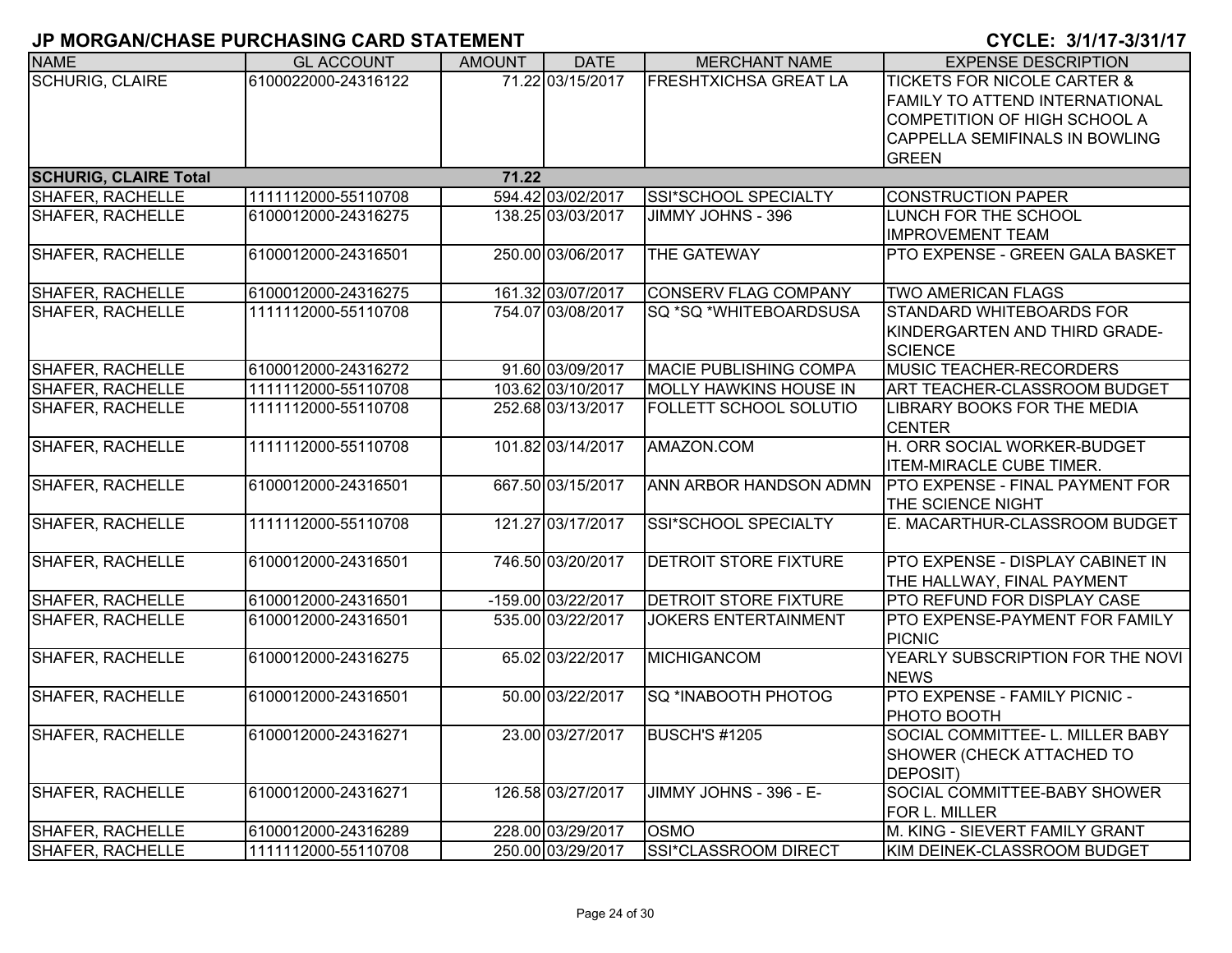# JP MORGAN/CHASE PURCHASING CARD STATEMENT

**CYCLE: 3/1/17-3/31/17**

| NAME | GL ACCOUNT | AMOUNT | DATE | MERCHANT NAME | EXPENSE DESCRIPTION |
|---|---|---|---|---|---|
| SCHURIG, CLAIRE | 6100022000-24316122 | 71.22 | 03/15/2017 | FRESHTXICHSA GREAT LA | TICKETS FOR NICOLE CARTER & FAMILY TO ATTEND INTERNATIONAL COMPETITION OF HIGH SCHOOL A CAPPELLA SEMIFINALS IN BOWLING GREEN |
| **SCHURIG, CLAIRE Total** | | **71.22** | | | |
| SHAFER, RACHELLE | 1111112000-55110708 | 594.42 | 03/02/2017 | SSI*SCHOOL SPECIALTY | CONSTRUCTION PAPER |
| SHAFER, RACHELLE | 6100012000-24316275 | 138.25 | 03/03/2017 | JIMMY JOHNS - 396 | LUNCH FOR THE SCHOOL IMPROVEMENT TEAM |
| SHAFER, RACHELLE | 6100012000-24316501 | 250.00 | 03/06/2017 | THE GATEWAY | PTO EXPENSE - GREEN GALA BASKET |
| SHAFER, RACHELLE | 6100012000-24316275 | 161.32 | 03/07/2017 | CONSERV FLAG COMPANY | TWO AMERICAN FLAGS |
| SHAFER, RACHELLE | 1111112000-55110708 | 754.07 | 03/08/2017 | SQ *SQ *WHITEBOARDSUSA | STANDARD WHITEBOARDS FOR KINDERGARTEN AND THIRD GRADE-SCIENCE |
| SHAFER, RACHELLE | 6100012000-24316272 | 91.60 | 03/09/2017 | MACIE PUBLISHING COMPA | MUSIC TEACHER-RECORDERS |
| SHAFER, RACHELLE | 1111112000-55110708 | 103.62 | 03/10/2017 | MOLLY HAWKINS HOUSE IN | ART TEACHER-CLASSROOM BUDGET |
| SHAFER, RACHELLE | 1111112000-55110708 | 252.68 | 03/13/2017 | FOLLETT SCHOOL SOLUTIO | LIBRARY BOOKS FOR THE MEDIA CENTER |
| SHAFER, RACHELLE | 1111112000-55110708 | 101.82 | 03/14/2017 | AMAZON.COM | H. ORR SOCIAL WORKER-BUDGET ITEM-MIRACLE CUBE TIMER. |
| SHAFER, RACHELLE | 6100012000-24316501 | 667.50 | 03/15/2017 | ANN ARBOR HANDSON ADMN | PTO EXPENSE - FINAL PAYMENT FOR THE SCIENCE NIGHT |
| SHAFER, RACHELLE | 1111112000-55110708 | 121.27 | 03/17/2017 | SSI*SCHOOL SPECIALTY | E. MACARTHUR-CLASSROOM BUDGET |
| SHAFER, RACHELLE | 6100012000-24316501 | 746.50 | 03/20/2017 | DETROIT STORE FIXTURE | PTO EXPENSE - DISPLAY CABINET IN THE HALLWAY, FINAL PAYMENT |
| SHAFER, RACHELLE | 6100012000-24316501 | -159.00 | 03/22/2017 | DETROIT STORE FIXTURE | PTO REFUND FOR DISPLAY CASE |
| SHAFER, RACHELLE | 6100012000-24316501 | 535.00 | 03/22/2017 | JOKERS ENTERTAINMENT | PTO EXPENSE-PAYMENT FOR FAMILY PICNIC |
| SHAFER, RACHELLE | 6100012000-24316275 | 65.02 | 03/22/2017 | MICHIGANCOM | YEARLY SUBSCRIPTION FOR THE NOVI NEWS |
| SHAFER, RACHELLE | 6100012000-24316501 | 50.00 | 03/22/2017 | SQ *INABOOTH PHOTOG | PTO EXPENSE - FAMILY PICNIC - PHOTO BOOTH |
| SHAFER, RACHELLE | 6100012000-24316271 | 23.00 | 03/27/2017 | BUSCH'S #1205 | SOCIAL COMMITTEE- L. MILLER BABY SHOWER (CHECK ATTACHED TO DEPOSIT) |
| SHAFER, RACHELLE | 6100012000-24316271 | 126.58 | 03/27/2017 | JIMMY JOHNS - 396 - E- | SOCIAL COMMITTEE-BABY SHOWER FOR L. MILLER |
| SHAFER, RACHELLE | 6100012000-24316289 | 228.00 | 03/29/2017 | OSMO | M. KING - SIEVERT FAMILY GRANT |
| SHAFER, RACHELLE | 1111112000-55110708 | 250.00 | 03/29/2017 | SSI*CLASSROOM DIRECT | KIM DEINEK-CLASSROOM BUDGET |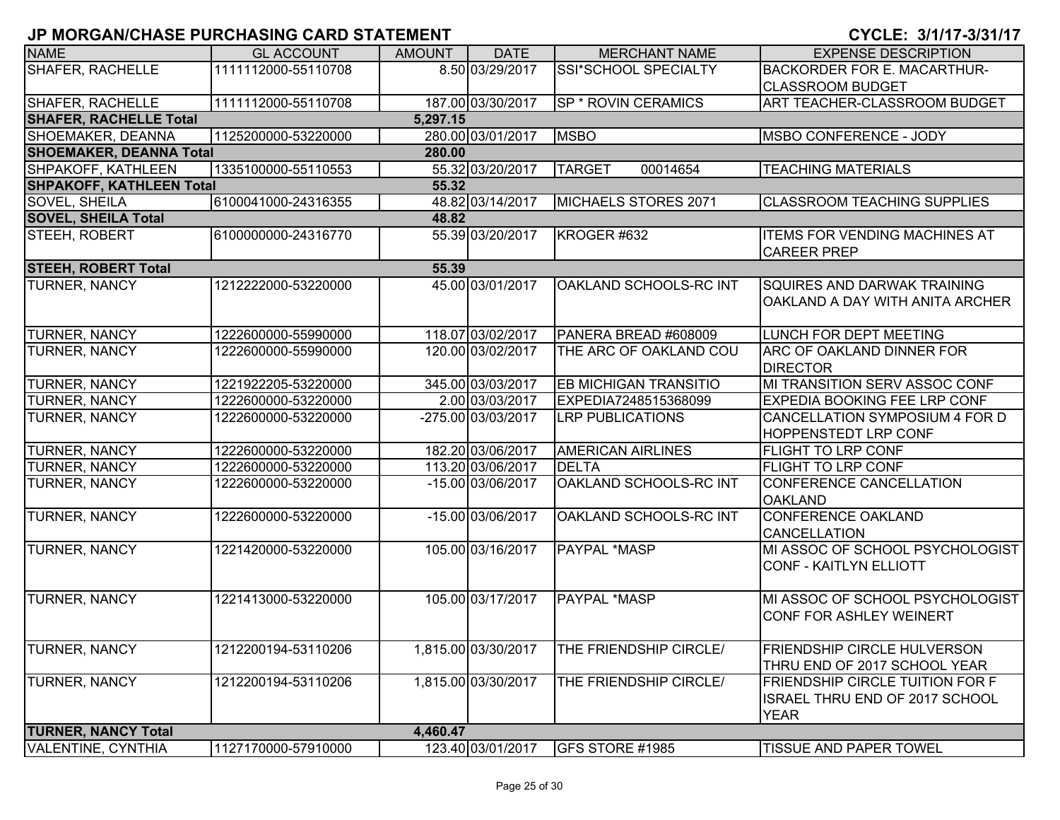## JP MORGAN/CHASE PURCHASING CARD STATEMENT

**CYCLE: 3/1/17-3/31/17**

| NAME | GL ACCOUNT | AMOUNT | DATE | MERCHANT NAME | EXPENSE DESCRIPTION |
|---|---|---|---|---|---|
| SHAFER, RACHELLE | 1111112000-55110708 | 8.50 | 03/29/2017 | SSI*SCHOOL SPECIALTY | BACKORDER FOR E. MACARTHUR-CLASSROOM BUDGET |
| SHAFER, RACHELLE | 1111112000-55110708 | 187.00 | 03/30/2017 | SP * ROVIN CERAMICS | ART TEACHER-CLASSROOM BUDGET |
| **SHAFER, RACHELLE Total** | | **5,297.15** | | | |
| SHOEMAKER, DEANNA | 1125200000-53220000 | 280.00 | 03/01/2017 | MSBO | MSBO CONFERENCE - JODY |
| **SHOEMAKER, DEANNA Total** | | **280.00** | | | |
| SHPAKOFF, KATHLEEN | 1335100000-55110553 | 55.32 | 03/20/2017 | TARGET 00014654 | TEACHING MATERIALS |
| **SHPAKOFF, KATHLEEN Total** | | **55.32** | | | |
| SOVEL, SHEILA | 6100041000-24316355 | 48.82 | 03/14/2017 | MICHAELS STORES 2071 | CLASSROOM TEACHING SUPPLIES |
| **SOVEL, SHEILA Total** | | **48.82** | | | |
| STEEH, ROBERT | 6100000000-24316770 | 55.39 | 03/20/2017 | KROGER #632 | ITEMS FOR VENDING MACHINES AT CAREER PREP |
| **STEEH, ROBERT Total** | | **55.39** | | | |
| TURNER, NANCY | 1212222000-53220000 | 45.00 | 03/01/2017 | OAKLAND SCHOOLS-RC INT | SQUIRES AND DARWAK TRAINING OAKLAND A DAY WITH ANITA ARCHER |
| TURNER, NANCY | 1222600000-55990000 | 118.07 | 03/02/2017 | PANERA BREAD #608009 | LUNCH FOR DEPT MEETING |
| TURNER, NANCY | 1222600000-55990000 | 120.00 | 03/02/2017 | THE ARC OF OAKLAND COU | ARC OF OAKLAND DINNER FOR DIRECTOR |
| TURNER, NANCY | 1221922205-53220000 | 345.00 | 03/03/2017 | EB MICHIGAN TRANSITIO | MI TRANSITION SERV ASSOC CONF |
| TURNER, NANCY | 1222600000-53220000 | 2.00 | 03/03/2017 | EXPEDIA7248515368099 | EXPEDIA BOOKING FEE LRP CONF |
| TURNER, NANCY | 1222600000-53220000 | -275.00 | 03/03/2017 | LRP PUBLICATIONS | CANCELLATION SYMPOSIUM 4 FOR D HOPPENSTEDT LRP CONF |
| TURNER, NANCY | 1222600000-53220000 | 182.20 | 03/06/2017 | AMERICAN AIRLINES | FLIGHT TO LRP CONF |
| TURNER, NANCY | 1222600000-53220000 | 113.20 | 03/06/2017 | DELTA | FLIGHT TO LRP CONF |
| TURNER, NANCY | 1222600000-53220000 | -15.00 | 03/06/2017 | OAKLAND SCHOOLS-RC INT | CONFERENCE CANCELLATION OAKLAND |
| TURNER, NANCY | 1222600000-53220000 | -15.00 | 03/06/2017 | OAKLAND SCHOOLS-RC INT | CONFERENCE OAKLAND CANCELLATION |
| TURNER, NANCY | 1221420000-53220000 | 105.00 | 03/16/2017 | PAYPAL *MASP | MI ASSOC OF SCHOOL PSYCHOLOGIST CONF - KAITLYN ELLIOTT |
| TURNER, NANCY | 1221413000-53220000 | 105.00 | 03/17/2017 | PAYPAL *MASP | MI ASSOC OF SCHOOL PSYCHOLOGIST CONF FOR ASHLEY WEINERT |
| TURNER, NANCY | 1212200194-53110206 | 1,815.00 | 03/30/2017 | THE FRIENDSHIP CIRCLE/ | FRIENDSHIP CIRCLE HULVERSON THRU END OF 2017 SCHOOL YEAR |
| TURNER, NANCY | 1212200194-53110206 | 1,815.00 | 03/30/2017 | THE FRIENDSHIP CIRCLE/ | FRIENDSHIP CIRCLE TUITION FOR F ISRAEL THRU END OF 2017 SCHOOL YEAR |
| **TURNER, NANCY Total** | | **4,460.47** | | | |
| VALENTINE, CYNTHIA | 1127170000-57910000 | 123.40 | 03/01/2017 | GFS STORE #1985 | TISSUE AND PAPER TOWEL |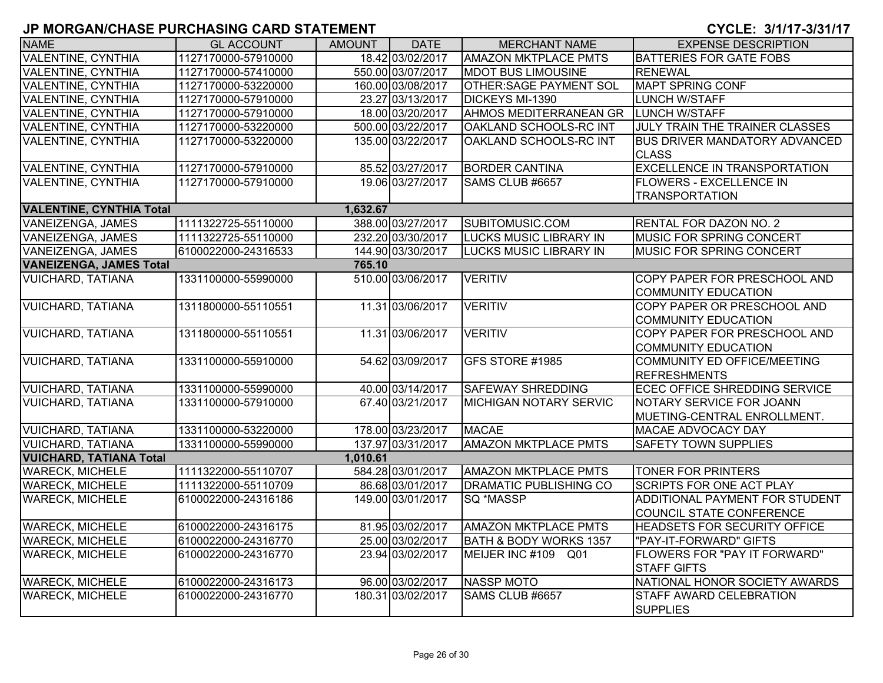## JP MORGAN/CHASE PURCHASING CARD STATEMENT

CYCLE: 3/1/17-3/31/17

| NAME | GL ACCOUNT | AMOUNT | DATE | MERCHANT NAME | EXPENSE DESCRIPTION |
|---|---|---|---|---|---|
| VALENTINE, CYNTHIA | 1127170000-57910000 | 18.42 | 03/02/2017 | AMAZON MKTPLACE PMTS | BATTERIES FOR GATE FOBS |
| VALENTINE, CYNTHIA | 1127170000-57410000 | 550.00 | 03/07/2017 | MDOT BUS LIMOUSINE | RENEWAL |
| VALENTINE, CYNTHIA | 1127170000-53220000 | 160.00 | 03/08/2017 | OTHER:SAGE PAYMENT SOL | MAPT SPRING CONF |
| VALENTINE, CYNTHIA | 1127170000-57910000 | 23.27 | 03/13/2017 | DICKEYS MI-1390 | LUNCH W/STAFF |
| VALENTINE, CYNTHIA | 1127170000-57910000 | 18.00 | 03/20/2017 | AHMOS MEDITERRANEAN GR | LUNCH W/STAFF |
| VALENTINE, CYNTHIA | 1127170000-53220000 | 500.00 | 03/22/2017 | OAKLAND SCHOOLS-RC INT | JULY TRAIN THE TRAINER CLASSES |
| VALENTINE, CYNTHIA | 1127170000-53220000 | 135.00 | 03/22/2017 | OAKLAND SCHOOLS-RC INT | BUS DRIVER MANDATORY ADVANCED CLASS |
| VALENTINE, CYNTHIA | 1127170000-57910000 | 85.52 | 03/27/2017 | BORDER CANTINA | EXCELLENCE IN TRANSPORTATION |
| VALENTINE, CYNTHIA | 1127170000-57910000 | 19.06 | 03/27/2017 | SAMS CLUB #6657 | FLOWERS - EXCELLENCE IN TRANSPORTATION |
| **VALENTINE, CYNTHIA Total** | | **1,632.67** | | | |
| VANEIZENGA, JAMES | 1111322725-55110000 | 388.00 | 03/27/2017 | SUBITOMUSIC.COM | RENTAL FOR DAZON NO. 2 |
| VANEIZENGA, JAMES | 1111322725-55110000 | 232.20 | 03/30/2017 | LUCKS MUSIC LIBRARY IN | MUSIC FOR SPRING CONCERT |
| VANEIZENGA, JAMES | 6100022000-24316533 | 144.90 | 03/30/2017 | LUCKS MUSIC LIBRARY IN | MUSIC FOR SPRING CONCERT |
| **VANEIZENGA, JAMES Total** | | **765.10** | | | |
| VUICHARD, TATIANA | 1331100000-55990000 | 510.00 | 03/06/2017 | VERITIV | COPY PAPER FOR PRESCHOOL AND COMMUNITY EDUCATION |
| VUICHARD, TATIANA | 1311800000-55110551 | 11.31 | 03/06/2017 | VERITIV | COPY PAPER OR PRESCHOOL AND COMMUNITY EDUCATION |
| VUICHARD, TATIANA | 1311800000-55110551 | 11.31 | 03/06/2017 | VERITIV | COPY PAPER FOR PRESCHOOL AND COMMUNITY EDUCATION |
| VUICHARD, TATIANA | 1331100000-55910000 | 54.62 | 03/09/2017 | GFS STORE #1985 | COMMUNITY ED OFFICE/MEETING REFRESHMENTS |
| VUICHARD, TATIANA | 1331100000-55990000 | 40.00 | 03/14/2017 | SAFEWAY SHREDDING | ECEC OFFICE SHREDDING SERVICE |
| VUICHARD, TATIANA | 1331100000-57910000 | 67.40 | 03/21/2017 | MICHIGAN NOTARY SERVIC | NOTARY SERVICE FOR JOANN MUETING-CENTRAL ENROLLMENT. |
| VUICHARD, TATIANA | 1331100000-53220000 | 178.00 | 03/23/2017 | MACAE | MACAE ADVOCACY DAY |
| VUICHARD, TATIANA | 1331100000-55990000 | 137.97 | 03/31/2017 | AMAZON MKTPLACE PMTS | SAFETY TOWN SUPPLIES |
| **VUICHARD, TATIANA Total** | | **1,010.61** | | | |
| WARECK, MICHELE | 1111322000-55110707 | 584.28 | 03/01/2017 | AMAZON MKTPLACE PMTS | TONER FOR PRINTERS |
| WARECK, MICHELE | 1111322000-55110709 | 86.68 | 03/01/2017 | DRAMATIC PUBLISHING CO | SCRIPTS FOR ONE ACT PLAY |
| WARECK, MICHELE | 6100022000-24316186 | 149.00 | 03/01/2017 | SQ *MASSP | ADDITIONAL PAYMENT FOR STUDENT COUNCIL STATE CONFERENCE |
| WARECK, MICHELE | 6100022000-24316175 | 81.95 | 03/02/2017 | AMAZON MKTPLACE PMTS | HEADSETS FOR SECURITY OFFICE |
| WARECK, MICHELE | 6100022000-24316770 | 25.00 | 03/02/2017 | BATH & BODY WORKS 1357 | "PAY-IT-FORWARD" GIFTS |
| WARECK, MICHELE | 6100022000-24316770 | 23.94 | 03/02/2017 | MEIJER INC #109 Q01 | FLOWERS FOR "PAY IT FORWARD" STAFF GIFTS |
| WARECK, MICHELE | 6100022000-24316173 | 96.00 | 03/02/2017 | NASSP MOTO | NATIONAL HONOR SOCIETY AWARDS |
| WARECK, MICHELE | 6100022000-24316770 | 180.31 | 03/02/2017 | SAMS CLUB #6657 | STAFF AWARD CELEBRATION SUPPLIES |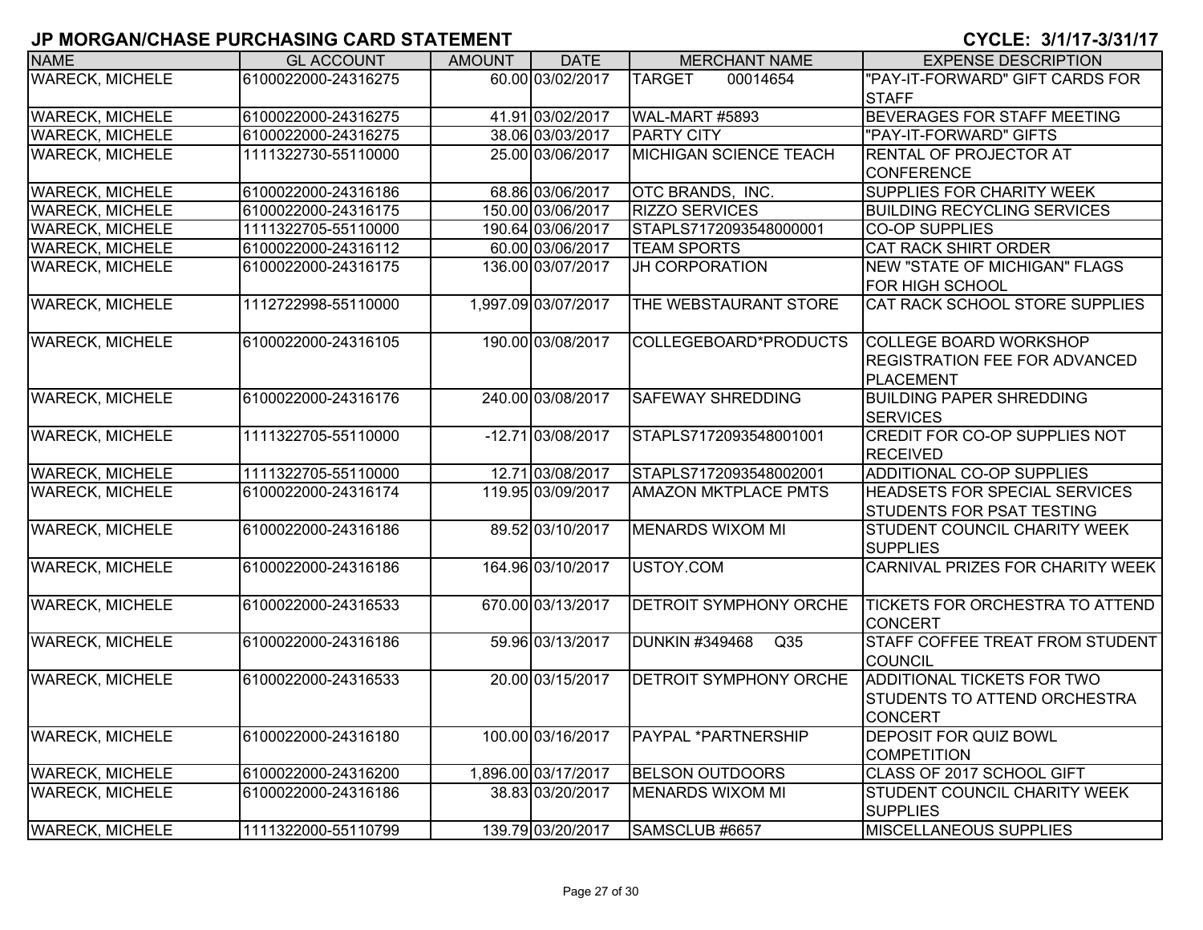# JP MORGAN/CHASE PURCHASING CARD STATEMENT

**CYCLE: 3/1/17-3/31/17**

| NAME | GL ACCOUNT | AMOUNT | DATE | MERCHANT NAME | EXPENSE DESCRIPTION |
|---|---|---|---|---|---|
| WARECK, MICHELE | 6100022000-24316275 | 60.00 | 03/02/2017 | TARGET 00014654 | "PAY-IT-FORWARD" GIFT CARDS FOR STAFF |
| WARECK, MICHELE | 6100022000-24316275 | 41.91 | 03/02/2017 | WAL-MART #5893 | BEVERAGES FOR STAFF MEETING |
| WARECK, MICHELE | 6100022000-24316275 | 38.06 | 03/03/2017 | PARTY CITY | "PAY-IT-FORWARD" GIFTS |
| WARECK, MICHELE | 1111322730-55110000 | 25.00 | 03/06/2017 | MICHIGAN SCIENCE TEACH | RENTAL OF PROJECTOR AT CONFERENCE |
| WARECK, MICHELE | 6100022000-24316186 | 68.86 | 03/06/2017 | OTC BRANDS, INC. | SUPPLIES FOR CHARITY WEEK |
| WARECK, MICHELE | 6100022000-24316175 | 150.00 | 03/06/2017 | RIZZO SERVICES | BUILDING RECYCLING SERVICES |
| WARECK, MICHELE | 1111322705-55110000 | 190.64 | 03/06/2017 | STAPLS7172093548000001 | CO-OP SUPPLIES |
| WARECK, MICHELE | 6100022000-24316112 | 60.00 | 03/06/2017 | TEAM SPORTS | CAT RACK SHIRT ORDER |
| WARECK, MICHELE | 6100022000-24316175 | 136.00 | 03/07/2017 | JH CORPORATION | NEW "STATE OF MICHIGAN" FLAGS FOR HIGH SCHOOL |
| WARECK, MICHELE | 1112722998-55110000 | 1,997.09 | 03/07/2017 | THE WEBSTAURANT STORE | CAT RACK SCHOOL STORE SUPPLIES |
| WARECK, MICHELE | 6100022000-24316105 | 190.00 | 03/08/2017 | COLLEGEBOARD*PRODUCTS | COLLEGE BOARD WORKSHOP REGISTRATION FEE FOR ADVANCED PLACEMENT |
| WARECK, MICHELE | 6100022000-24316176 | 240.00 | 03/08/2017 | SAFEWAY SHREDDING | BUILDING PAPER SHREDDING SERVICES |
| WARECK, MICHELE | 1111322705-55110000 | -12.71 | 03/08/2017 | STAPLS7172093548001001 | CREDIT FOR CO-OP SUPPLIES NOT RECEIVED |
| WARECK, MICHELE | 1111322705-55110000 | 12.71 | 03/08/2017 | STAPLS7172093548002001 | ADDITIONAL CO-OP SUPPLIES |
| WARECK, MICHELE | 6100022000-24316174 | 119.95 | 03/09/2017 | AMAZON MKTPLACE PMTS | HEADSETS FOR SPECIAL SERVICES STUDENTS FOR PSAT TESTING |
| WARECK, MICHELE | 6100022000-24316186 | 89.52 | 03/10/2017 | MENARDS WIXOM MI | STUDENT COUNCIL CHARITY WEEK SUPPLIES |
| WARECK, MICHELE | 6100022000-24316186 | 164.96 | 03/10/2017 | USTOY.COM | CARNIVAL PRIZES FOR CHARITY WEEK |
| WARECK, MICHELE | 6100022000-24316533 | 670.00 | 03/13/2017 | DETROIT SYMPHONY ORCHE | TICKETS FOR ORCHESTRA TO ATTEND CONCERT |
| WARECK, MICHELE | 6100022000-24316186 | 59.96 | 03/13/2017 | DUNKIN #349468 Q35 | STAFF COFFEE TREAT FROM STUDENT COUNCIL |
| WARECK, MICHELE | 6100022000-24316533 | 20.00 | 03/15/2017 | DETROIT SYMPHONY ORCHE | ADDITIONAL TICKETS FOR TWO STUDENTS TO ATTEND ORCHESTRA CONCERT |
| WARECK, MICHELE | 6100022000-24316180 | 100.00 | 03/16/2017 | PAYPAL *PARTNERSHIP | DEPOSIT FOR QUIZ BOWL COMPETITION |
| WARECK, MICHELE | 6100022000-24316200 | 1,896.00 | 03/17/2017 | BELSON OUTDOORS | CLASS OF 2017 SCHOOL GIFT |
| WARECK, MICHELE | 6100022000-24316186 | 38.83 | 03/20/2017 | MENARDS WIXOM MI | STUDENT COUNCIL CHARITY WEEK SUPPLIES |
| WARECK, MICHELE | 1111322000-55110799 | 139.79 | 03/20/2017 | SAMSCLUB #6657 | MISCELLANEOUS SUPPLIES |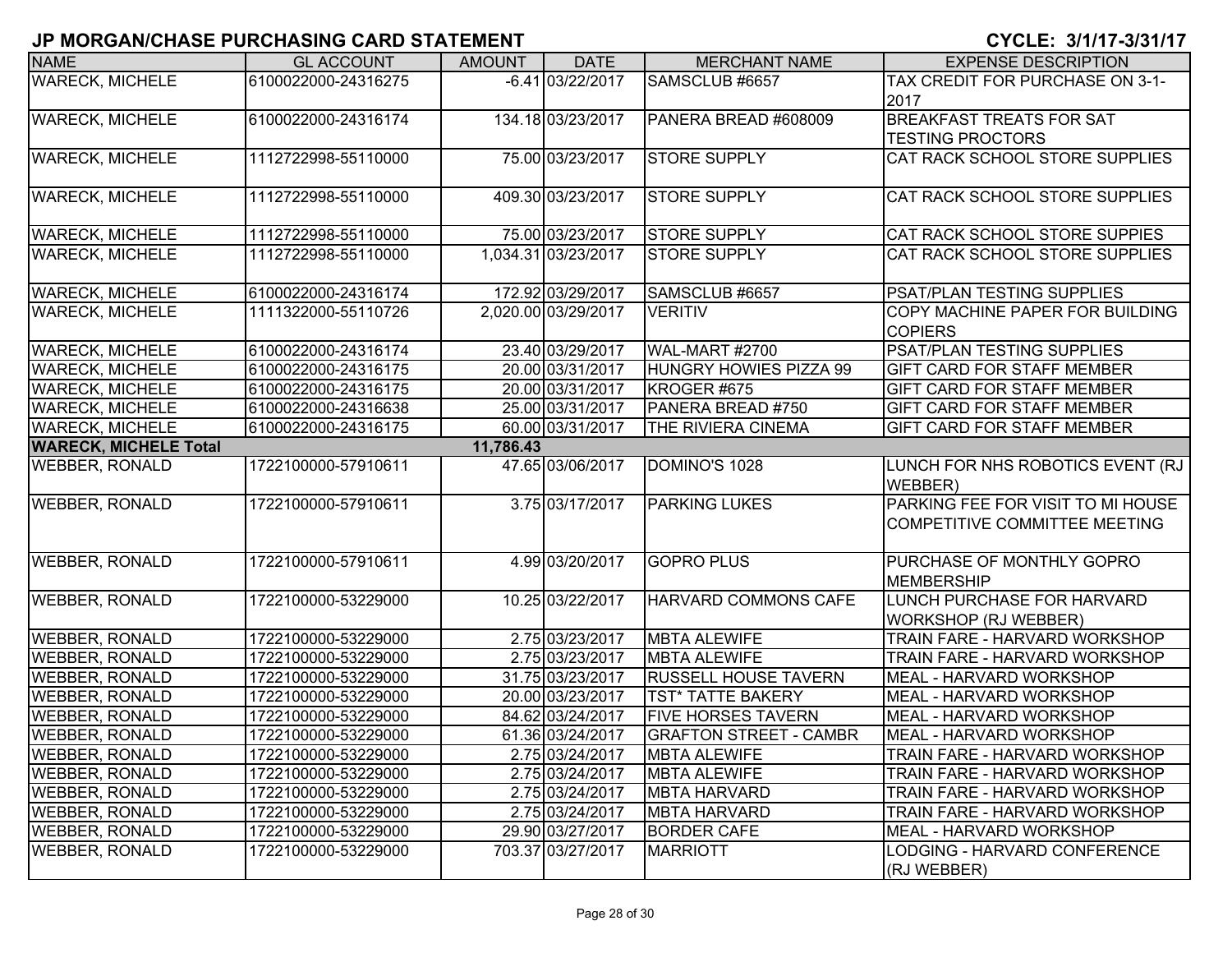## JP MORGAN/CHASE PURCHASING CARD STATEMENT

**CYCLE: 3/1/17-3/31/17**

| NAME | GL ACCOUNT | AMOUNT | DATE | MERCHANT NAME | EXPENSE DESCRIPTION |
|---|---|---|---|---|---|
| WARECK, MICHELE | 6100022000-24316275 | -6.41 | 03/22/2017 | SAMSCLUB #6657 | TAX CREDIT FOR PURCHASE ON 3-1-2017 |
| WARECK, MICHELE | 6100022000-24316174 | 134.18 | 03/23/2017 | PANERA BREAD #608009 | BREAKFAST TREATS FOR SAT TESTING PROCTORS |
| WARECK, MICHELE | 1112722998-55110000 | 75.00 | 03/23/2017 | STORE SUPPLY | CAT RACK SCHOOL STORE SUPPLIES |
| WARECK, MICHELE | 1112722998-55110000 | 409.30 | 03/23/2017 | STORE SUPPLY | CAT RACK SCHOOL STORE SUPPLIES |
| WARECK, MICHELE | 1112722998-55110000 | 75.00 | 03/23/2017 | STORE SUPPLY | CAT RACK SCHOOL STORE SUPPIES |
| WARECK, MICHELE | 1112722998-55110000 | 1,034.31 | 03/23/2017 | STORE SUPPLY | CAT RACK SCHOOL STORE SUPPLIES |
| WARECK, MICHELE | 6100022000-24316174 | 172.92 | 03/29/2017 | SAMSCLUB #6657 | PSAT/PLAN TESTING SUPPLIES |
| WARECK, MICHELE | 1111322000-55110726 | 2,020.00 | 03/29/2017 | VERITIV | COPY MACHINE PAPER FOR BUILDING COPIERS |
| WARECK, MICHELE | 6100022000-24316174 | 23.40 | 03/29/2017 | WAL-MART #2700 | PSAT/PLAN TESTING SUPPLIES |
| WARECK, MICHELE | 6100022000-24316175 | 20.00 | 03/31/2017 | HUNGRY HOWIES PIZZA 99 | GIFT CARD FOR STAFF MEMBER |
| WARECK, MICHELE | 6100022000-24316175 | 20.00 | 03/31/2017 | KROGER #675 | GIFT CARD FOR STAFF MEMBER |
| WARECK, MICHELE | 6100022000-24316638 | 25.00 | 03/31/2017 | PANERA BREAD #750 | GIFT CARD FOR STAFF MEMBER |
| WARECK, MICHELE | 6100022000-24316175 | 60.00 | 03/31/2017 | THE RIVIERA CINEMA | GIFT CARD FOR STAFF MEMBER |
| **WARECK, MICHELE Total** | | **11,786.43** | | | |
| WEBBER, RONALD | 1722100000-57910611 | 47.65 | 03/06/2017 | DOMINO'S 1028 | LUNCH FOR NHS ROBOTICS EVENT (RJ WEBBER) |
| WEBBER, RONALD | 1722100000-57910611 | 3.75 | 03/17/2017 | PARKING LUKES | PARKING FEE FOR VISIT TO MI HOUSE COMPETITIVE COMMITTEE MEETING |
| WEBBER, RONALD | 1722100000-57910611 | 4.99 | 03/20/2017 | GOPRO PLUS | PURCHASE OF MONTHLY GOPRO MEMBERSHIP |
| WEBBER, RONALD | 1722100000-53229000 | 10.25 | 03/22/2017 | HARVARD COMMONS CAFE | LUNCH PURCHASE FOR HARVARD WORKSHOP (RJ WEBBER) |
| WEBBER, RONALD | 1722100000-53229000 | 2.75 | 03/23/2017 | MBTA ALEWIFE | TRAIN FARE - HARVARD WORKSHOP |
| WEBBER, RONALD | 1722100000-53229000 | 2.75 | 03/23/2017 | MBTA ALEWIFE | TRAIN FARE - HARVARD WORKSHOP |
| WEBBER, RONALD | 1722100000-53229000 | 31.75 | 03/23/2017 | RUSSELL HOUSE TAVERN | MEAL - HARVARD WORKSHOP |
| WEBBER, RONALD | 1722100000-53229000 | 20.00 | 03/23/2017 | TST* TATTE BAKERY | MEAL - HARVARD WORKSHOP |
| WEBBER, RONALD | 1722100000-53229000 | 84.62 | 03/24/2017 | FIVE HORSES TAVERN | MEAL - HARVARD WORKSHOP |
| WEBBER, RONALD | 1722100000-53229000 | 61.36 | 03/24/2017 | GRAFTON STREET - CAMBR | MEAL - HARVARD WORKSHOP |
| WEBBER, RONALD | 1722100000-53229000 | 2.75 | 03/24/2017 | MBTA ALEWIFE | TRAIN FARE - HARVARD WORKSHOP |
| WEBBER, RONALD | 1722100000-53229000 | 2.75 | 03/24/2017 | MBTA ALEWIFE | TRAIN FARE - HARVARD WORKSHOP |
| WEBBER, RONALD | 1722100000-53229000 | 2.75 | 03/24/2017 | MBTA HARVARD | TRAIN FARE - HARVARD WORKSHOP |
| WEBBER, RONALD | 1722100000-53229000 | 2.75 | 03/24/2017 | MBTA HARVARD | TRAIN FARE - HARVARD WORKSHOP |
| WEBBER, RONALD | 1722100000-53229000 | 29.90 | 03/27/2017 | BORDER CAFE | MEAL - HARVARD WORKSHOP |
| WEBBER, RONALD | 1722100000-53229000 | 703.37 | 03/27/2017 | MARRIOTT | LODGING - HARVARD CONFERENCE (RJ WEBBER) |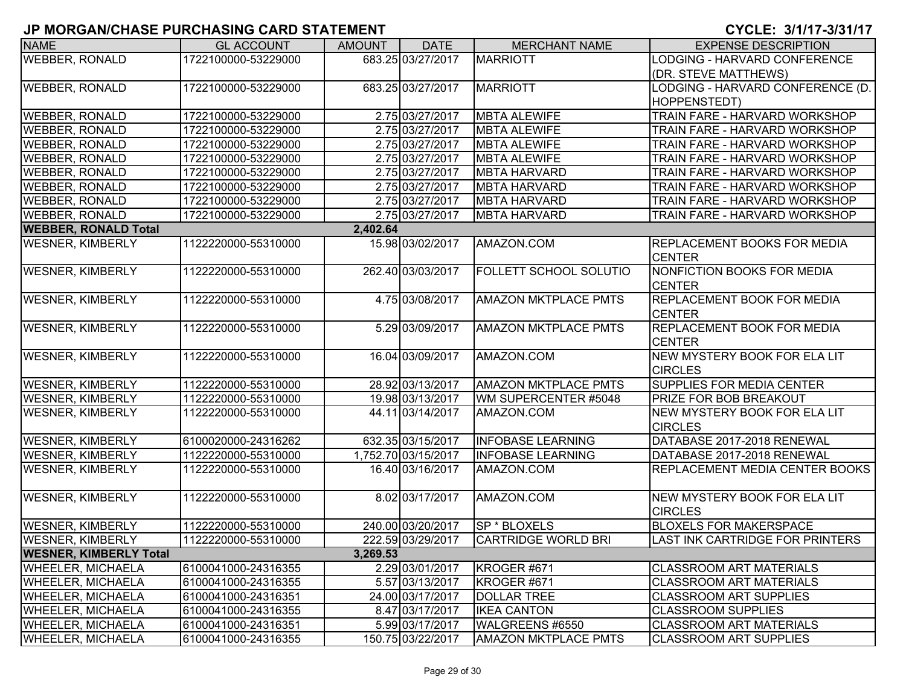# JP MORGAN/CHASE PURCHASING CARD STATEMENT

**CYCLE: 3/1/17-3/31/17**

| NAME | GL ACCOUNT | AMOUNT | DATE | MERCHANT NAME | EXPENSE DESCRIPTION |
|---|---|---|---|---|---|
| WEBBER, RONALD | 1722100000-53229000 | 683.25 | 03/27/2017 | MARRIOTT | LODGING - HARVARD CONFERENCE (DR. STEVE MATTHEWS) |
| WEBBER, RONALD | 1722100000-53229000 | 683.25 | 03/27/2017 | MARRIOTT | LODGING - HARVARD CONFERENCE (D. HOPPENSTEDT) |
| WEBBER, RONALD | 1722100000-53229000 | 2.75 | 03/27/2017 | MBTA ALEWIFE | TRAIN FARE - HARVARD WORKSHOP |
| WEBBER, RONALD | 1722100000-53229000 | 2.75 | 03/27/2017 | MBTA ALEWIFE | TRAIN FARE - HARVARD WORKSHOP |
| WEBBER, RONALD | 1722100000-53229000 | 2.75 | 03/27/2017 | MBTA ALEWIFE | TRAIN FARE - HARVARD WORKSHOP |
| WEBBER, RONALD | 1722100000-53229000 | 2.75 | 03/27/2017 | MBTA ALEWIFE | TRAIN FARE - HARVARD WORKSHOP |
| WEBBER, RONALD | 1722100000-53229000 | 2.75 | 03/27/2017 | MBTA HARVARD | TRAIN FARE - HARVARD WORKSHOP |
| WEBBER, RONALD | 1722100000-53229000 | 2.75 | 03/27/2017 | MBTA HARVARD | TRAIN FARE - HARVARD WORKSHOP |
| WEBBER, RONALD | 1722100000-53229000 | 2.75 | 03/27/2017 | MBTA HARVARD | TRAIN FARE - HARVARD WORKSHOP |
| WEBBER, RONALD | 1722100000-53229000 | 2.75 | 03/27/2017 | MBTA HARVARD | TRAIN FARE - HARVARD WORKSHOP |
| **WEBBER, RONALD Total** | | **2,402.64** | | | |
| WESNER, KIMBERLY | 1122220000-55310000 | 15.98 | 03/02/2017 | AMAZON.COM | REPLACEMENT BOOKS FOR MEDIA CENTER |
| WESNER, KIMBERLY | 1122220000-55310000 | 262.40 | 03/03/2017 | FOLLETT SCHOOL SOLUTIO | NONFICTION BOOKS FOR MEDIA CENTER |
| WESNER, KIMBERLY | 1122220000-55310000 | 4.75 | 03/08/2017 | AMAZON MKTPLACE PMTS | REPLACEMENT BOOK FOR MEDIA CENTER |
| WESNER, KIMBERLY | 1122220000-55310000 | 5.29 | 03/09/2017 | AMAZON MKTPLACE PMTS | REPLACEMENT BOOK FOR MEDIA CENTER |
| WESNER, KIMBERLY | 1122220000-55310000 | 16.04 | 03/09/2017 | AMAZON.COM | NEW MYSTERY BOOK FOR ELA LIT CIRCLES |
| WESNER, KIMBERLY | 1122220000-55310000 | 28.92 | 03/13/2017 | AMAZON MKTPLACE PMTS | SUPPLIES FOR MEDIA CENTER |
| WESNER, KIMBERLY | 1122220000-55310000 | 19.98 | 03/13/2017 | WM SUPERCENTER #5048 | PRIZE FOR BOB BREAKOUT |
| WESNER, KIMBERLY | 1122220000-55310000 | 44.11 | 03/14/2017 | AMAZON.COM | NEW MYSTERY BOOK FOR ELA LIT CIRCLES |
| WESNER, KIMBERLY | 6100020000-24316262 | 632.35 | 03/15/2017 | INFOBASE LEARNING | DATABASE 2017-2018 RENEWAL |
| WESNER, KIMBERLY | 1122220000-55310000 | 1,752.70 | 03/15/2017 | INFOBASE LEARNING | DATABASE 2017-2018 RENEWAL |
| WESNER, KIMBERLY | 1122220000-55310000 | 16.40 | 03/16/2017 | AMAZON.COM | REPLACEMENT MEDIA CENTER BOOKS |
| WESNER, KIMBERLY | 1122220000-55310000 | 8.02 | 03/17/2017 | AMAZON.COM | NEW MYSTERY BOOK FOR ELA LIT CIRCLES |
| WESNER, KIMBERLY | 1122220000-55310000 | 240.00 | 03/20/2017 | SP * BLOXELS | BLOXELS FOR MAKERSPACE |
| WESNER, KIMBERLY | 1122220000-55310000 | 222.59 | 03/29/2017 | CARTRIDGE WORLD BRI | LAST INK CARTRIDGE FOR PRINTERS |
| **WESNER, KIMBERLY Total** | | **3,269.53** | | | |
| WHEELER, MICHAELA | 6100041000-24316355 | 2.29 | 03/01/2017 | KROGER #671 | CLASSROOM ART MATERIALS |
| WHEELER, MICHAELA | 6100041000-24316355 | 5.57 | 03/13/2017 | KROGER #671 | CLASSROOM ART MATERIALS |
| WHEELER, MICHAELA | 6100041000-24316351 | 24.00 | 03/17/2017 | DOLLAR TREE | CLASSROOM ART SUPPLIES |
| WHEELER, MICHAELA | 6100041000-24316355 | 8.47 | 03/17/2017 | IKEA CANTON | CLASSROOM SUPPLIES |
| WHEELER, MICHAELA | 6100041000-24316351 | 5.99 | 03/17/2017 | WALGREENS #6550 | CLASSROOM ART MATERIALS |
| WHEELER, MICHAELA | 6100041000-24316355 | 150.75 | 03/22/2017 | AMAZON MKTPLACE PMTS | CLASSROOM ART SUPPLIES |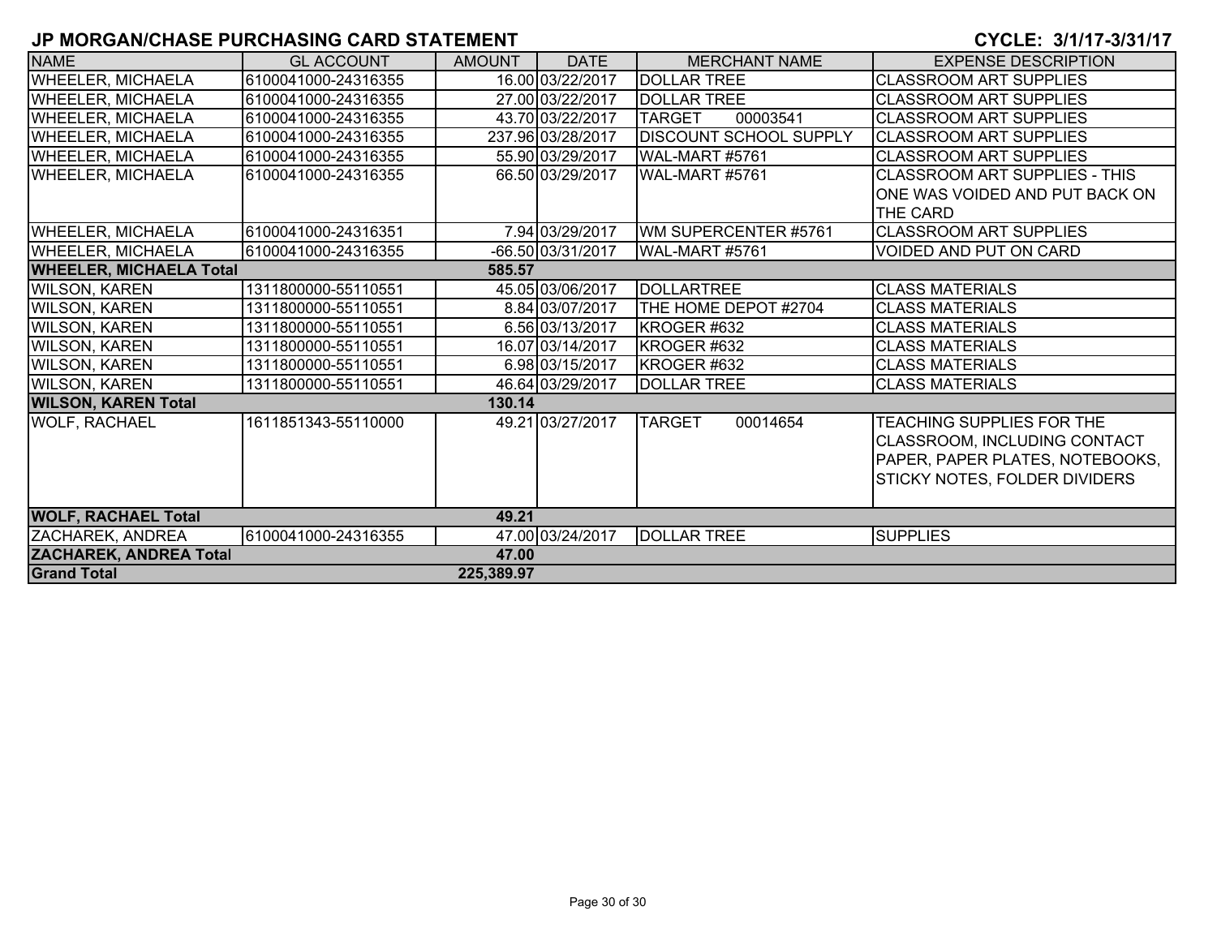## JP MORGAN/CHASE PURCHASING CARD STATEMENT

**CYCLE: 3/1/17-3/31/17**

| NAME | GL ACCOUNT | AMOUNT | DATE | MERCHANT NAME | EXPENSE DESCRIPTION |
|---|---|---|---|---|---|
| WHEELER, MICHAELA | 6100041000-24316355 | 16.00 | 03/22/2017 | DOLLAR TREE | CLASSROOM ART SUPPLIES |
| WHEELER, MICHAELA | 6100041000-24316355 | 27.00 | 03/22/2017 | DOLLAR TREE | CLASSROOM ART SUPPLIES |
| WHEELER, MICHAELA | 6100041000-24316355 | 43.70 | 03/22/2017 | TARGET 00003541 | CLASSROOM ART SUPPLIES |
| WHEELER, MICHAELA | 6100041000-24316355 | 237.96 | 03/28/2017 | DISCOUNT SCHOOL SUPPLY | CLASSROOM ART SUPPLIES |
| WHEELER, MICHAELA | 6100041000-24316355 | 55.90 | 03/29/2017 | WAL-MART #5761 | CLASSROOM ART SUPPLIES |
| WHEELER, MICHAELA | 6100041000-24316355 | 66.50 | 03/29/2017 | WAL-MART #5761 | CLASSROOM ART SUPPLIES - THIS ONE WAS VOIDED AND PUT BACK ON THE CARD |
| WHEELER, MICHAELA | 6100041000-24316351 | 7.94 | 03/29/2017 | WM SUPERCENTER #5761 | CLASSROOM ART SUPPLIES |
| WHEELER, MICHAELA | 6100041000-24316355 | -66.50 | 03/31/2017 | WAL-MART #5761 | VOIDED AND PUT ON CARD |
| **WHEELER, MICHAELA Total** | | **585.57** | | | |
| WILSON, KAREN | 1311800000-55110551 | 45.05 | 03/06/2017 | DOLLARTREE | CLASS MATERIALS |
| WILSON, KAREN | 1311800000-55110551 | 8.84 | 03/07/2017 | THE HOME DEPOT #2704 | CLASS MATERIALS |
| WILSON, KAREN | 1311800000-55110551 | 6.56 | 03/13/2017 | KROGER #632 | CLASS MATERIALS |
| WILSON, KAREN | 1311800000-55110551 | 16.07 | 03/14/2017 | KROGER #632 | CLASS MATERIALS |
| WILSON, KAREN | 1311800000-55110551 | 6.98 | 03/15/2017 | KROGER #632 | CLASS MATERIALS |
| WILSON, KAREN | 1311800000-55110551 | 46.64 | 03/29/2017 | DOLLAR TREE | CLASS MATERIALS |
| **WILSON, KAREN Total** | | **130.14** | | | |
| WOLF, RACHAEL | 1611851343-55110000 | 49.21 | 03/27/2017 | TARGET 00014654 | TEACHING SUPPLIES FOR THE CLASSROOM, INCLUDING CONTACT PAPER, PAPER PLATES, NOTEBOOKS, STICKY NOTES, FOLDER DIVIDERS |
| **WOLF, RACHAEL Total** | | **49.21** | | | |
| ZACHAREK, ANDREA | 6100041000-24316355 | 47.00 | 03/24/2017 | DOLLAR TREE | SUPPLIES |
| **ZACHAREK, ANDREA Total** | | **47.00** | | | |
| **Grand Total** | | **225,389.97** | | | |